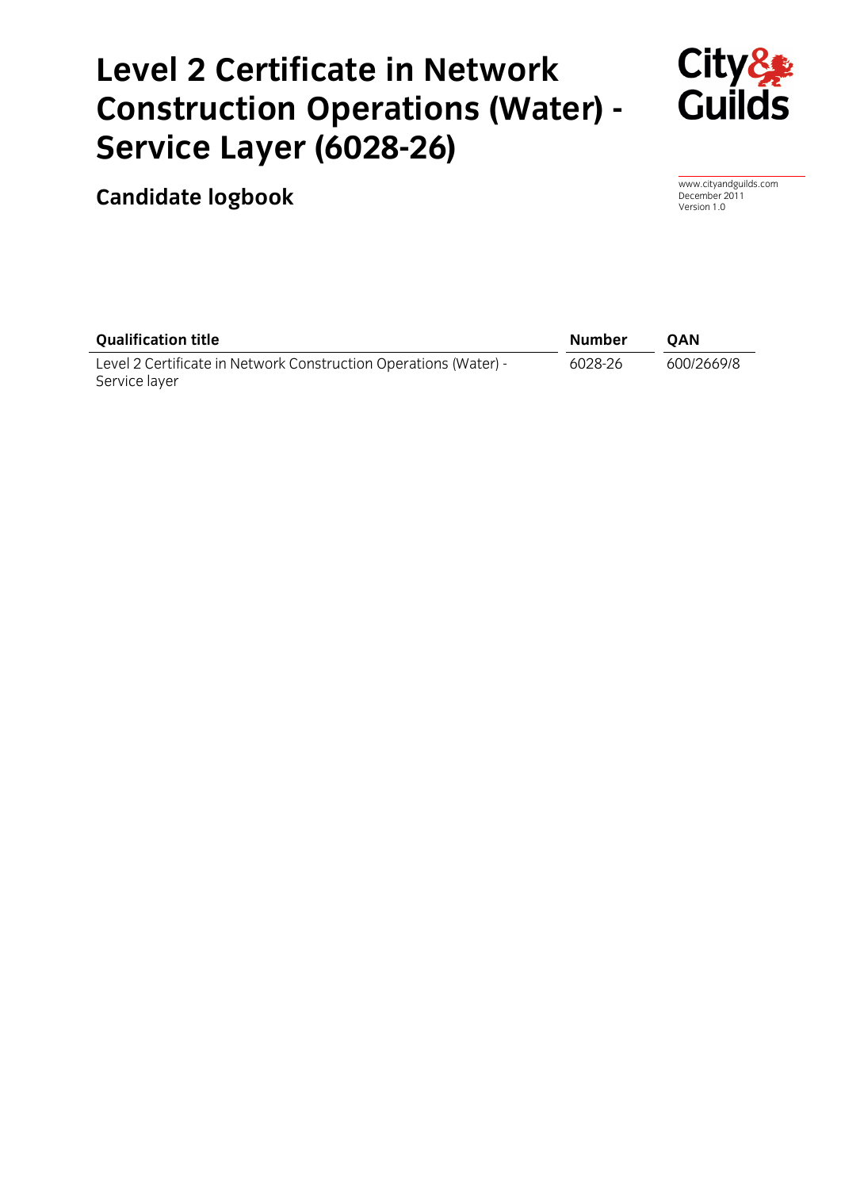# Level 2 Certificate in Network Construction Operations (Water) - Service Layer (6028-26)

## Candidate logbook

www.cityandguilds.com
December 2011
Version 1.0

| Qualification title | Number | QAN |
|---|---|---|
| Level 2 Certificate in Network Construction Operations (Water) - Service layer | 6028-26 | 600/2669/8 |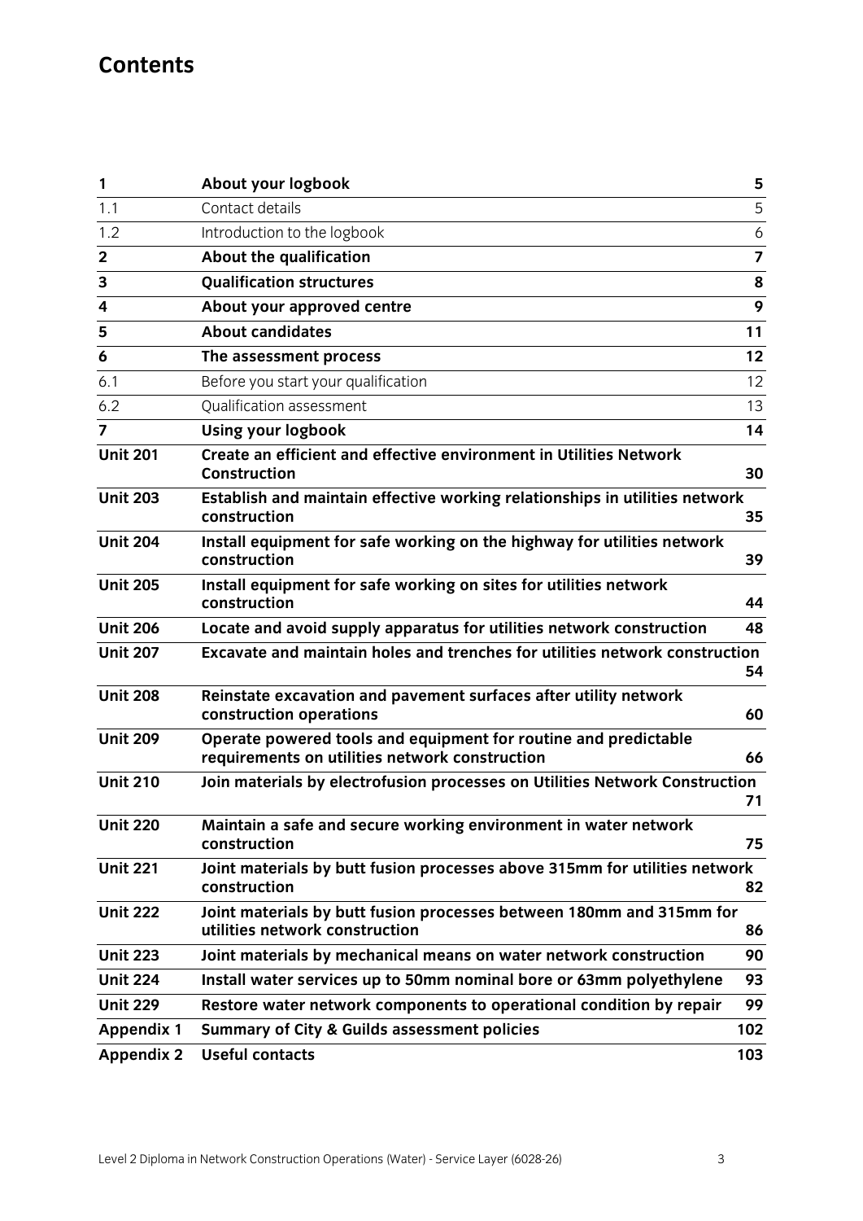# Contents

| | | |
|---|---|---|
| **1** | **About your logbook** | **5** |
| 1.1 | Contact details | 5 |
| 1.2 | Introduction to the logbook | 6 |
| **2** | **About the qualification** | **7** |
| **3** | **Qualification structures** | **8** |
| **4** | **About your approved centre** | **9** |
| **5** | **About candidates** | **11** |
| **6** | **The assessment process** | **12** |
| 6.1 | Before you start your qualification | 12 |
| 6.2 | Qualification assessment | 13 |
| **7** | **Using your logbook** | **14** |
| **Unit 201** | **Create an efficient and effective environment in Utilities Network Construction** | **30** |
| **Unit 203** | **Establish and maintain effective working relationships in utilities network construction** | **35** |
| **Unit 204** | **Install equipment for safe working on the highway for utilities network construction** | **39** |
| **Unit 205** | **Install equipment for safe working on sites for utilities network construction** | **44** |
| **Unit 206** | **Locate and avoid supply apparatus for utilities network construction** | **48** |
| **Unit 207** | **Excavate and maintain holes and trenches for utilities network construction** | **54** |
| **Unit 208** | **Reinstate excavation and pavement surfaces after utility network construction operations** | **60** |
| **Unit 209** | **Operate powered tools and equipment for routine and predictable requirements on utilities network construction** | **66** |
| **Unit 210** | **Join materials by electrofusion processes on Utilities Network Construction** | **71** |
| **Unit 220** | **Maintain a safe and secure working environment in water network construction** | **75** |
| **Unit 221** | **Joint materials by butt fusion processes above 315mm for utilities network construction** | **82** |
| **Unit 222** | **Joint materials by butt fusion processes between 180mm and 315mm for utilities network construction** | **86** |
| **Unit 223** | **Joint materials by mechanical means on water network construction** | **90** |
| **Unit 224** | **Install water services up to 50mm nominal bore or 63mm polyethylene** | **93** |
| **Unit 229** | **Restore water network components to operational condition by repair** | **99** |
| **Appendix 1** | **Summary of City & Guilds assessment policies** | **102** |
| **Appendix 2** | **Useful contacts** | **103** |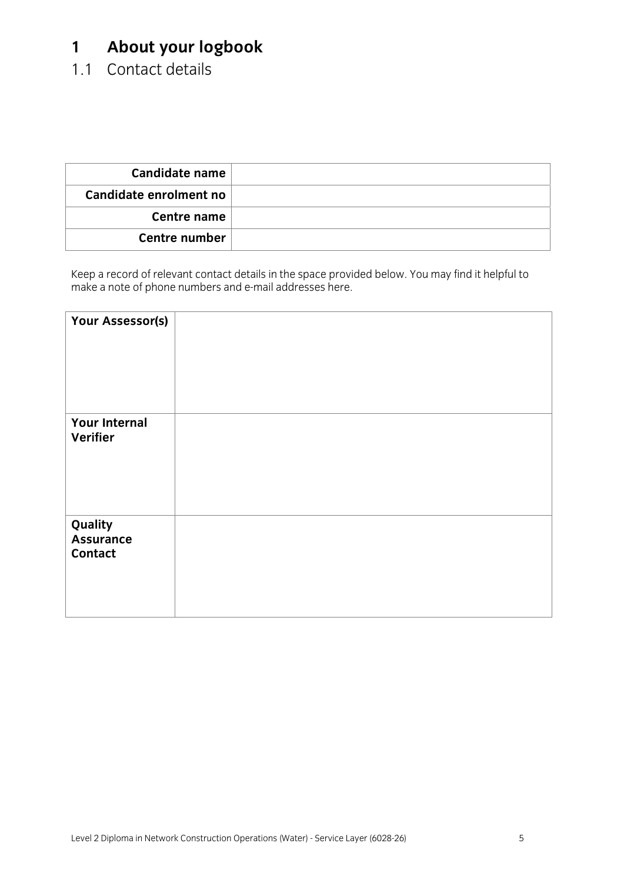# 1 About your logbook

## 1.1 Contact details

| Candidate name | |
|---|---|
| Candidate enrolment no | |
| Centre name | |
| Centre number | |

Keep a record of relevant contact details in the space provided below. You may find it helpful to make a note of phone numbers and e-mail addresses here.

| Your Assessor(s) | |
|---|---|
| Your Internal Verifier | |
| Quality Assurance Contact | |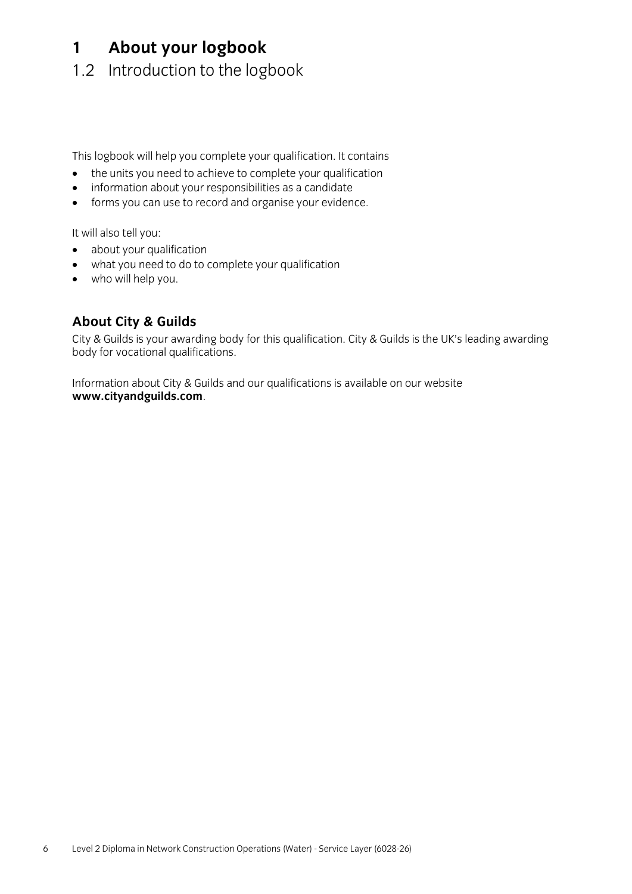# 1 About your logbook

## 1.2 Introduction to the logbook

This logbook will help you complete your qualification. It contains

- the units you need to achieve to complete your qualification
- information about your responsibilities as a candidate
- forms you can use to record and organise your evidence.

It will also tell you:

- about your qualification
- what you need to do to complete your qualification
- who will help you.

### About City & Guilds

City & Guilds is your awarding body for this qualification. City & Guilds is the UK's leading awarding body for vocational qualifications.

Information about City & Guilds and our qualifications is available on our website **www.cityandguilds.com**.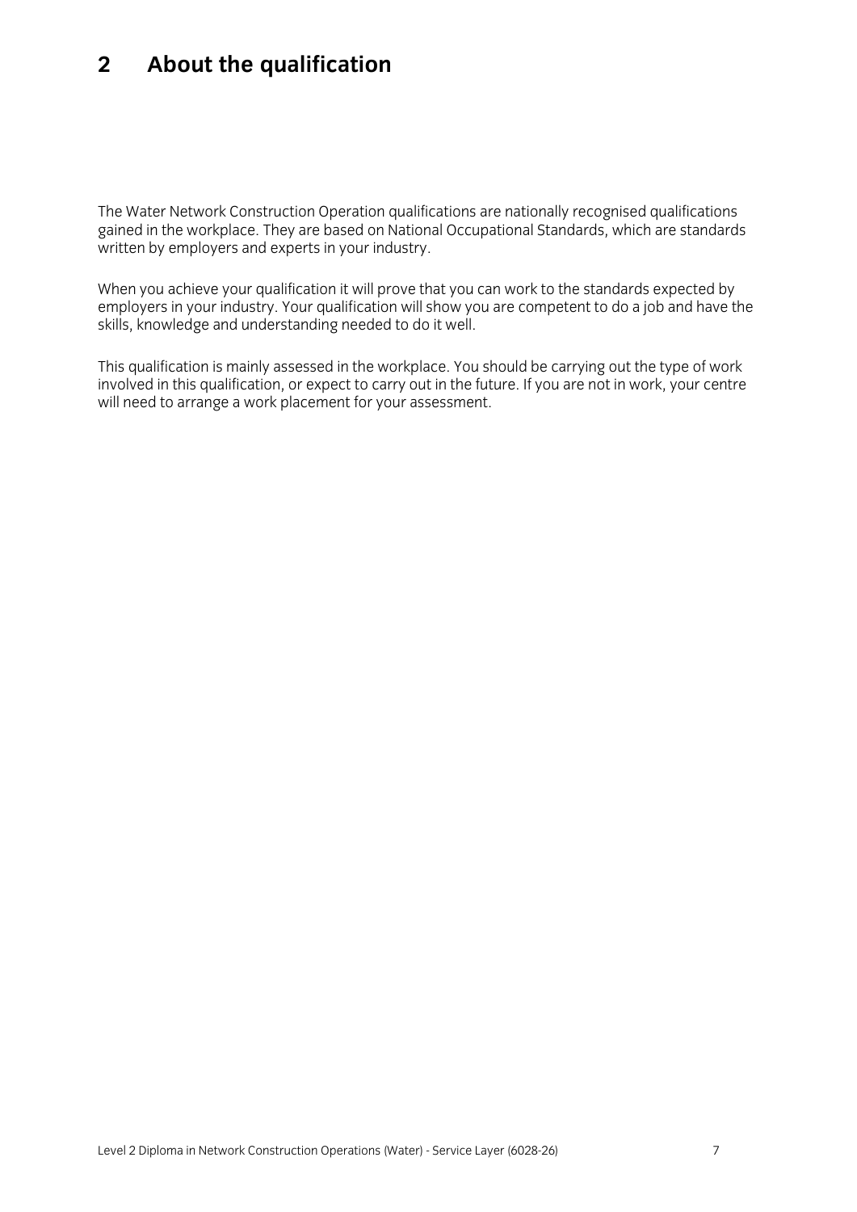# 2 About the qualification

The Water Network Construction Operation qualifications are nationally recognised qualifications gained in the workplace. They are based on National Occupational Standards, which are standards written by employers and experts in your industry.

When you achieve your qualification it will prove that you can work to the standards expected by employers in your industry. Your qualification will show you are competent to do a job and have the skills, knowledge and understanding needed to do it well.

This qualification is mainly assessed in the workplace. You should be carrying out the type of work involved in this qualification, or expect to carry out in the future. If you are not in work, your centre will need to arrange a work placement for your assessment.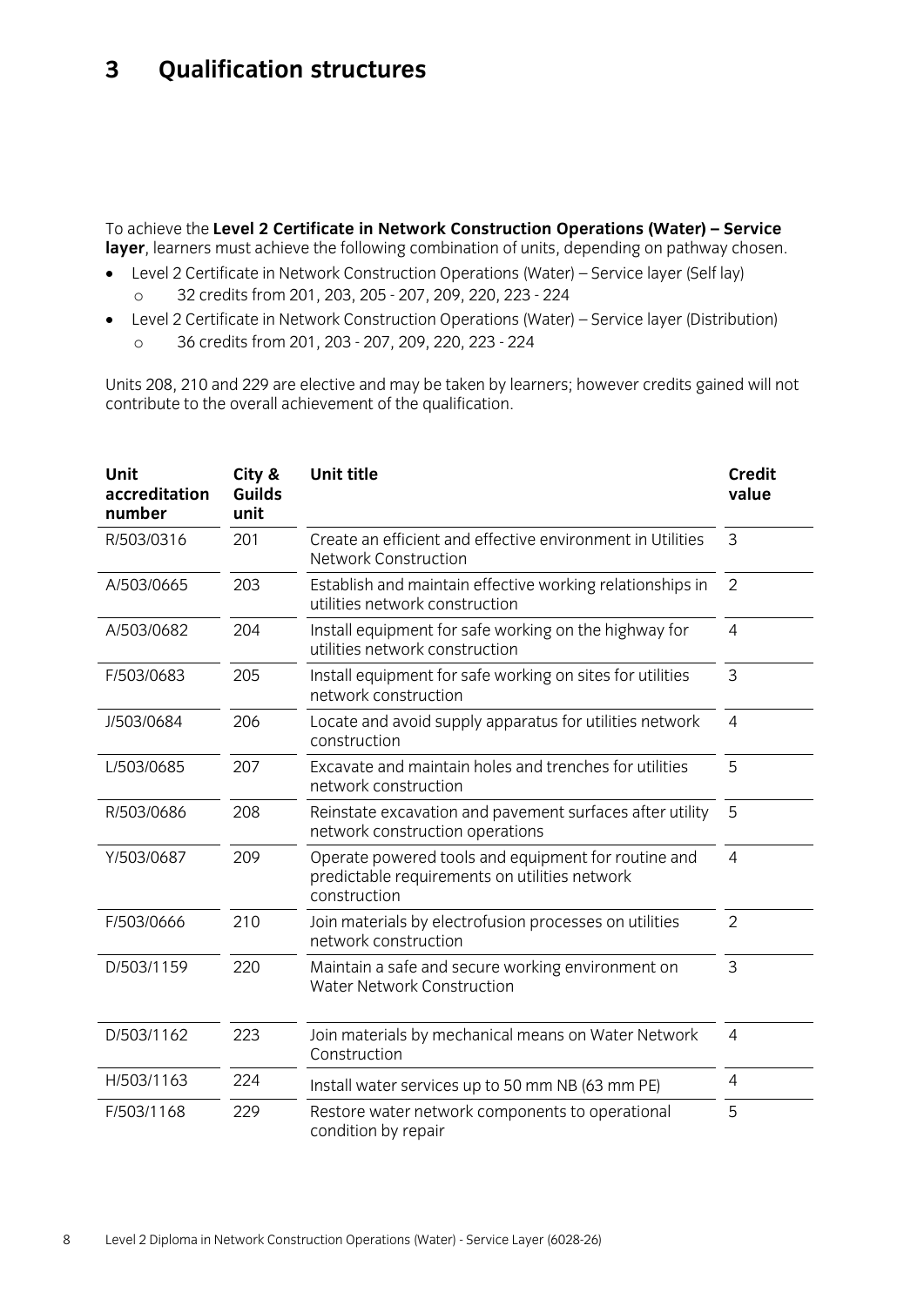# 3 Qualification structures

To achieve the **Level 2 Certificate in Network Construction Operations (Water) – Service layer**, learners must achieve the following combination of units, depending on pathway chosen.

- Level 2 Certificate in Network Construction Operations (Water) – Service layer (Self lay)
  - 32 credits from 201, 203, 205 - 207, 209, 220, 223 - 224
- Level 2 Certificate in Network Construction Operations (Water) – Service layer (Distribution)
  - 36 credits from 201, 203 - 207, 209, 220, 223 - 224

Units 208, 210 and 229 are elective and may be taken by learners; however credits gained will not contribute to the overall achievement of the qualification.

| Unit accreditation number | City & Guilds unit | Unit title | Credit value |
|---|---|---|---|
| R/503/0316 | 201 | Create an efficient and effective environment in Utilities Network Construction | 3 |
| A/503/0665 | 203 | Establish and maintain effective working relationships in utilities network construction | 2 |
| A/503/0682 | 204 | Install equipment for safe working on the highway for utilities network construction | 4 |
| F/503/0683 | 205 | Install equipment for safe working on sites for utilities network construction | 3 |
| J/503/0684 | 206 | Locate and avoid supply apparatus for utilities network construction | 4 |
| L/503/0685 | 207 | Excavate and maintain holes and trenches for utilities network construction | 5 |
| R/503/0686 | 208 | Reinstate excavation and pavement surfaces after utility network construction operations | 5 |
| Y/503/0687 | 209 | Operate powered tools and equipment for routine and predictable requirements on utilities network construction | 4 |
| F/503/0666 | 210 | Join materials by electrofusion processes on utilities network construction | 2 |
| D/503/1159 | 220 | Maintain a safe and secure working environment on Water Network Construction | 3 |
| D/503/1162 | 223 | Join materials by mechanical means on Water Network Construction | 4 |
| H/503/1163 | 224 | Install water services up to 50 mm NB (63 mm PE) | 4 |
| F/503/1168 | 229 | Restore water network components to operational condition by repair | 5 |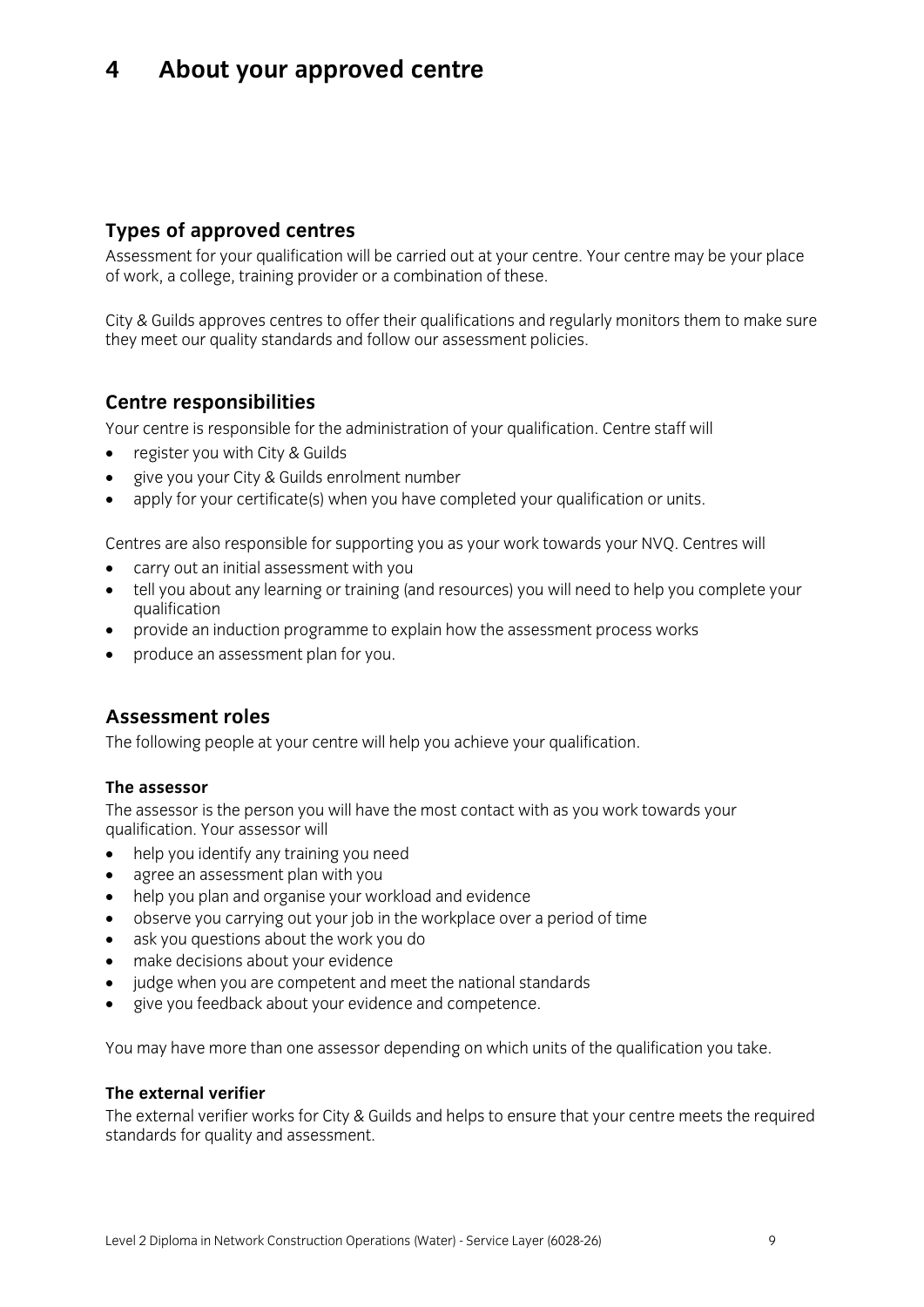# 4 About your approved centre

## Types of approved centres

Assessment for your qualification will be carried out at your centre. Your centre may be your place of work, a college, training provider or a combination of these.

City & Guilds approves centres to offer their qualifications and regularly monitors them to make sure they meet our quality standards and follow our assessment policies.

## Centre responsibilities

Your centre is responsible for the administration of your qualification. Centre staff will

- register you with City & Guilds
- give you your City & Guilds enrolment number
- apply for your certificate(s) when you have completed your qualification or units.

Centres are also responsible for supporting you as your work towards your NVQ. Centres will

- carry out an initial assessment with you
- tell you about any learning or training (and resources) you will need to help you complete your qualification
- provide an induction programme to explain how the assessment process works
- produce an assessment plan for you.

## Assessment roles

The following people at your centre will help you achieve your qualification.

### The assessor

The assessor is the person you will have the most contact with as you work towards your qualification. Your assessor will

- help you identify any training you need
- agree an assessment plan with you
- help you plan and organise your workload and evidence
- observe you carrying out your job in the workplace over a period of time
- ask you questions about the work you do
- make decisions about your evidence
- judge when you are competent and meet the national standards
- give you feedback about your evidence and competence.

You may have more than one assessor depending on which units of the qualification you take.

### The external verifier

The external verifier works for City & Guilds and helps to ensure that your centre meets the required standards for quality and assessment.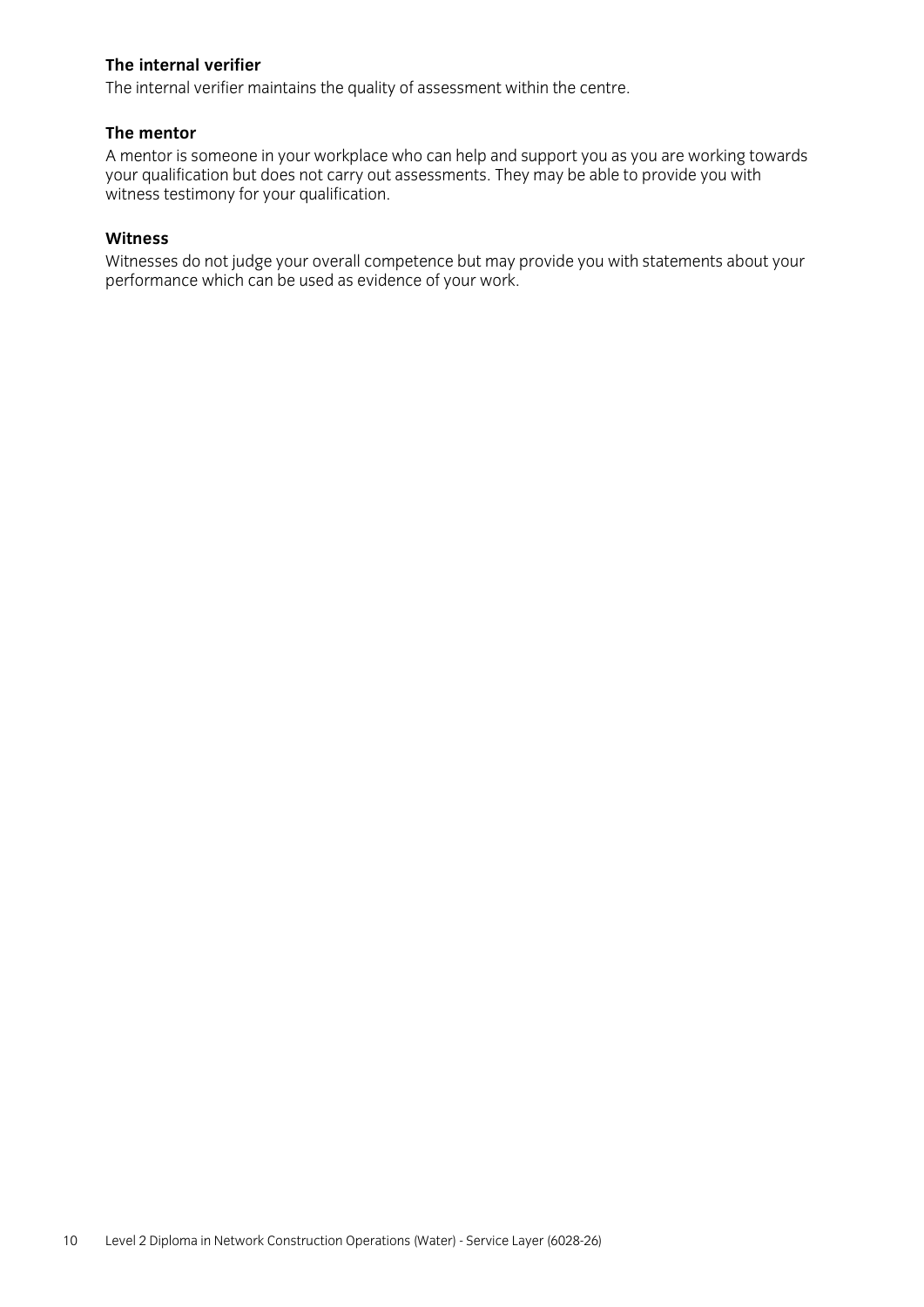### The internal verifier

The internal verifier maintains the quality of assessment within the centre.

### The mentor

A mentor is someone in your workplace who can help and support you as you are working towards your qualification but does not carry out assessments. They may be able to provide you with witness testimony for your qualification.

### Witness

Witnesses do not judge your overall competence but may provide you with statements about your performance which can be used as evidence of your work.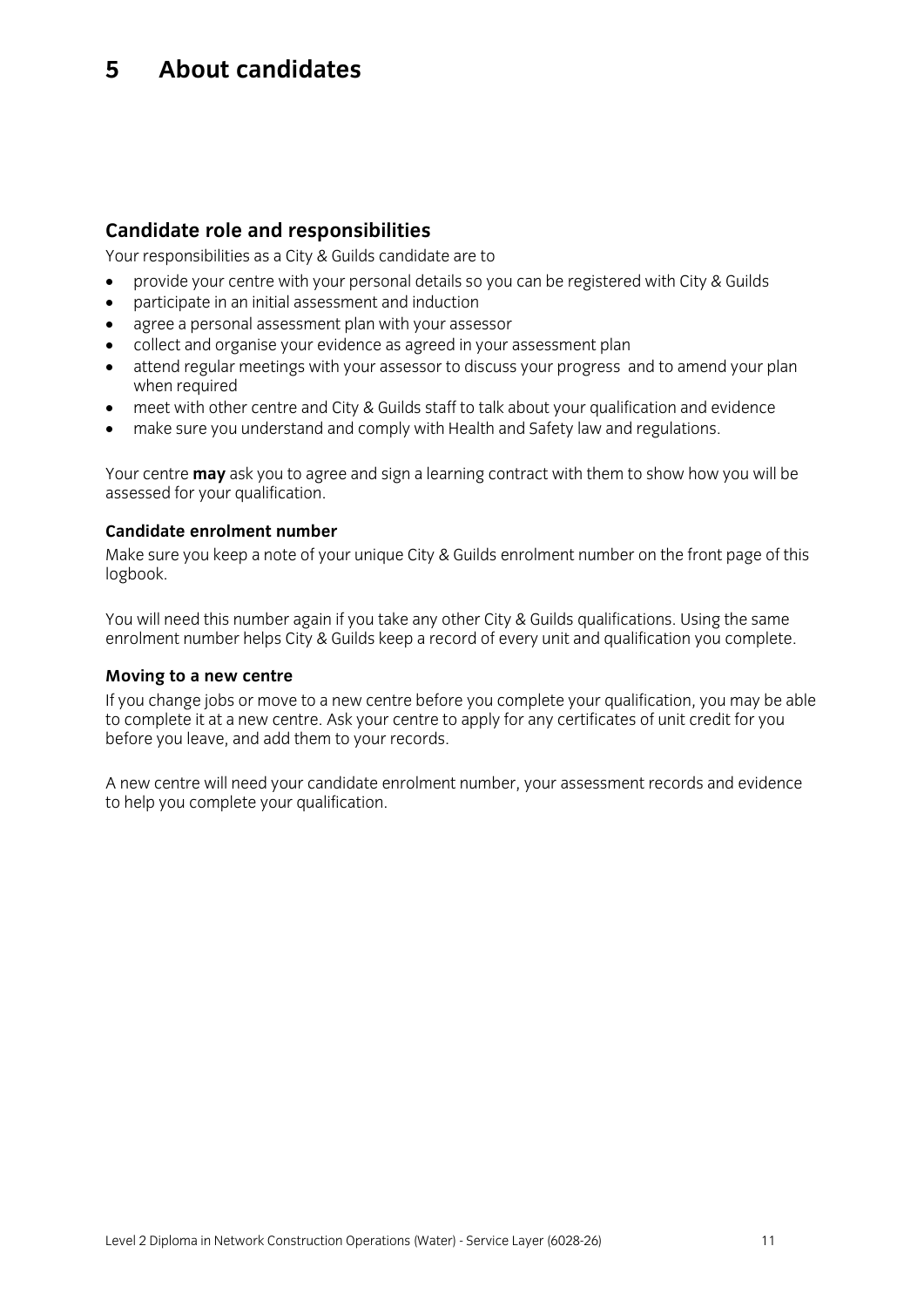# 5 About candidates

## Candidate role and responsibilities

Your responsibilities as a City & Guilds candidate are to

- provide your centre with your personal details so you can be registered with City & Guilds
- participate in an initial assessment and induction
- agree a personal assessment plan with your assessor
- collect and organise your evidence as agreed in your assessment plan
- attend regular meetings with your assessor to discuss your progress and to amend your plan when required
- meet with other centre and City & Guilds staff to talk about your qualification and evidence
- make sure you understand and comply with Health and Safety law and regulations.

Your centre **may** ask you to agree and sign a learning contract with them to show how you will be assessed for your qualification.

### Candidate enrolment number

Make sure you keep a note of your unique City & Guilds enrolment number on the front page of this logbook.

You will need this number again if you take any other City & Guilds qualifications. Using the same enrolment number helps City & Guilds keep a record of every unit and qualification you complete.

### Moving to a new centre

If you change jobs or move to a new centre before you complete your qualification, you may be able to complete it at a new centre. Ask your centre to apply for any certificates of unit credit for you before you leave, and add them to your records.

A new centre will need your candidate enrolment number, your assessment records and evidence to help you complete your qualification.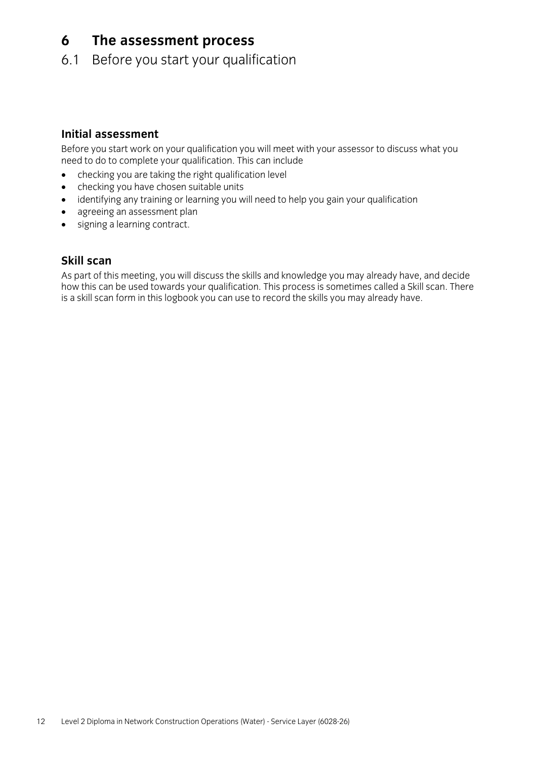# 6 The assessment process

## 6.1 Before you start your qualification

### Initial assessment

Before you start work on your qualification you will meet with your assessor to discuss what you need to do to complete your qualification. This can include

- checking you are taking the right qualification level
- checking you have chosen suitable units
- identifying any training or learning you will need to help you gain your qualification
- agreeing an assessment plan
- signing a learning contract.

### Skill scan

As part of this meeting, you will discuss the skills and knowledge you may already have, and decide how this can be used towards your qualification. This process is sometimes called a Skill scan. There is a skill scan form in this logbook you can use to record the skills you may already have.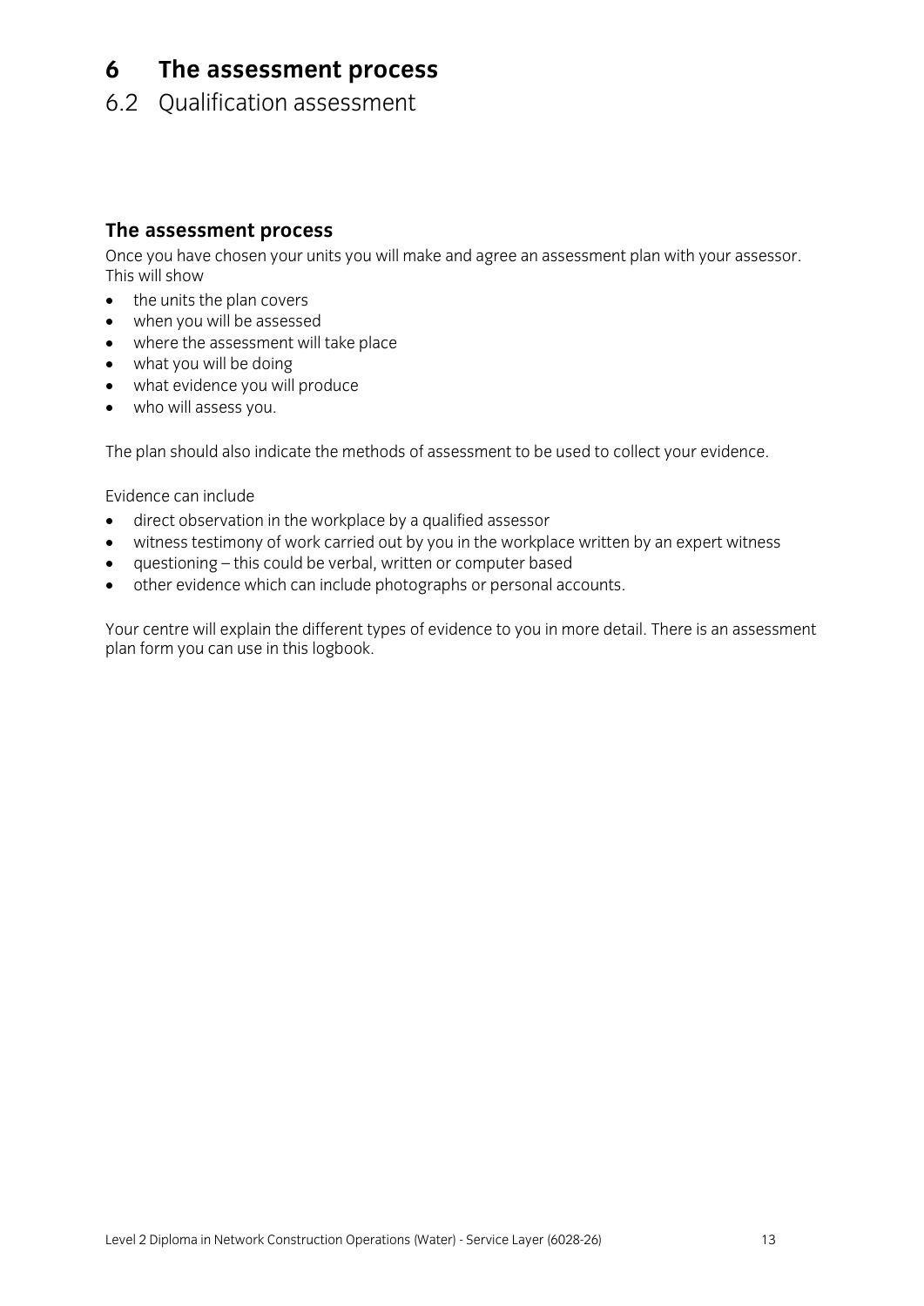# 6 The assessment process

## 6.2 Qualification assessment

### The assessment process

Once you have chosen your units you will make and agree an assessment plan with your assessor. This will show

- the units the plan covers
- when you will be assessed
- where the assessment will take place
- what you will be doing
- what evidence you will produce
- who will assess you.

The plan should also indicate the methods of assessment to be used to collect your evidence.

Evidence can include

- direct observation in the workplace by a qualified assessor
- witness testimony of work carried out by you in the workplace written by an expert witness
- questioning – this could be verbal, written or computer based
- other evidence which can include photographs or personal accounts.

Your centre will explain the different types of evidence to you in more detail. There is an assessment plan form you can use in this logbook.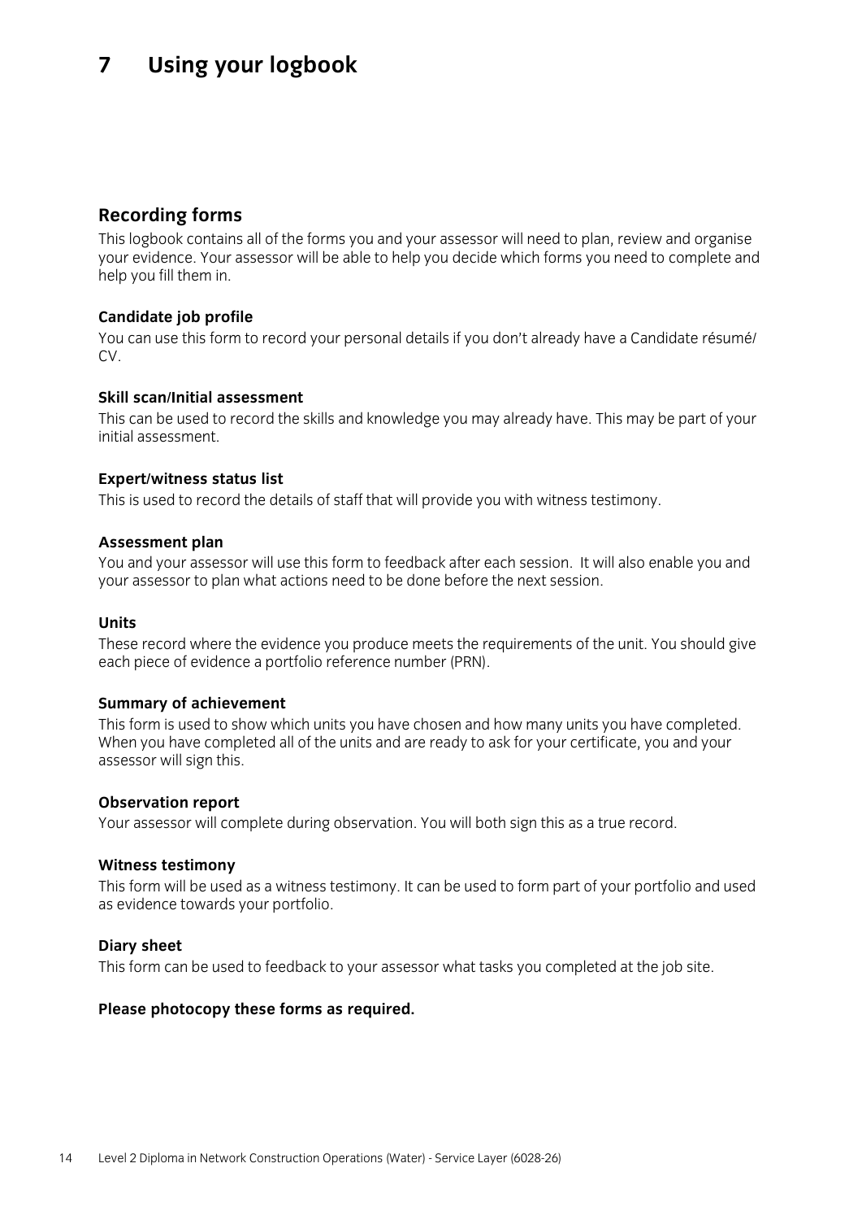# 7 Using your logbook

## Recording forms

This logbook contains all of the forms you and your assessor will need to plan, review and organise your evidence. Your assessor will be able to help you decide which forms you need to complete and help you fill them in.

### Candidate job profile

You can use this form to record your personal details if you don't already have a Candidate résumé/CV.

### Skill scan/Initial assessment

This can be used to record the skills and knowledge you may already have. This may be part of your initial assessment.

### Expert/witness status list

This is used to record the details of staff that will provide you with witness testimony.

### Assessment plan

You and your assessor will use this form to feedback after each session. It will also enable you and your assessor to plan what actions need to be done before the next session.

### Units

These record where the evidence you produce meets the requirements of the unit. You should give each piece of evidence a portfolio reference number (PRN).

### Summary of achievement

This form is used to show which units you have chosen and how many units you have completed. When you have completed all of the units and are ready to ask for your certificate, you and your assessor will sign this.

### Observation report

Your assessor will complete during observation. You will both sign this as a true record.

### Witness testimony

This form will be used as a witness testimony. It can be used to form part of your portfolio and used as evidence towards your portfolio.

### Diary sheet

This form can be used to feedback to your assessor what tasks you completed at the job site.

**Please photocopy these forms as required.**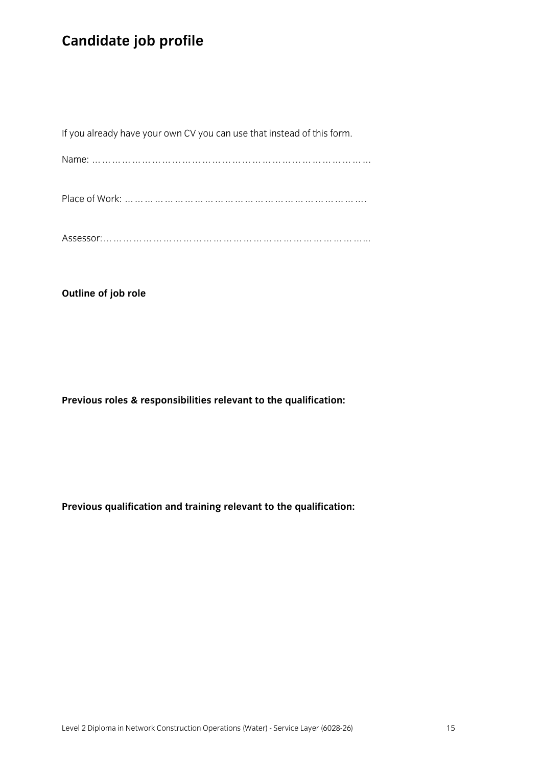# Candidate job profile

If you already have your own CV you can use that instead of this form.

Name: ………………………………………………………………………………

Place of Work: …………………………………………………………………….

Assessor:…………………………………………………………………………

**Outline of job role**

**Previous roles & responsibilities relevant to the qualification:**

**Previous qualification and training relevant to the qualification:**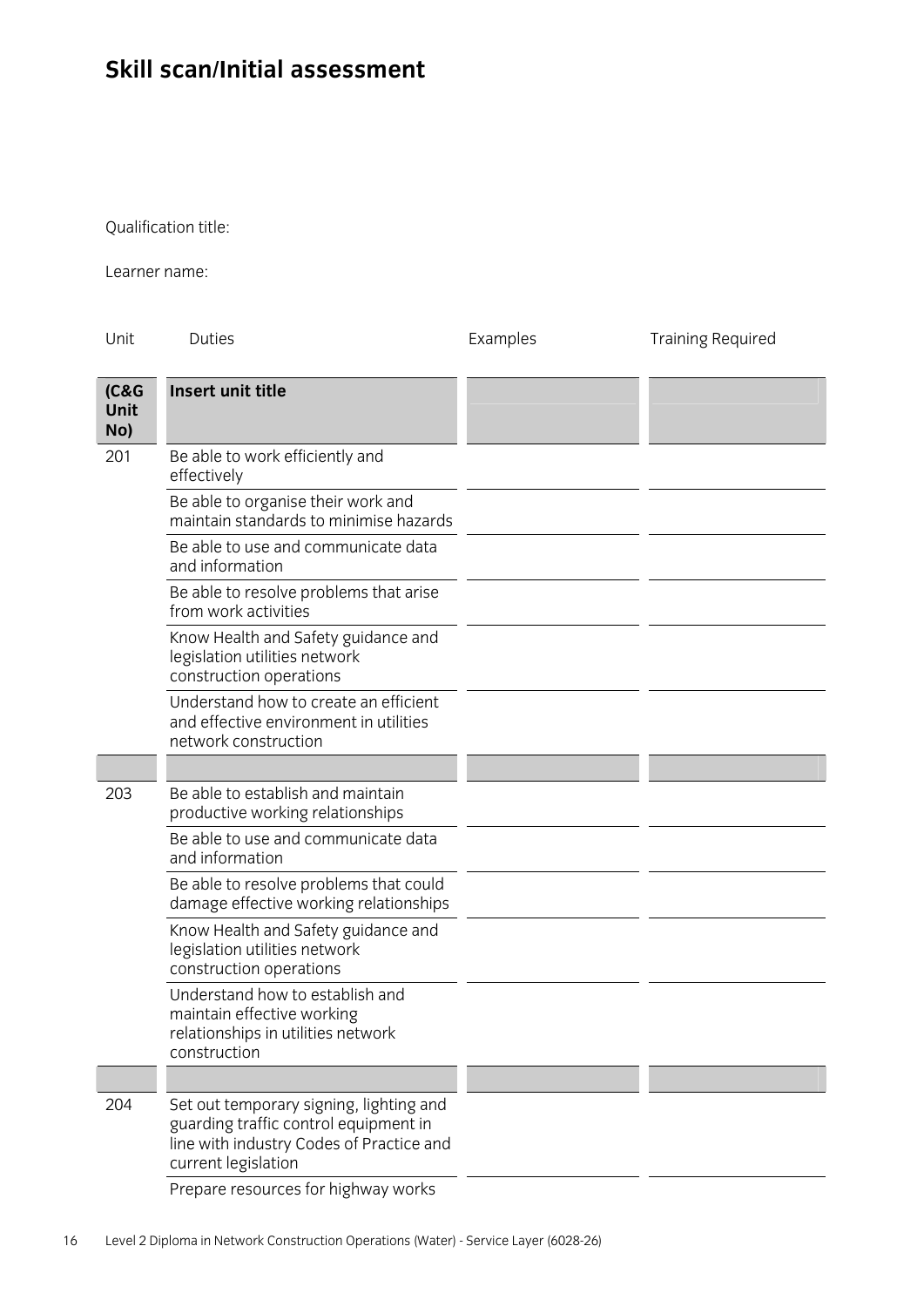# Skill scan/Initial assessment

Qualification title:

Learner name:

| Unit | Duties | Examples | Training Required |
|---|---|---|---|
| **(C&G Unit No)** | **Insert unit title** | | |
| 201 | Be able to work efficiently and effectively | | |
| | Be able to organise their work and maintain standards to minimise hazards | | |
| | Be able to use and communicate data and information | | |
| | Be able to resolve problems that arise from work activities | | |
| | Know Health and Safety guidance and legislation utilities network construction operations | | |
| | Understand how to create an efficient and effective environment in utilities network construction | | |
| | | | |
| 203 | Be able to establish and maintain productive working relationships | | |
| | Be able to use and communicate data and information | | |
| | Be able to resolve problems that could damage effective working relationships | | |
| | Know Health and Safety guidance and legislation utilities network construction operations | | |
| | Understand how to establish and maintain effective working relationships in utilities network construction | | |
| | | | |
| 204 | Set out temporary signing, lighting and guarding traffic control equipment in line with industry Codes of Practice and current legislation | | |
| | Prepare resources for highway works | | |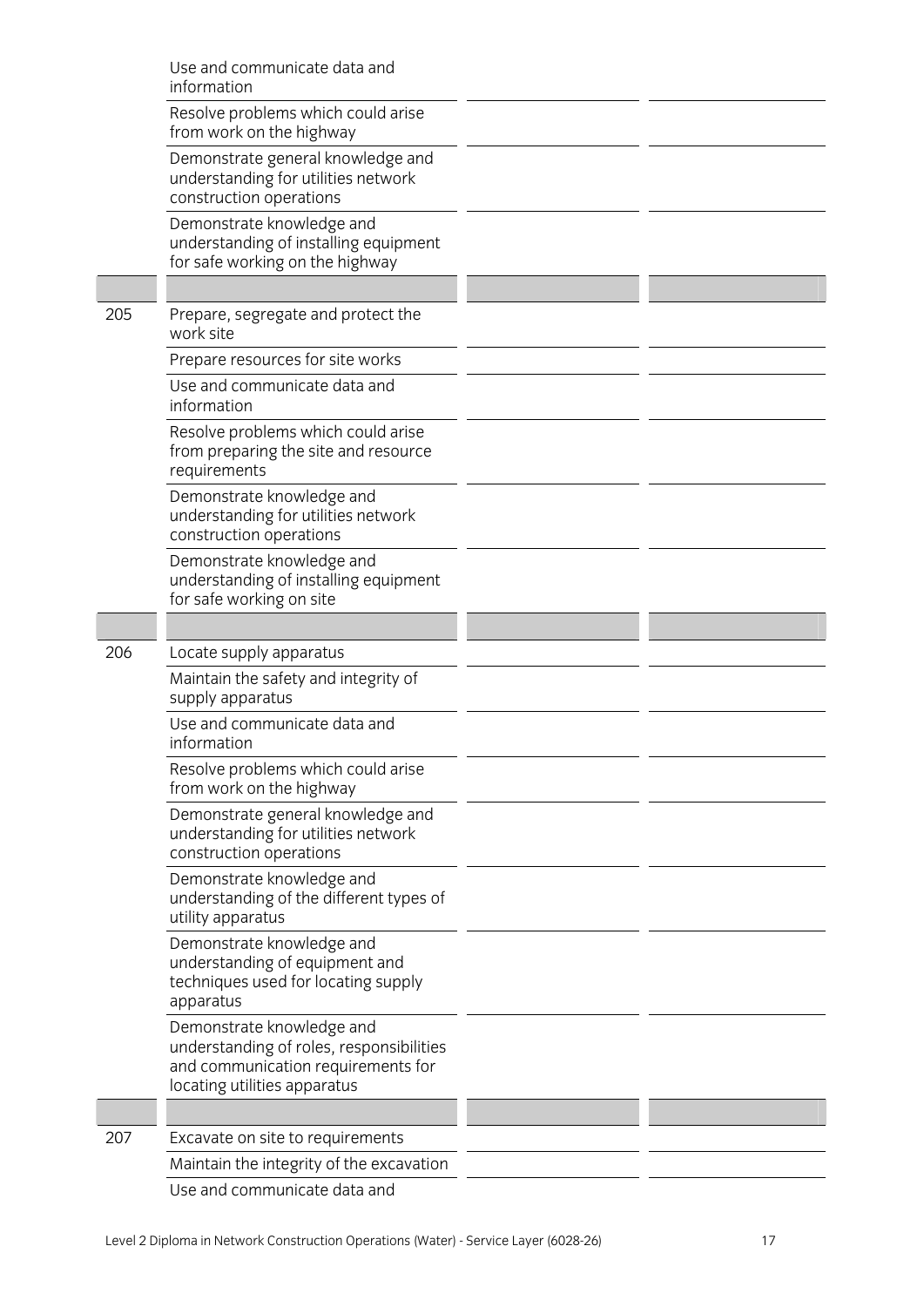| | | | |
|---|---|---|---|
| | Use and communicate data and information | | |
| | Resolve problems which could arise from work on the highway | | |
| | Demonstrate general knowledge and understanding for utilities network construction operations | | |
| | Demonstrate knowledge and understanding of installing equipment for safe working on the highway | | |
| | | | |
| 205 | Prepare, segregate and protect the work site | | |
| | Prepare resources for site works | | |
| | Use and communicate data and information | | |
| | Resolve problems which could arise from preparing the site and resource requirements | | |
| | Demonstrate knowledge and understanding for utilities network construction operations | | |
| | Demonstrate knowledge and understanding of installing equipment for safe working on site | | |
| | | | |
| 206 | Locate supply apparatus | | |
| | Maintain the safety and integrity of supply apparatus | | |
| | Use and communicate data and information | | |
| | Resolve problems which could arise from work on the highway | | |
| | Demonstrate general knowledge and understanding for utilities network construction operations | | |
| | Demonstrate knowledge and understanding of the different types of utility apparatus | | |
| | Demonstrate knowledge and understanding of equipment and techniques used for locating supply apparatus | | |
| | Demonstrate knowledge and understanding of roles, responsibilities and communication requirements for locating utilities apparatus | | |
| | | | |
| 207 | Excavate on site to requirements | | |
| | Maintain the integrity of the excavation | | |
| | Use and communicate data and | | |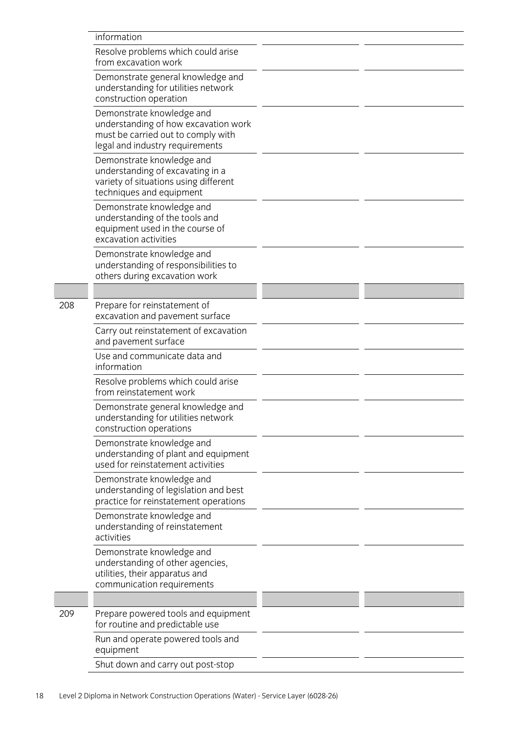| | | | |
|---|---|---|---|
| | information | | |
| | Resolve problems which could arise from excavation work | | |
| | Demonstrate general knowledge and understanding for utilities network construction operation | | |
| | Demonstrate knowledge and understanding of how excavation work must be carried out to comply with legal and industry requirements | | |
| | Demonstrate knowledge and understanding of excavating in a variety of situations using different techniques and equipment | | |
| | Demonstrate knowledge and understanding of the tools and equipment used in the course of excavation activities | | |
| | Demonstrate knowledge and understanding of responsibilities to others during excavation work | | |
| | | | |
| 208 | Prepare for reinstatement of excavation and pavement surface | | |
| | Carry out reinstatement of excavation and pavement surface | | |
| | Use and communicate data and information | | |
| | Resolve problems which could arise from reinstatement work | | |
| | Demonstrate general knowledge and understanding for utilities network construction operations | | |
| | Demonstrate knowledge and understanding of plant and equipment used for reinstatement activities | | |
| | Demonstrate knowledge and understanding of legislation and best practice for reinstatement operations | | |
| | Demonstrate knowledge and understanding of reinstatement activities | | |
| | Demonstrate knowledge and understanding of other agencies, utilities, their apparatus and communication requirements | | |
| | | | |
| 209 | Prepare powered tools and equipment for routine and predictable use | | |
| | Run and operate powered tools and equipment | | |
| | Shut down and carry out post-stop | | |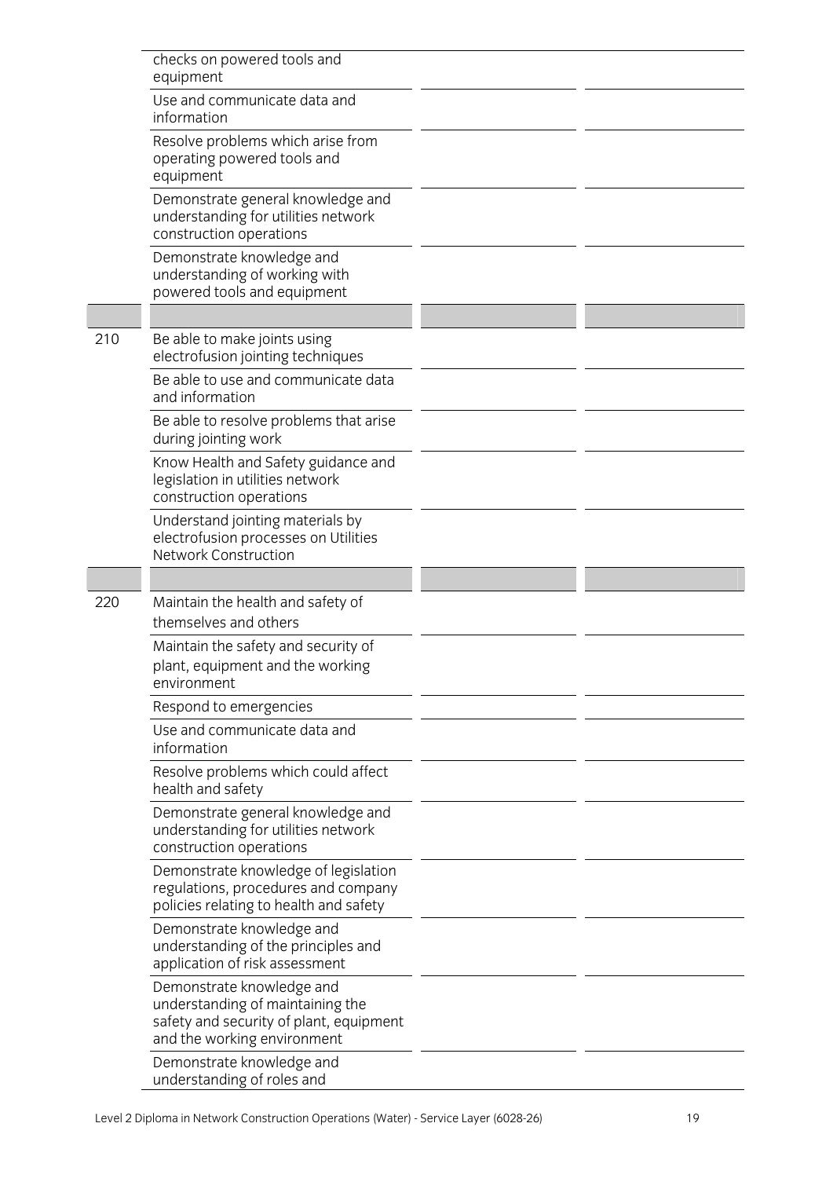| | | | |
|---|---|---|---|
| | checks on powered tools and equipment | | |
| | Use and communicate data and information | | |
| | Resolve problems which arise from operating powered tools and equipment | | |
| | Demonstrate general knowledge and understanding for utilities network construction operations | | |
| | Demonstrate knowledge and understanding of working with powered tools and equipment | | |
| | | | |
| 210 | Be able to make joints using electrofusion jointing techniques | | |
| | Be able to use and communicate data and information | | |
| | Be able to resolve problems that arise during jointing work | | |
| | Know Health and Safety guidance and legislation in utilities network construction operations | | |
| | Understand jointing materials by electrofusion processes on Utilities Network Construction | | |
| | | | |
| 220 | Maintain the health and safety of themselves and others | | |
| | Maintain the safety and security of plant, equipment and the working environment | | |
| | Respond to emergencies | | |
| | Use and communicate data and information | | |
| | Resolve problems which could affect health and safety | | |
| | Demonstrate general knowledge and understanding for utilities network construction operations | | |
| | Demonstrate knowledge of legislation regulations, procedures and company policies relating to health and safety | | |
| | Demonstrate knowledge and understanding of the principles and application of risk assessment | | |
| | Demonstrate knowledge and understanding of maintaining the safety and security of plant, equipment and the working environment | | |
| | Demonstrate knowledge and understanding of roles and | | |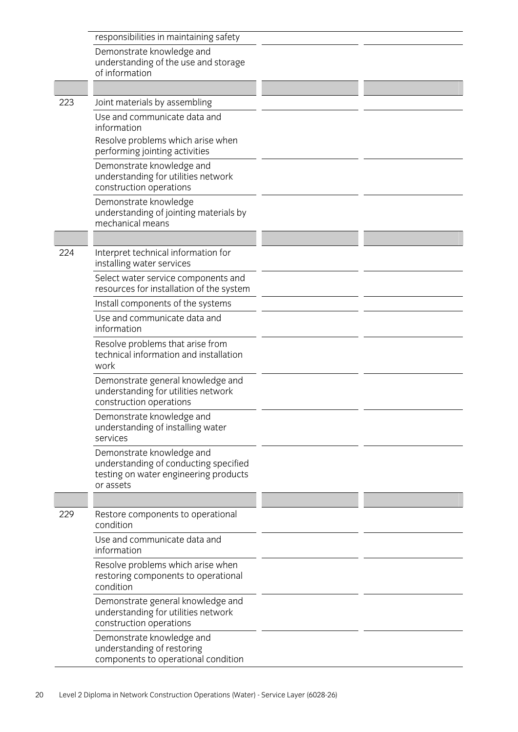| | | | |
|---|---|---|---|
| | responsibilities in maintaining safety | | |
| | Demonstrate knowledge and understanding of the use and storage of information | | |
| | | | |
| 223 | Joint materials by assembling | | |
| | Use and communicate data and information<br>Resolve problems which arise when performing jointing activities | | |
| | Demonstrate knowledge and understanding for utilities network construction operations | | |
| | Demonstrate knowledge understanding of jointing materials by mechanical means | | |
| | | | |
| 224 | Interpret technical information for installing water services | | |
| | Select water service components and resources for installation of the system | | |
| | Install components of the systems | | |
| | Use and communicate data and information | | |
| | Resolve problems that arise from technical information and installation work | | |
| | Demonstrate general knowledge and understanding for utilities network construction operations | | |
| | Demonstrate knowledge and understanding of installing water services | | |
| | Demonstrate knowledge and understanding of conducting specified testing on water engineering products or assets | | |
| | | | |
| 229 | Restore components to operational condition | | |
| | Use and communicate data and information | | |
| | Resolve problems which arise when restoring components to operational condition | | |
| | Demonstrate general knowledge and understanding for utilities network construction operations | | |
| | Demonstrate knowledge and understanding of restoring components to operational condition | | |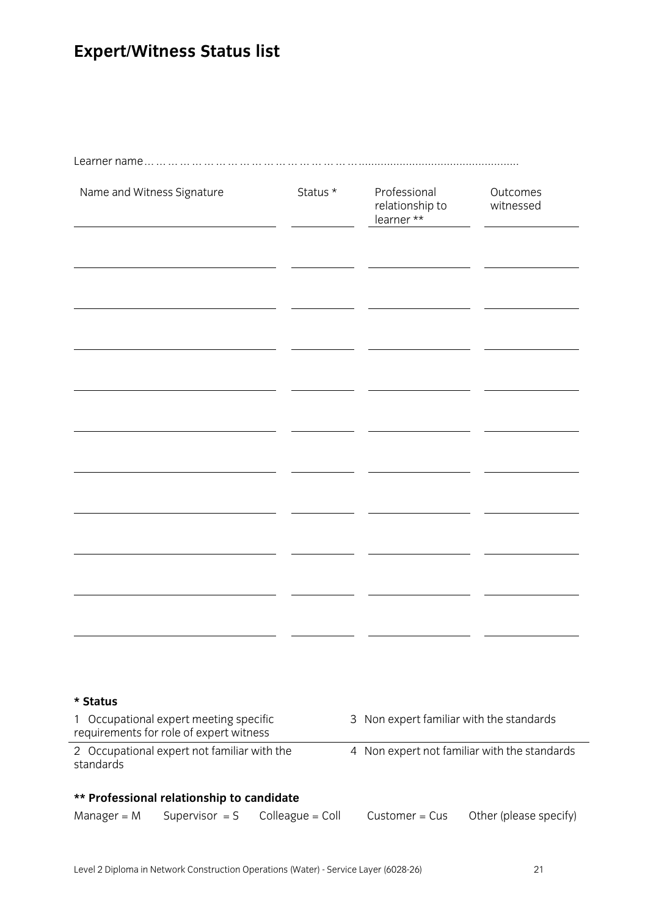# Expert/Witness Status list

Learner name……………………………………………………………………………………………

| Name and Witness Signature | Status * | Professional relationship to learner ** | Outcomes witnessed |
|---|---|---|---|
| | | | |
| | | | |
| | | | |
| | | | |
| | | | |
| | | | |
| | | | |
| | | | |
| | | | |
| | | | |

**\* Status**

| | |
|---|---|
| 1 Occupational expert meeting specific requirements for role of expert witness | 3 Non expert familiar with the standards |
| 2 Occupational expert not familiar with the standards | 4 Non expert not familiar with the standards |

**\*\* Professional relationship to candidate**

Manager = M  Supervisor = S  Colleague = Coll  Customer = Cus  Other (please specify)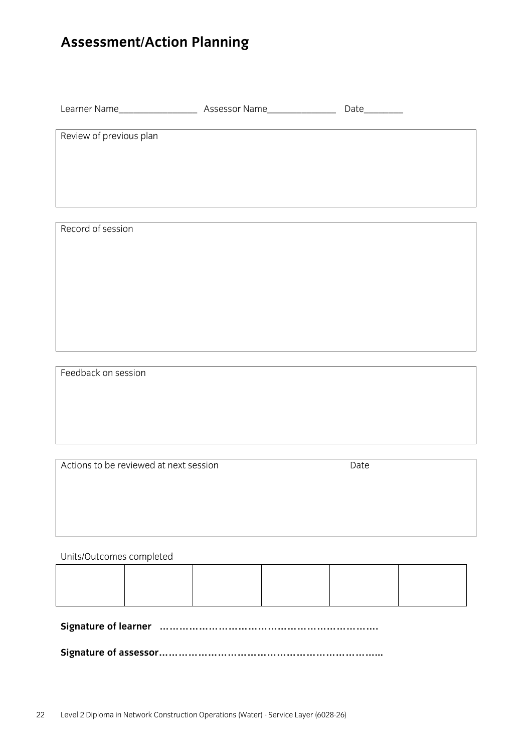# Assessment/Action Planning

Learner Name_______________ Assessor Name______________ Date________

| Review of previous plan |
|---|
| |

| Record of session |
|---|
| |

| Feedback on session |
|---|
| |

| Actions to be reviewed at next session | Date |
|---|---|
| | |

Units/Outcomes completed

| | | | | | |
|---|---|---|---|---|---|
| | | | | | |

**Signature of learner** ………………………………………………………….

**Signature of assessor**…………………………………………………………..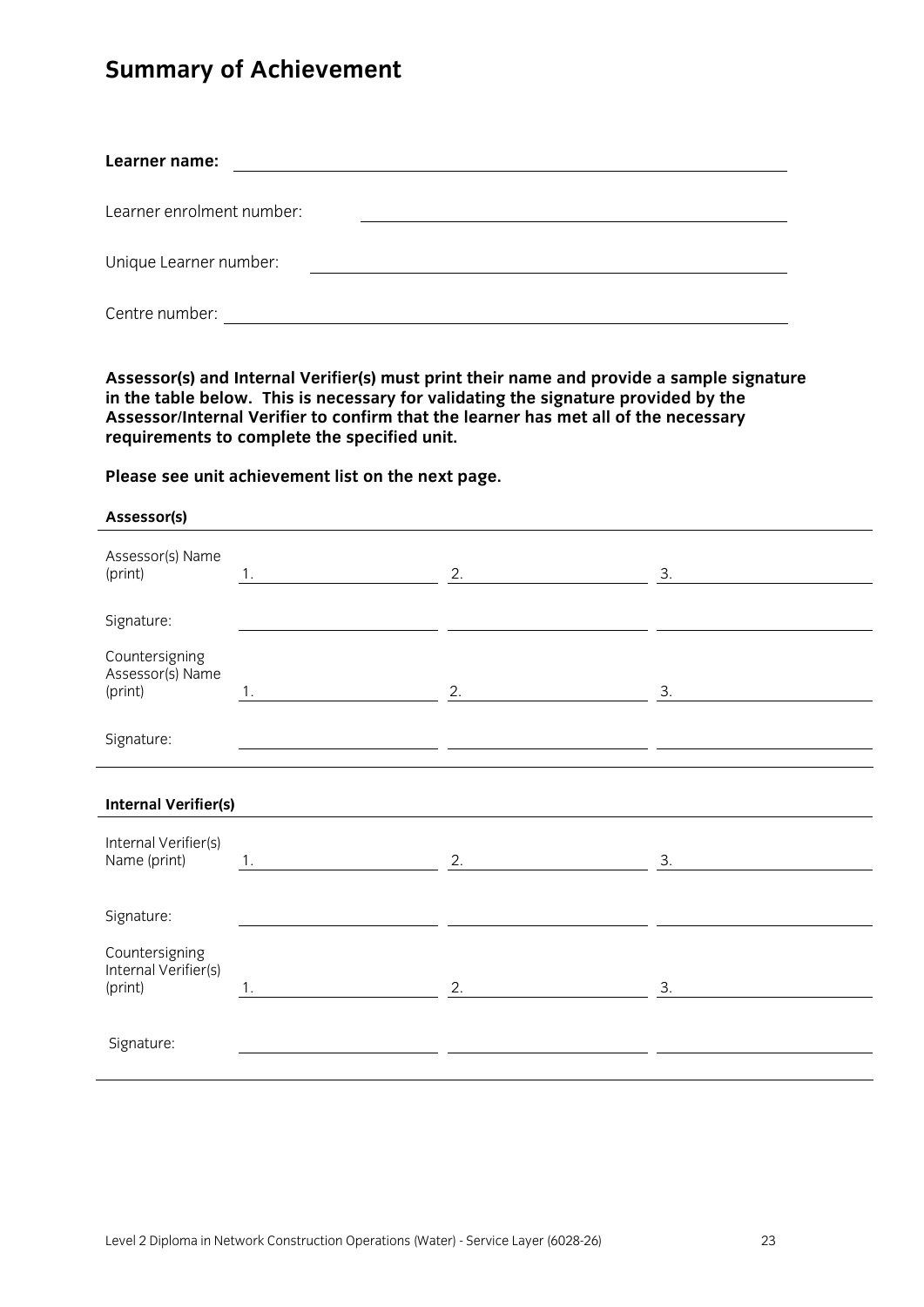# Summary of Achievement

**Learner name:** ______________________________

Learner enrolment number: ______________________________

Unique Learner number: ______________________________

Centre number: ______________________________

**Assessor(s) and Internal Verifier(s) must print their name and provide a sample signature in the table below. This is necessary for validating the signature provided by the Assessor/Internal Verifier to confirm that the learner has met all of the necessary requirements to complete the specified unit.**

**Please see unit achievement list on the next page.**

**Assessor(s)**

| | | | |
|---|---|---|---|
| Assessor(s) Name (print) | 1. | 2. | 3. |
| Signature: | | | |
| Countersigning Assessor(s) Name (print) | 1. | 2. | 3. |
| Signature: | | | |

**Internal Verifier(s)**

| | | | |
|---|---|---|---|
| Internal Verifier(s) Name (print) | 1. | 2. | 3. |
| Signature: | | | |
| Countersigning Internal Verifier(s) (print) | 1. | 2. | 3. |
| Signature: | | | |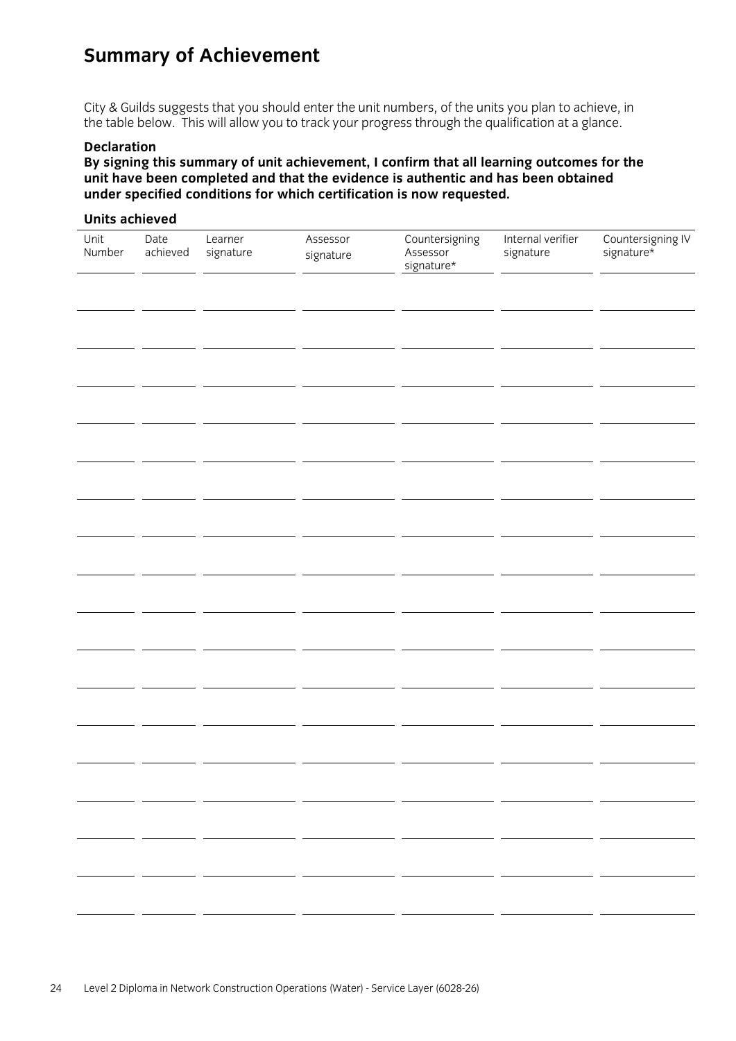# Summary of Achievement

City & Guilds suggests that you should enter the unit numbers, of the units you plan to achieve, in the table below. This will allow you to track your progress through the qualification at a glance.

**Declaration**

**By signing this summary of unit achievement, I confirm that all learning outcomes for the unit have been completed and that the evidence is authentic and has been obtained under specified conditions for which certification is now requested.**

**Units achieved**

| Unit Number | Date achieved | Learner signature | Assessor signature | Countersigning Assessor signature* | Internal verifier signature | Countersigning IV signature* |
|---|---|---|---|---|---|---|
| | | | | | | |
| | | | | | | |
| | | | | | | |
| | | | | | | |
| | | | | | | |
| | | | | | | |
| | | | | | | |
| | | | | | | |
| | | | | | | |
| | | | | | | |
| | | | | | | |
| | | | | | | |
| | | | | | | |
| | | | | | | |
| | | | | | | |
| | | | | | | |
| | | | | | | |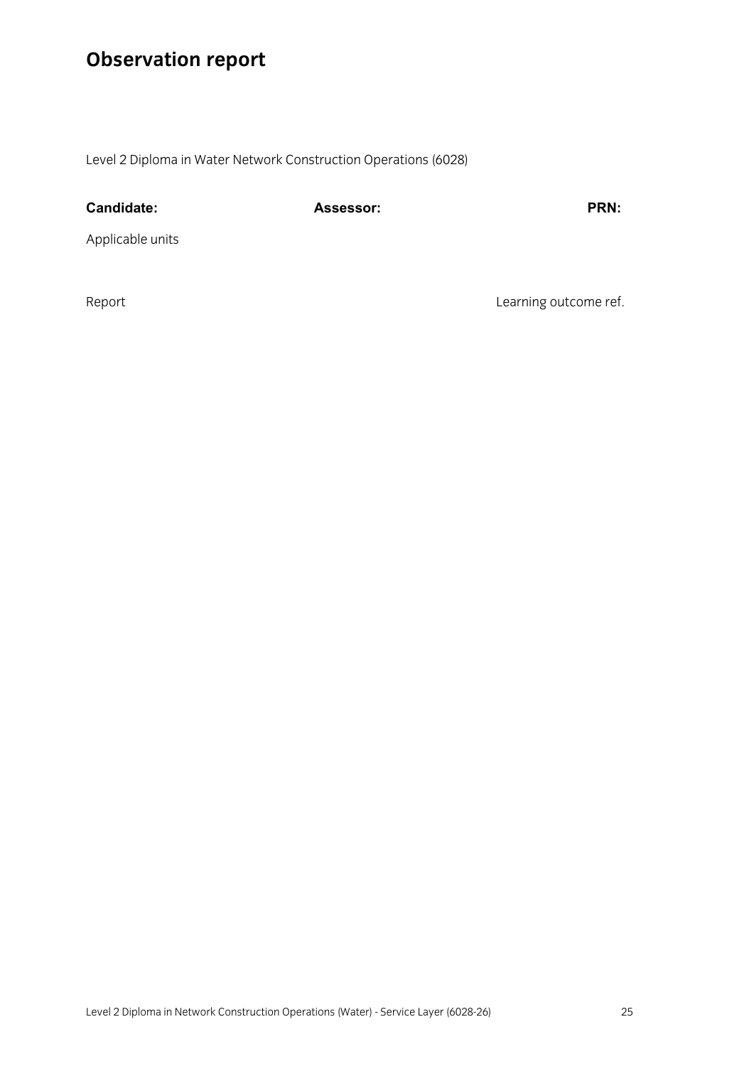# Observation report

Level 2 Diploma in Water Network Construction Operations (6028)

| Candidate: | Assessor: | PRN: |
|---|---|---|

Applicable units

| Report | Learning outcome ref. |
|---|---|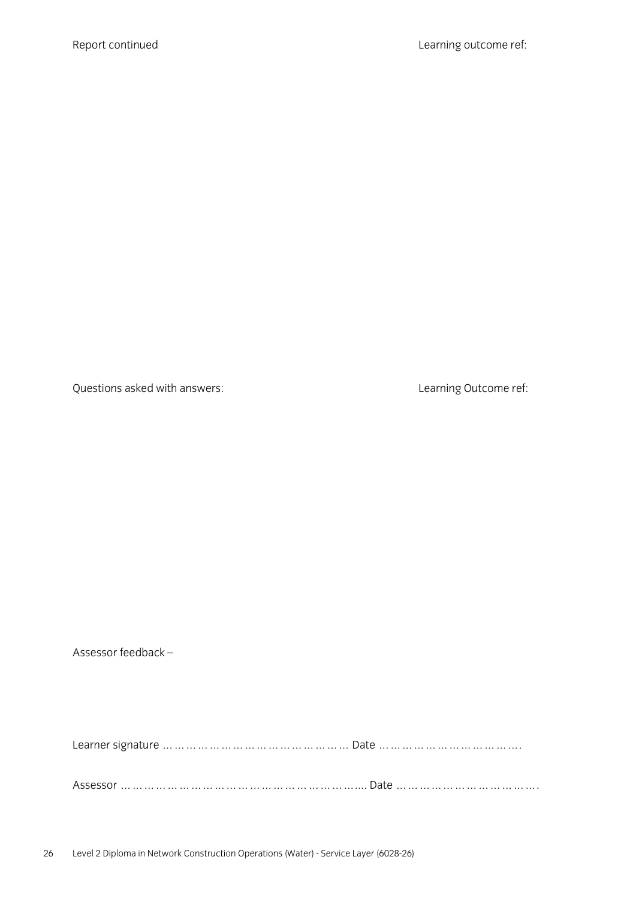Report continued Learning outcome ref:

Questions asked with answers: Learning Outcome ref:

Assessor feedback –

Learner signature ………………………………………… Date ………………………………….

Assessor ……………………………………………………… Date …………………………………….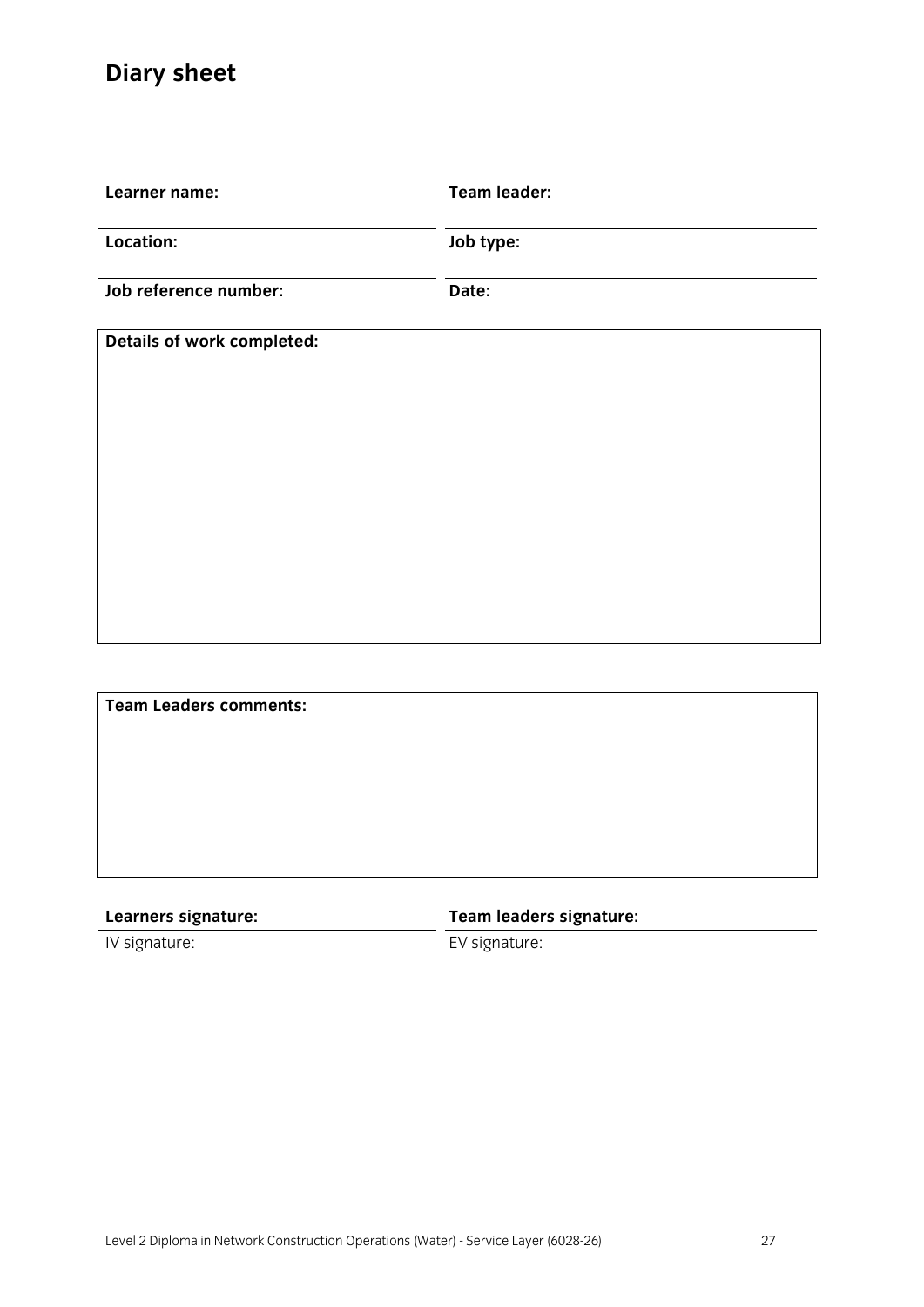# Diary sheet

| | |
|---|---|
| **Learner name:** | **Team leader:** |
| **Location:** | **Job type:** |
| **Job reference number:** | **Date:** |

| **Details of work completed:** |
|---|
| |

| **Team Leaders comments:** |
|---|
| |

| | |
|---|---|
| **Learners signature:** | **Team leaders signature:** |
| IV signature: | EV signature: |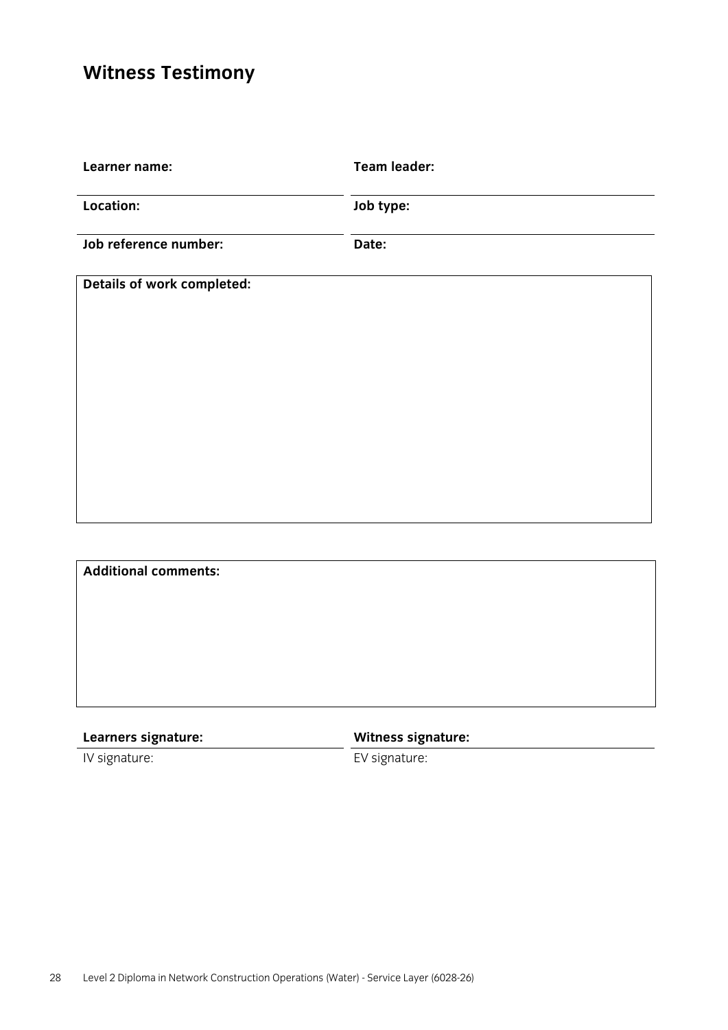## Witness Testimony

| | |
|---|---|
| **Learner name:** | **Team leader:** |
| **Location:** | **Job type:** |
| **Job reference number:** | **Date:** |

**Details of work completed:**

**Additional comments:**

| | |
|---|---|
| **Learners signature:** | **Witness signature:** |
| IV signature: | EV signature: |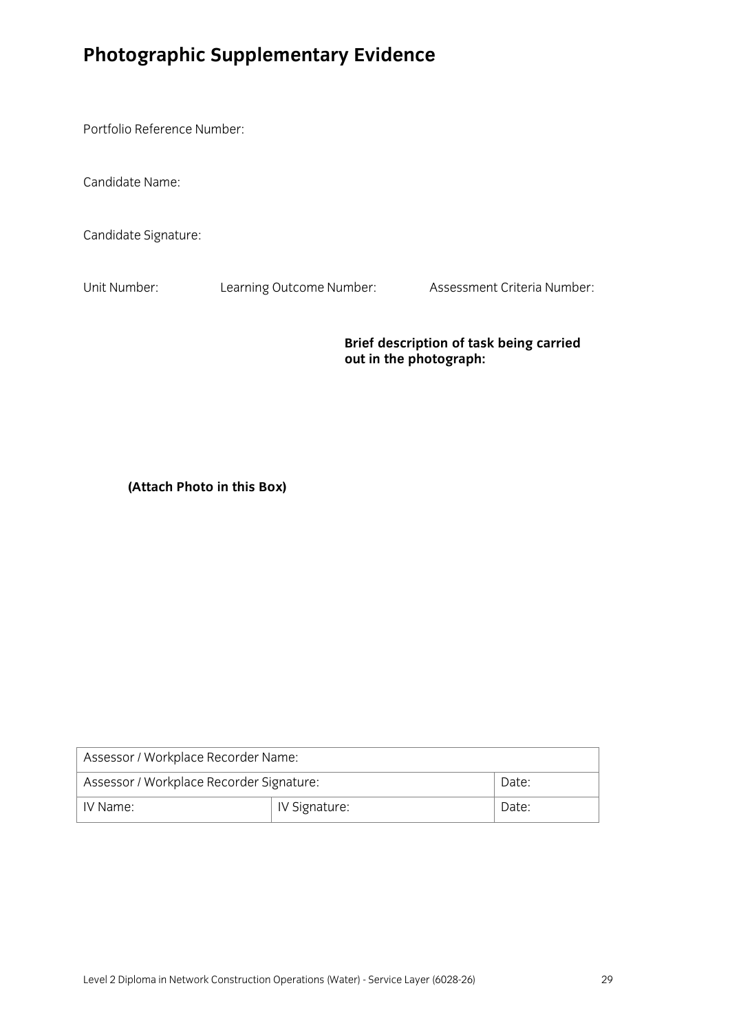# Photographic Supplementary Evidence

Portfolio Reference Number:

Candidate Name:

Candidate Signature:

Unit Number: Learning Outcome Number: Assessment Criteria Number:

**Brief description of task being carried out in the photograph:**

**(Attach Photo in this Box)**

| Assessor / Workplace Recorder Name: | | |
|---|---|---|
| Assessor / Workplace Recorder Signature: | | Date: |
| IV Name: | IV Signature: | Date: |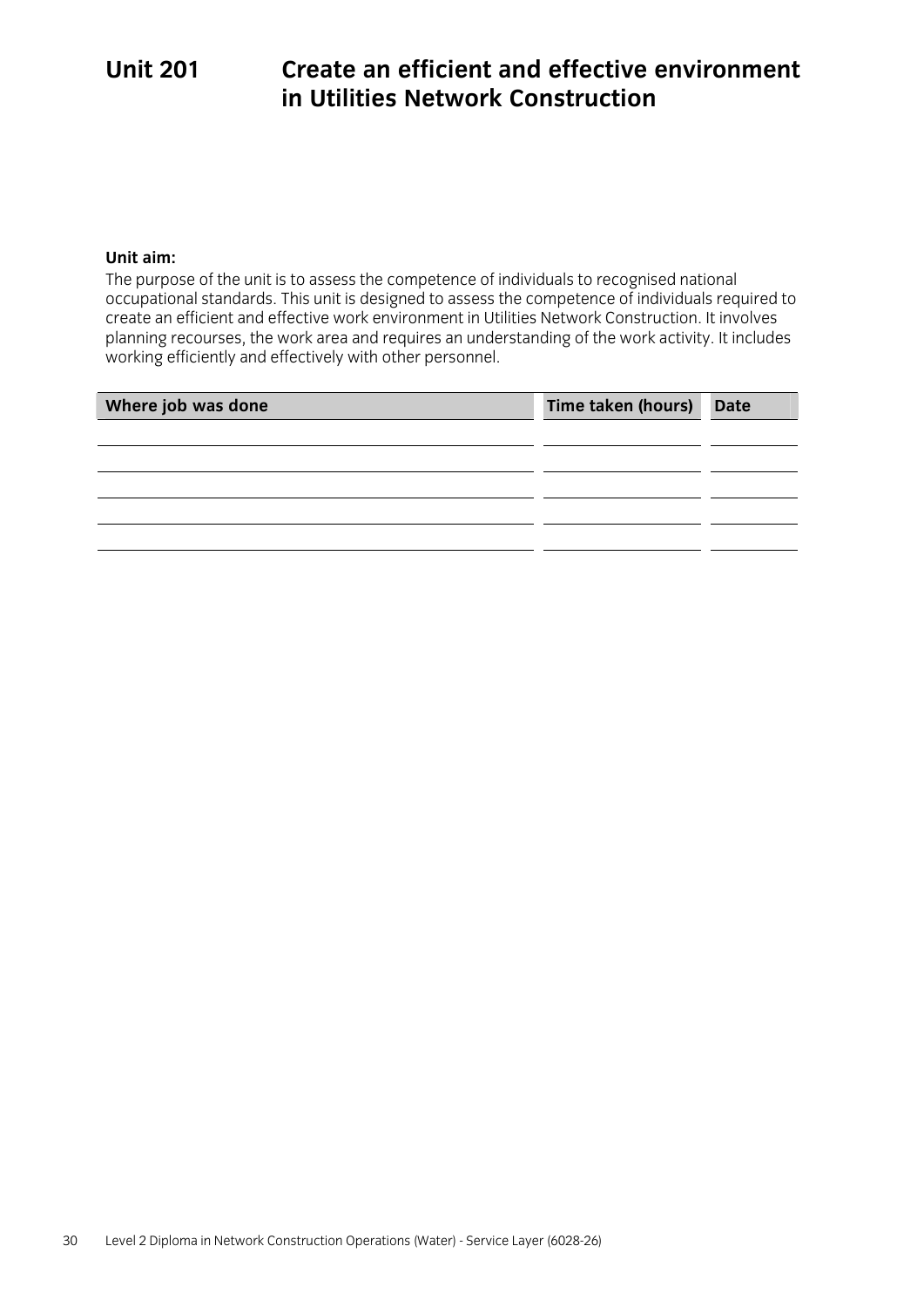# Unit 201 Create an efficient and effective environment in Utilities Network Construction

**Unit aim:**

The purpose of the unit is to assess the competence of individuals to recognised national occupational standards. This unit is designed to assess the competence of individuals required to create an efficient and effective work environment in Utilities Network Construction. It involves planning recourses, the work area and requires an understanding of the work activity. It includes working efficiently and effectively with other personnel.

| Where job was done | Time taken (hours) | Date |
|---|---|---|
| | | |
| | | |
| | | |
| | | |
| | | |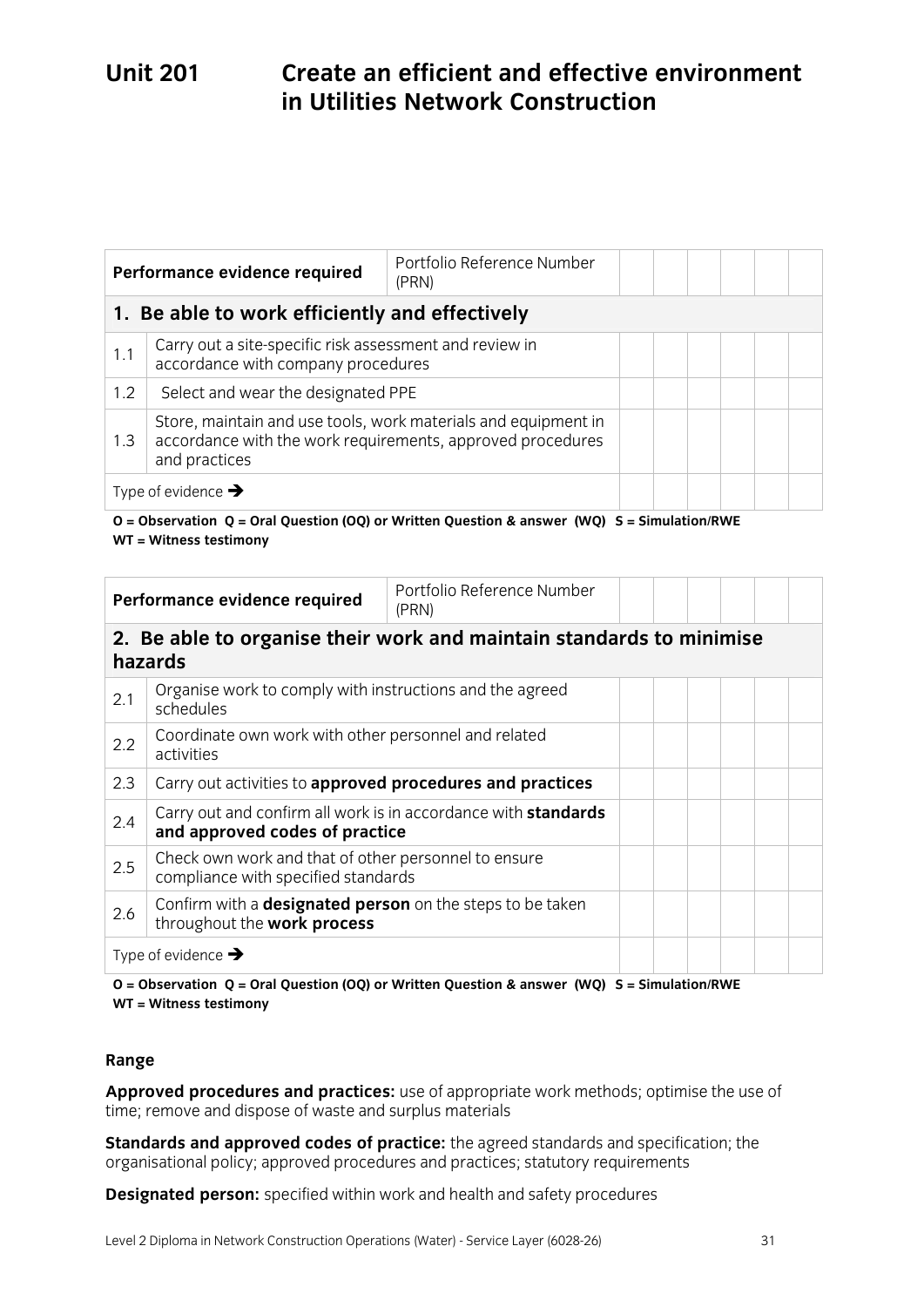# Unit 201 Create an efficient and effective environment in Utilities Network Construction

| Performance evidence required | | Portfolio Reference Number (PRN) | | | | | | |
|---|---|---|---|---|---|---|---|---|
| **1. Be able to work efficiently and effectively** | | | | | | | | |
| 1.1 | Carry out a site-specific risk assessment and review in accordance with company procedures | | | | | | | |
| 1.2 | Select and wear the designated PPE | | | | | | | |
| 1.3 | Store, maintain and use tools, work materials and equipment in accordance with the work requirements, approved procedures and practices | | | | | | | |
| Type of evidence ➔ | | | | | | | | |

**O = Observation Q = Oral Question (OQ) or Written Question & answer (WQ) S = Simulation/RWE WT = Witness testimony**

| Performance evidence required | | Portfolio Reference Number (PRN) | | | | | | |
|---|---|---|---|---|---|---|---|---|
| **2. Be able to organise their work and maintain standards to minimise hazards** | | | | | | | | |
| 2.1 | Organise work to comply with instructions and the agreed schedules | | | | | | | |
| 2.2 | Coordinate own work with other personnel and related activities | | | | | | | |
| 2.3 | Carry out activities to **approved procedures and practices** | | | | | | | |
| 2.4 | Carry out and confirm all work is in accordance with **standards and approved codes of practice** | | | | | | | |
| 2.5 | Check own work and that of other personnel to ensure compliance with specified standards | | | | | | | |
| 2.6 | Confirm with a **designated person** on the steps to be taken throughout the **work process** | | | | | | | |
| Type of evidence ➔ | | | | | | | | |

**O = Observation Q = Oral Question (OQ) or Written Question & answer (WQ) S = Simulation/RWE WT = Witness testimony**

**Range**

**Approved procedures and practices:** use of appropriate work methods; optimise the use of time; remove and dispose of waste and surplus materials

**Standards and approved codes of practice:** the agreed standards and specification; the organisational policy; approved procedures and practices; statutory requirements

**Designated person:** specified within work and health and safety procedures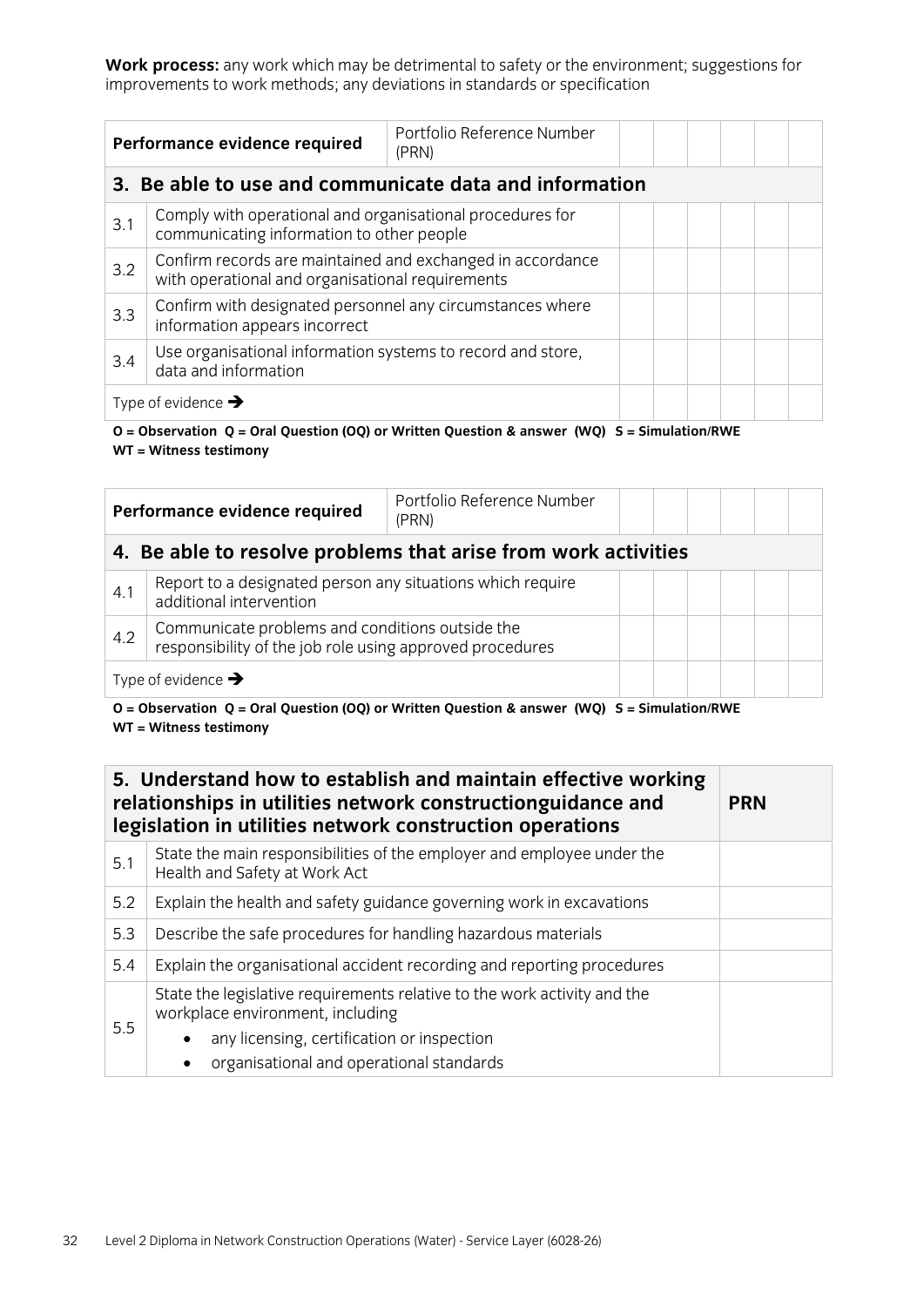**Work process:** any work which may be detrimental to safety or the environment; suggestions for improvements to work methods; any deviations in standards or specification

| Performance evidence required | | Portfolio Reference Number (PRN) | | | | | | |
|---|---|---|---|---|---|---|---|---|
| **3. Be able to use and communicate data and information** | | | | | | | | |
| 3.1 | Comply with operational and organisational procedures for communicating information to other people | | | | | | | |
| 3.2 | Confirm records are maintained and exchanged in accordance with operational and organisational requirements | | | | | | | |
| 3.3 | Confirm with designated personnel any circumstances where information appears incorrect | | | | | | | |
| 3.4 | Use organisational information systems to record and store, data and information | | | | | | | |
| Type of evidence → | | | | | | | | |

**O = Observation Q = Oral Question (OQ) or Written Question & answer (WQ) S = Simulation/RWE WT = Witness testimony**

| Performance evidence required | | Portfolio Reference Number (PRN) | | | | | | |
|---|---|---|---|---|---|---|---|---|
| **4. Be able to resolve problems that arise from work activities** | | | | | | | | |
| 4.1 | Report to a designated person any situations which require additional intervention | | | | | | | |
| 4.2 | Communicate problems and conditions outside the responsibility of the job role using approved procedures | | | | | | | |
| Type of evidence → | | | | | | | | |

**O = Observation Q = Oral Question (OQ) or Written Question & answer (WQ) S = Simulation/RWE WT = Witness testimony**

| **5. Understand how to establish and maintain effective working relationships in utilities network constructionguidance and legislation in utilities network construction operations** | | **PRN** |
|---|---|---|
| 5.1 | State the main responsibilities of the employer and employee under the Health and Safety at Work Act | |
| 5.2 | Explain the health and safety guidance governing work in excavations | |
| 5.3 | Describe the safe procedures for handling hazardous materials | |
| 5.4 | Explain the organisational accident recording and reporting procedures | |
| 5.5 | State the legislative requirements relative to the work activity and the workplace environment, including<br>• any licensing, certification or inspection<br>• organisational and operational standards | |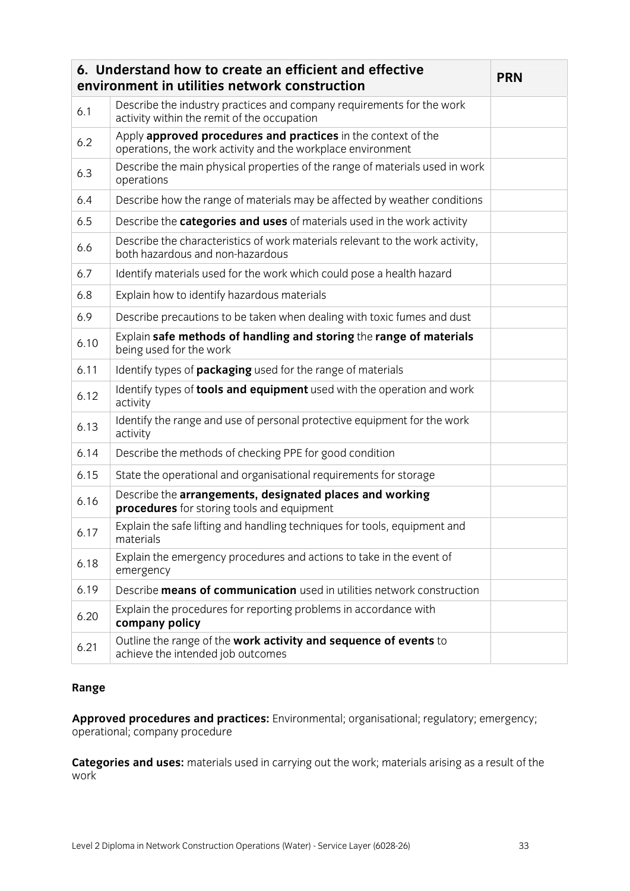| 6. Understand how to create an efficient and effective environment in utilities network construction | | PRN |
|---|---|---|
| 6.1 | Describe the industry practices and company requirements for the work activity within the remit of the occupation | |
| 6.2 | Apply **approved procedures and practices** in the context of the operations, the work activity and the workplace environment | |
| 6.3 | Describe the main physical properties of the range of materials used in work operations | |
| 6.4 | Describe how the range of materials may be affected by weather conditions | |
| 6.5 | Describe the **categories and uses** of materials used in the work activity | |
| 6.6 | Describe the characteristics of work materials relevant to the work activity, both hazardous and non-hazardous | |
| 6.7 | Identify materials used for the work which could pose a health hazard | |
| 6.8 | Explain how to identify hazardous materials | |
| 6.9 | Describe precautions to be taken when dealing with toxic fumes and dust | |
| 6.10 | Explain **safe methods of handling and storing** the **range of materials** being used for the work | |
| 6.11 | Identify types of **packaging** used for the range of materials | |
| 6.12 | Identify types of **tools and equipment** used with the operation and work activity | |
| 6.13 | Identify the range and use of personal protective equipment for the work activity | |
| 6.14 | Describe the methods of checking PPE for good condition | |
| 6.15 | State the operational and organisational requirements for storage | |
| 6.16 | Describe the **arrangements, designated places and working procedures** for storing tools and equipment | |
| 6.17 | Explain the safe lifting and handling techniques for tools, equipment and materials | |
| 6.18 | Explain the emergency procedures and actions to take in the event of emergency | |
| 6.19 | Describe **means of communication** used in utilities network construction | |
| 6.20 | Explain the procedures for reporting problems in accordance with **company policy** | |
| 6.21 | Outline the range of the **work activity and sequence of events** to achieve the intended job outcomes | |

**Range**

**Approved procedures and practices:** Environmental; organisational; regulatory; emergency; operational; company procedure

**Categories and uses:** materials used in carrying out the work; materials arising as a result of the work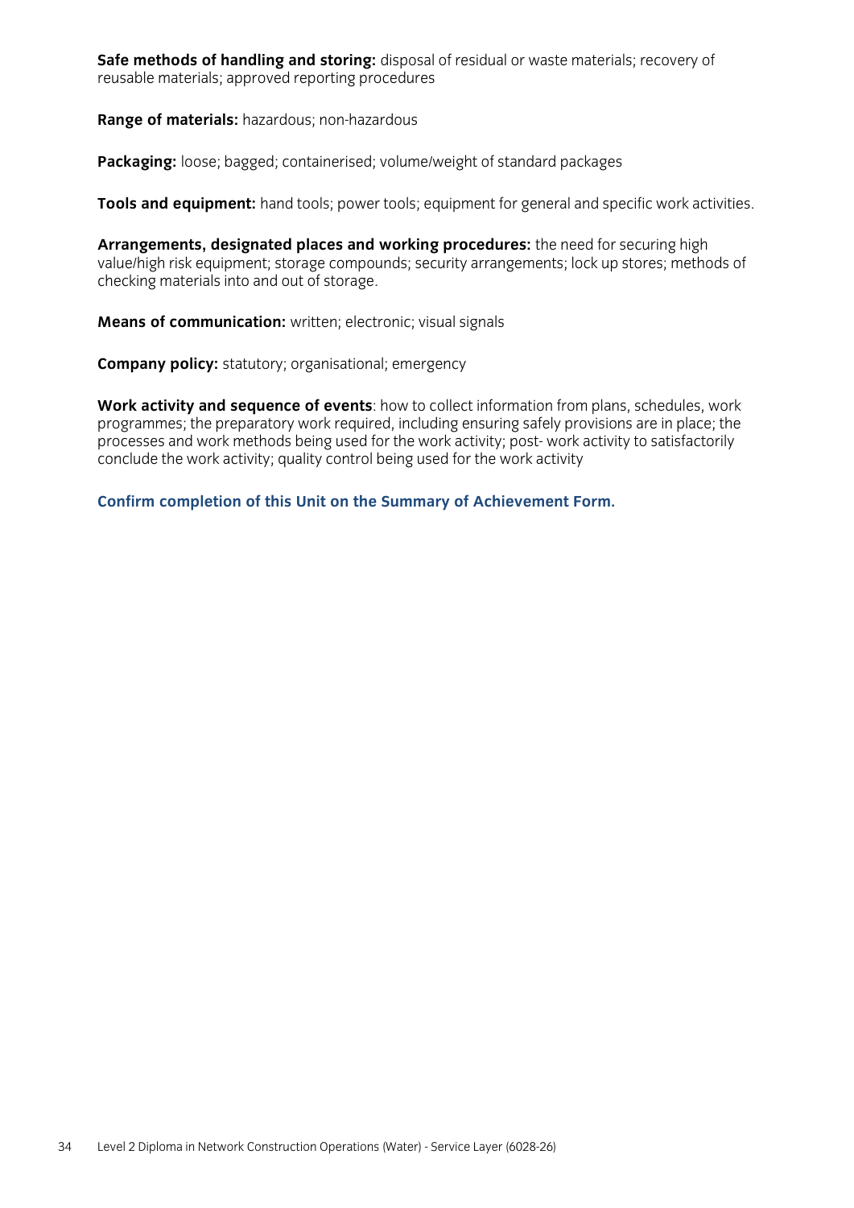**Safe methods of handling and storing:** disposal of residual or waste materials; recovery of reusable materials; approved reporting procedures

**Range of materials:** hazardous; non-hazardous

**Packaging:** loose; bagged; containerised; volume/weight of standard packages

**Tools and equipment:** hand tools; power tools; equipment for general and specific work activities.

**Arrangements, designated places and working procedures:** the need for securing high value/high risk equipment; storage compounds; security arrangements; lock up stores; methods of checking materials into and out of storage.

**Means of communication:** written; electronic; visual signals

**Company policy:** statutory; organisational; emergency

**Work activity and sequence of events**: how to collect information from plans, schedules, work programmes; the preparatory work required, including ensuring safely provisions are in place; the processes and work methods being used for the work activity; post- work activity to satisfactorily conclude the work activity; quality control being used for the work activity

**Confirm completion of this Unit on the Summary of Achievement Form.**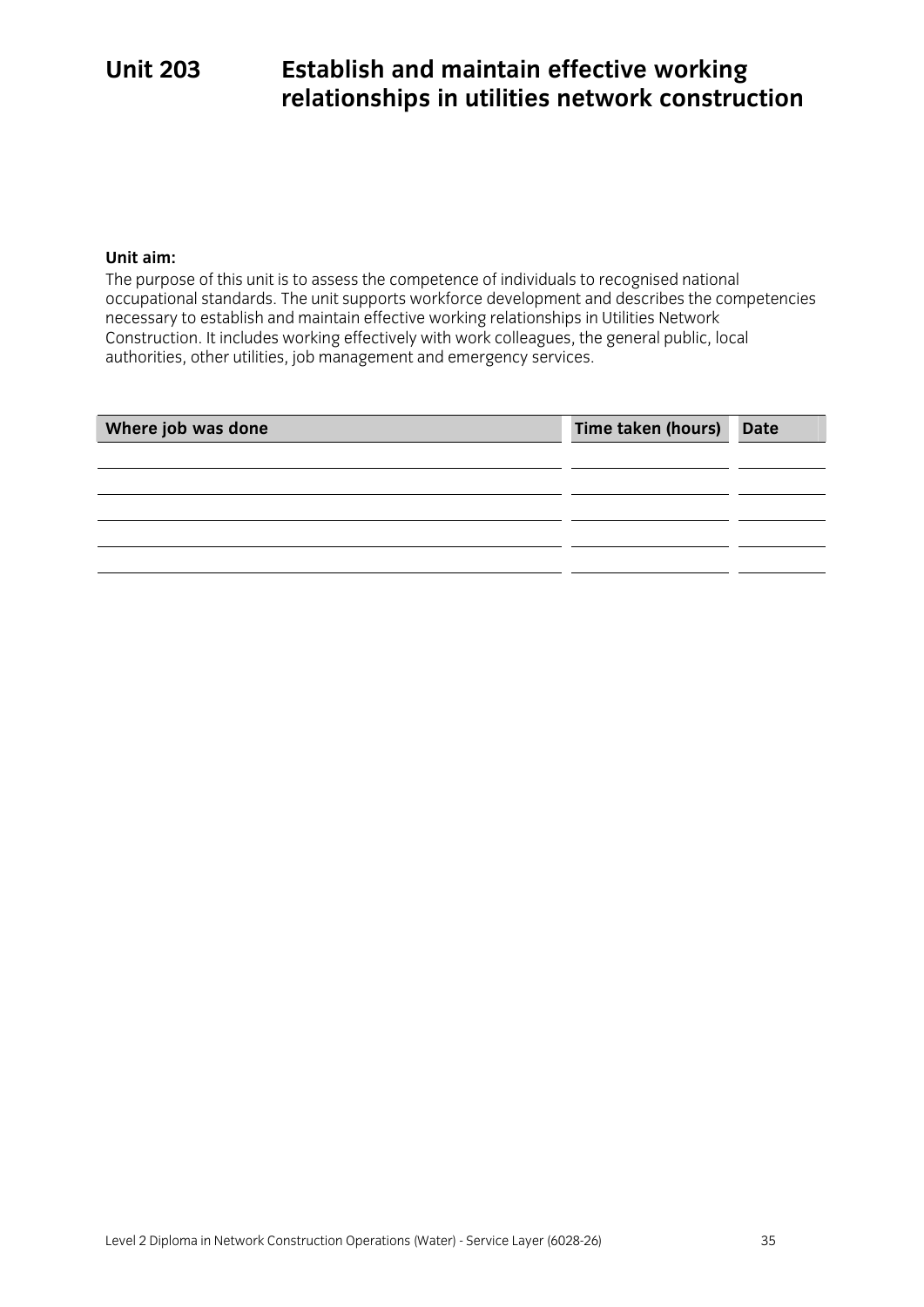# Unit 203 Establish and maintain effective working relationships in utilities network construction

**Unit aim:**

The purpose of this unit is to assess the competence of individuals to recognised national occupational standards. The unit supports workforce development and describes the competencies necessary to establish and maintain effective working relationships in Utilities Network Construction. It includes working effectively with work colleagues, the general public, local authorities, other utilities, job management and emergency services.

| Where job was done | Time taken (hours) | Date |
|---|---|---|
| | | |
| | | |
| | | |
| | | |
| | | |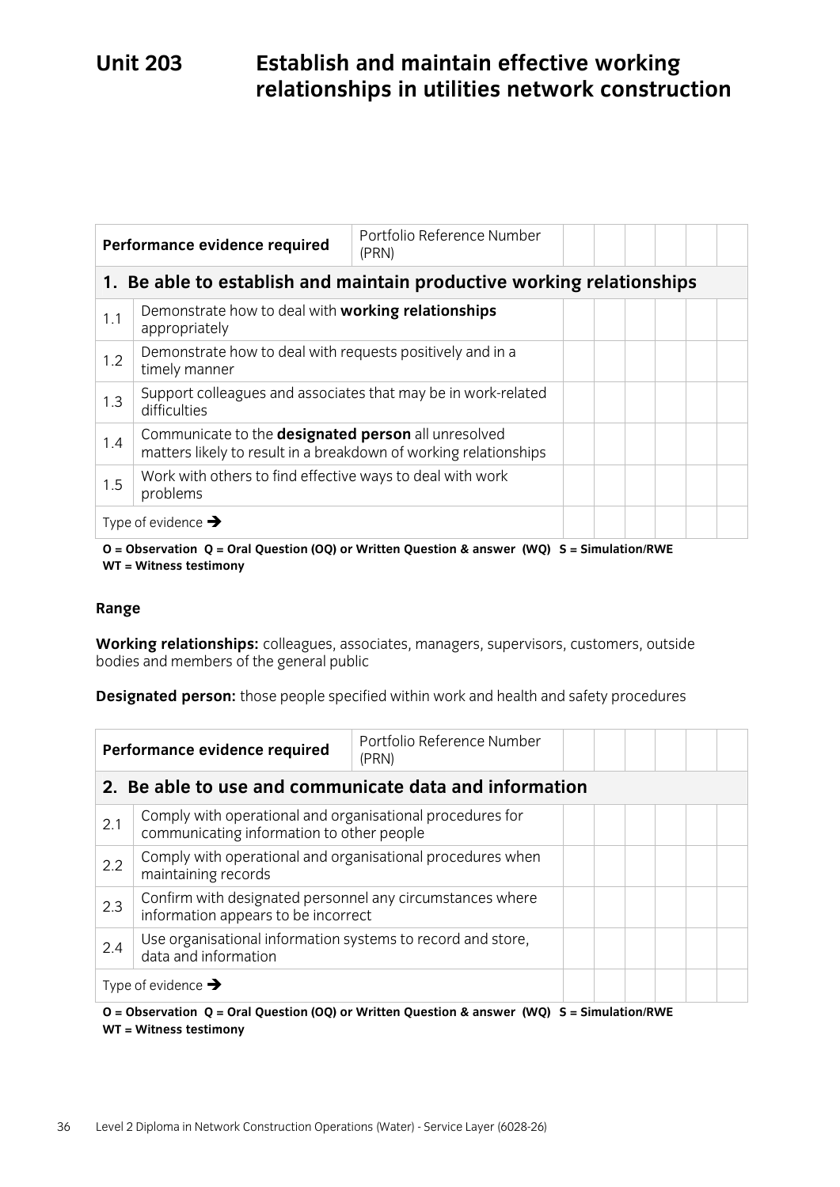# Unit 203 Establish and maintain effective working relationships in utilities network construction

| Performance evidence required | | Portfolio Reference Number (PRN) | | | | | | |
|---|---|---|---|---|---|---|---|---|
| **1. Be able to establish and maintain productive working relationships** | | | | | | | | |
| 1.1 | Demonstrate how to deal with **working relationships** appropriately | | | | | | | |
| 1.2 | Demonstrate how to deal with requests positively and in a timely manner | | | | | | | |
| 1.3 | Support colleagues and associates that may be in work-related difficulties | | | | | | | |
| 1.4 | Communicate to the **designated person** all unresolved matters likely to result in a breakdown of working relationships | | | | | | | |
| 1.5 | Work with others to find effective ways to deal with work problems | | | | | | | |
| Type of evidence ➔ | | | | | | | | |

**O = Observation Q = Oral Question (OQ) or Written Question & answer (WQ) S = Simulation/RWE WT = Witness testimony**

**Range**

**Working relationships:** colleagues, associates, managers, supervisors, customers, outside bodies and members of the general public

**Designated person:** those people specified within work and health and safety procedures

| Performance evidence required | | Portfolio Reference Number (PRN) | | | | | | |
|---|---|---|---|---|---|---|---|---|
| **2. Be able to use and communicate data and information** | | | | | | | | |
| 2.1 | Comply with operational and organisational procedures for communicating information to other people | | | | | | | |
| 2.2 | Comply with operational and organisational procedures when maintaining records | | | | | | | |
| 2.3 | Confirm with designated personnel any circumstances where information appears to be incorrect | | | | | | | |
| 2.4 | Use organisational information systems to record and store, data and information | | | | | | | |
| Type of evidence ➔ | | | | | | | | |

**O = Observation Q = Oral Question (OQ) or Written Question & answer (WQ) S = Simulation/RWE WT = Witness testimony**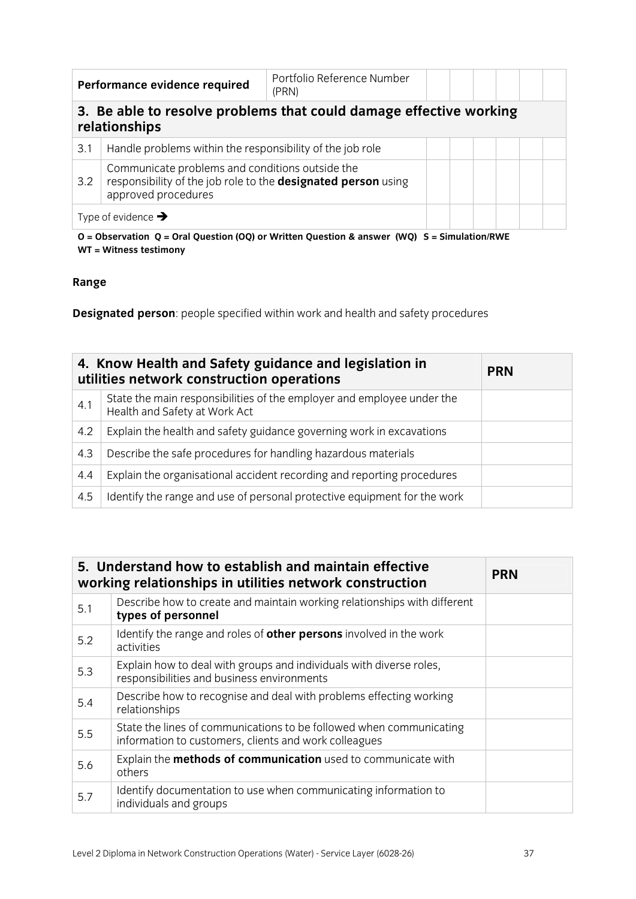| Performance evidence required | | Portfolio Reference Number (PRN) | | | | | | |
|---|---|---|---|---|---|---|---|---|
| **3. Be able to resolve problems that could damage effective working relationships** | | | | | | | | |
| 3.1 | Handle problems within the responsibility of the job role | | | | | | | |
| 3.2 | Communicate problems and conditions outside the responsibility of the job role to the **designated person** using approved procedures | | | | | | | |
| Type of evidence ➔ | | | | | | | | |

**O = Observation Q = Oral Question (OQ) or Written Question & answer (WQ) S = Simulation/RWE WT = Witness testimony**

**Range**

**Designated person**: people specified within work and health and safety procedures

| **4. Know Health and Safety guidance and legislation in utilities network construction operations** | | **PRN** |
|---|---|---|
| 4.1 | State the main responsibilities of the employer and employee under the Health and Safety at Work Act | |
| 4.2 | Explain the health and safety guidance governing work in excavations | |
| 4.3 | Describe the safe procedures for handling hazardous materials | |
| 4.4 | Explain the organisational accident recording and reporting procedures | |
| 4.5 | Identify the range and use of personal protective equipment for the work | |

| **5. Understand how to establish and maintain effective working relationships in utilities network construction** | | **PRN** |
|---|---|---|
| 5.1 | Describe how to create and maintain working relationships with different **types of personnel** | |
| 5.2 | Identify the range and roles of **other persons** involved in the work activities | |
| 5.3 | Explain how to deal with groups and individuals with diverse roles, responsibilities and business environments | |
| 5.4 | Describe how to recognise and deal with problems effecting working relationships | |
| 5.5 | State the lines of communications to be followed when communicating information to customers, clients and work colleagues | |
| 5.6 | Explain the **methods of communication** used to communicate with others | |
| 5.7 | Identify documentation to use when communicating information to individuals and groups | |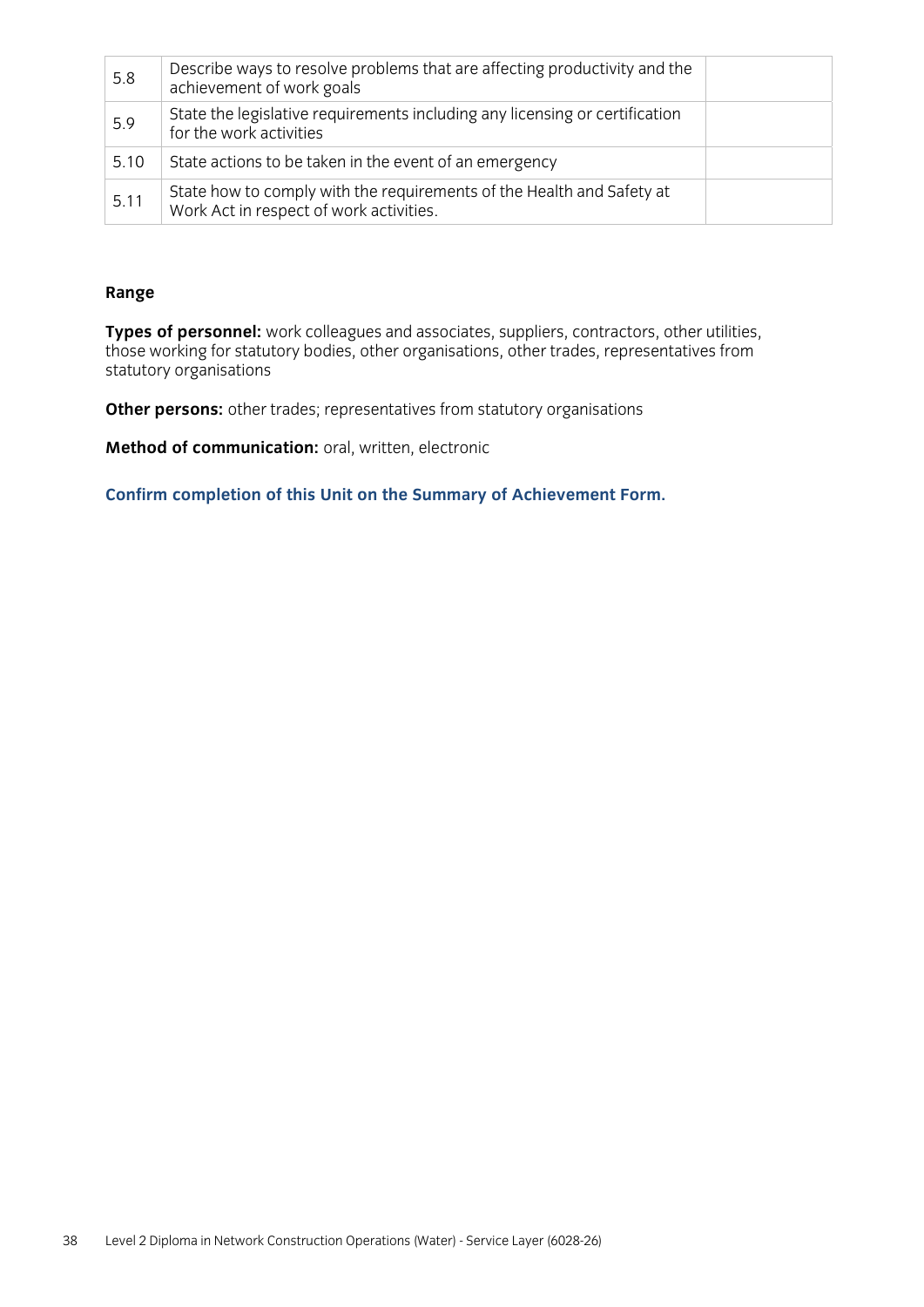| | | |
|---|---|---|
| 5.8 | Describe ways to resolve problems that are affecting productivity and the achievement of work goals | |
| 5.9 | State the legislative requirements including any licensing or certification for the work activities | |
| 5.10 | State actions to be taken in the event of an emergency | |
| 5.11 | State how to comply with the requirements of the Health and Safety at Work Act in respect of work activities. | |

**Range**

**Types of personnel:** work colleagues and associates, suppliers, contractors, other utilities, those working for statutory bodies, other organisations, other trades, representatives from statutory organisations

**Other persons:** other trades; representatives from statutory organisations

**Method of communication:** oral, written, electronic

**Confirm completion of this Unit on the Summary of Achievement Form.**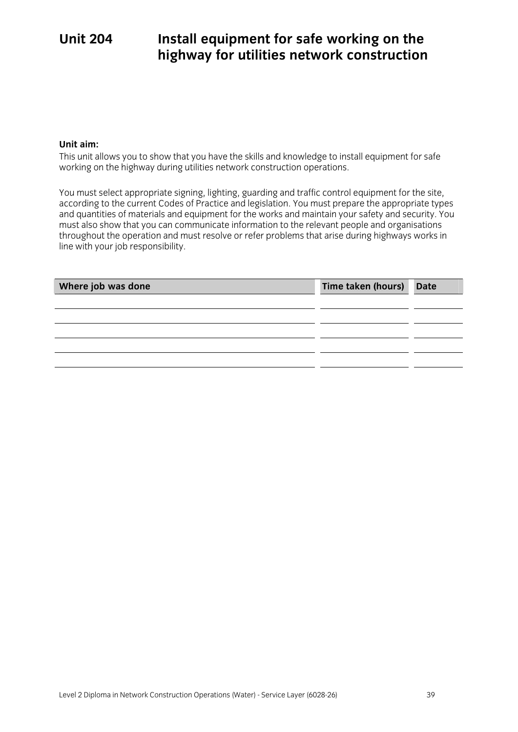# Unit 204 Install equipment for safe working on the highway for utilities network construction

**Unit aim:**

This unit allows you to show that you have the skills and knowledge to install equipment for safe working on the highway during utilities network construction operations.

You must select appropriate signing, lighting, guarding and traffic control equipment for the site, according to the current Codes of Practice and legislation. You must prepare the appropriate types and quantities of materials and equipment for the works and maintain your safety and security. You must also show that you can communicate information to the relevant people and organisations throughout the operation and must resolve or refer problems that arise during highways works in line with your job responsibility.

| Where job was done | Time taken (hours) | Date |
|---|---|---|
| | | |
| | | |
| | | |
| | | |
| | | |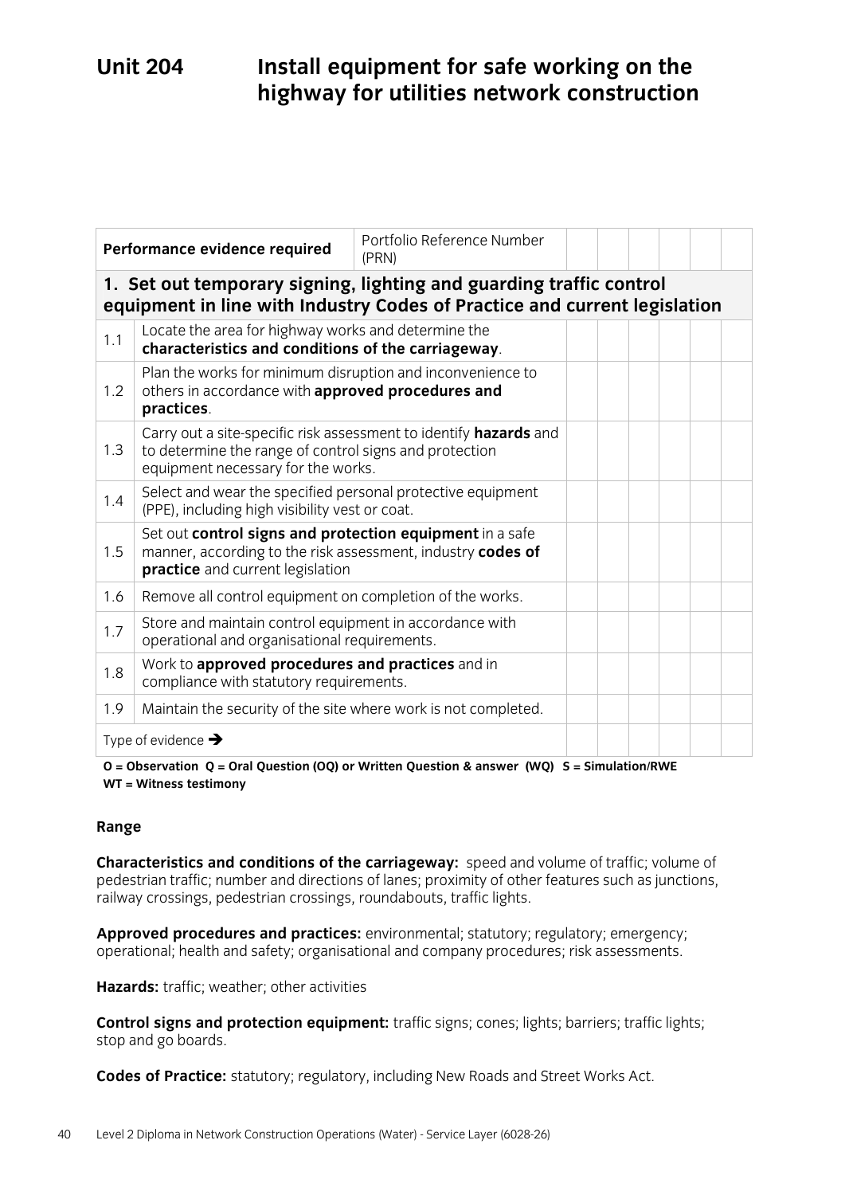# Unit 204 Install equipment for safe working on the highway for utilities network construction

| Performance evidence required | | Portfolio Reference Number (PRN) | | | | | | |
|---|---|---|---|---|---|---|---|---|
| **1. Set out temporary signing, lighting and guarding traffic control equipment in line with Industry Codes of Practice and current legislation** | | | | | | | | |
| 1.1 | Locate the area for highway works and determine the **characteristics and conditions of the carriageway**. | | | | | | | |
| 1.2 | Plan the works for minimum disruption and inconvenience to others in accordance with **approved procedures and practices**. | | | | | | | |
| 1.3 | Carry out a site-specific risk assessment to identify **hazards** and to determine the range of control signs and protection equipment necessary for the works. | | | | | | | |
| 1.4 | Select and wear the specified personal protective equipment (PPE), including high visibility vest or coat. | | | | | | | |
| 1.5 | Set out **control signs and protection equipment** in a safe manner, according to the risk assessment, industry **codes of practice** and current legislation | | | | | | | |
| 1.6 | Remove all control equipment on completion of the works. | | | | | | | |
| 1.7 | Store and maintain control equipment in accordance with operational and organisational requirements. | | | | | | | |
| 1.8 | Work to **approved procedures and practices** and in compliance with statutory requirements. | | | | | | | |
| 1.9 | Maintain the security of the site where work is not completed. | | | | | | | |
| Type of evidence ➔ | | | | | | | | |

**O = Observation Q = Oral Question (OQ) or Written Question & answer (WQ) S = Simulation/RWE WT = Witness testimony**

**Range**

**Characteristics and conditions of the carriageway:** speed and volume of traffic; volume of pedestrian traffic; number and directions of lanes; proximity of other features such as junctions, railway crossings, pedestrian crossings, roundabouts, traffic lights.

**Approved procedures and practices:** environmental; statutory; regulatory; emergency; operational; health and safety; organisational and company procedures; risk assessments.

**Hazards:** traffic; weather; other activities

**Control signs and protection equipment:** traffic signs; cones; lights; barriers; traffic lights; stop and go boards.

**Codes of Practice:** statutory; regulatory, including New Roads and Street Works Act.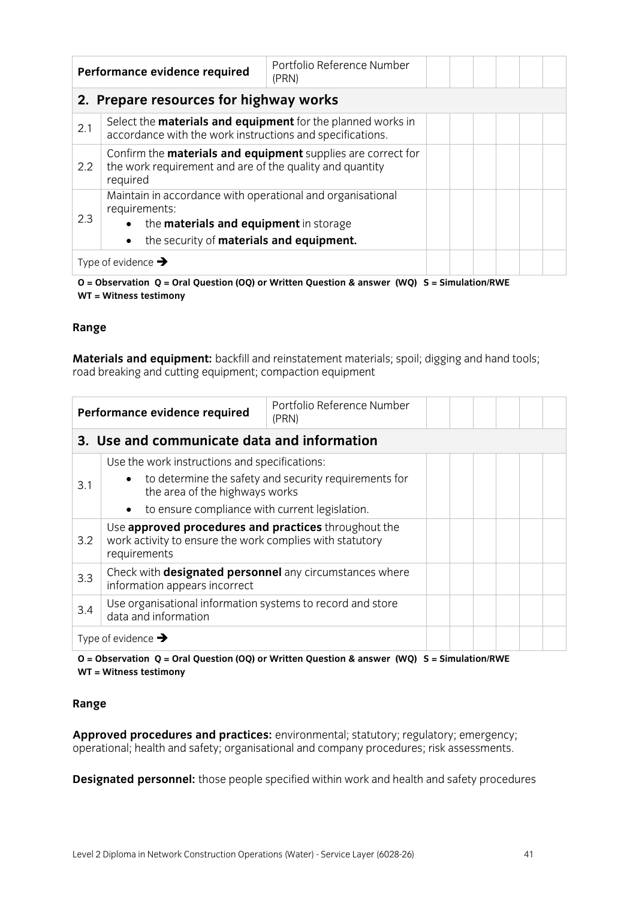| Performance evidence required | | Portfolio Reference Number (PRN) | | | | | | |
|---|---|---|---|---|---|---|---|---|
| **2. Prepare resources for highway works** | | | | | | | | |
| 2.1 | Select the **materials and equipment** for the planned works in accordance with the work instructions and specifications. | | | | | | | |
| 2.2 | Confirm the **materials and equipment** supplies are correct for the work requirement and are of the quality and quantity required | | | | | | | |
| 2.3 | Maintain in accordance with operational and organisational requirements:<br>• the **materials and equipment** in storage<br>• the security of **materials and equipment.** | | | | | | | |
| Type of evidence → | | | | | | | | |

**O = Observation Q = Oral Question (OQ) or Written Question & answer (WQ) S = Simulation/RWE WT = Witness testimony**

**Range**

**Materials and equipment:** backfill and reinstatement materials; spoil; digging and hand tools; road breaking and cutting equipment; compaction equipment

| Performance evidence required | | Portfolio Reference Number (PRN) | | | | | | |
|---|---|---|---|---|---|---|---|---|
| **3. Use and communicate data and information** | | | | | | | | |
| 3.1 | Use the work instructions and specifications:<br>• to determine the safety and security requirements for the area of the highways works<br>• to ensure compliance with current legislation. | | | | | | | |
| 3.2 | Use **approved procedures and practices** throughout the work activity to ensure the work complies with statutory requirements | | | | | | | |
| 3.3 | Check with **designated personnel** any circumstances where information appears incorrect | | | | | | | |
| 3.4 | Use organisational information systems to record and store data and information | | | | | | | |
| Type of evidence → | | | | | | | | |

**O = Observation Q = Oral Question (OQ) or Written Question & answer (WQ) S = Simulation/RWE WT = Witness testimony**

**Range**

**Approved procedures and practices:** environmental; statutory; regulatory; emergency; operational; health and safety; organisational and company procedures; risk assessments.

**Designated personnel:** those people specified within work and health and safety procedures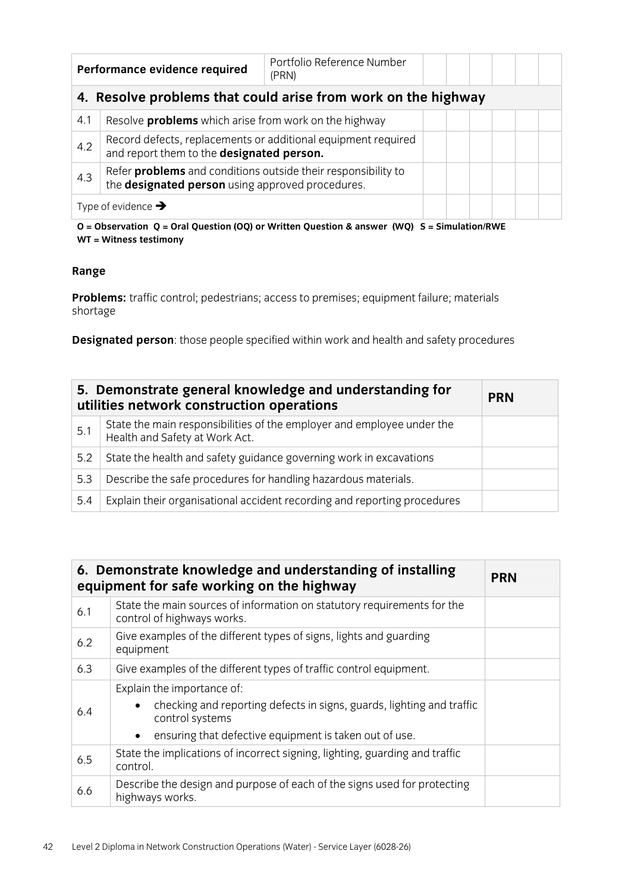| Performance evidence required | | Portfolio Reference Number (PRN) | | | | | | |
|---|---|---|---|---|---|---|---|---|
| **4. Resolve problems that could arise from work on the highway** | | | | | | | | |
| 4.1 | Resolve **problems** which arise from work on the highway | | | | | | | |
| 4.2 | Record defects, replacements or additional equipment required and report them to the **designated person.** | | | | | | | |
| 4.3 | Refer **problems** and conditions outside their responsibility to the **designated person** using approved procedures. | | | | | | | |
| Type of evidence ➔ | | | | | | | | |

**O = Observation Q = Oral Question (OQ) or Written Question & answer (WQ) S = Simulation/RWE WT = Witness testimony**

**Range**

**Problems:** traffic control; pedestrians; access to premises; equipment failure; materials shortage

**Designated person**: those people specified within work and health and safety procedures

| 5. Demonstrate general knowledge and understanding for utilities network construction operations | | PRN |
|---|---|---|
| 5.1 | State the main responsibilities of the employer and employee under the Health and Safety at Work Act. | |
| 5.2 | State the health and safety guidance governing work in excavations | |
| 5.3 | Describe the safe procedures for handling hazardous materials. | |
| 5.4 | Explain their organisational accident recording and reporting procedures | |

| 6. Demonstrate knowledge and understanding of installing equipment for safe working on the highway | | PRN |
|---|---|---|
| 6.1 | State the main sources of information on statutory requirements for the control of highways works. | |
| 6.2 | Give examples of the different types of signs, lights and guarding equipment | |
| 6.3 | Give examples of the different types of traffic control equipment. | |
| 6.4 | Explain the importance of:<br>• checking and reporting defects in signs, guards, lighting and traffic control systems<br>• ensuring that defective equipment is taken out of use. | |
| 6.5 | State the implications of incorrect signing, lighting, guarding and traffic control. | |
| 6.6 | Describe the design and purpose of each of the signs used for protecting highways works. | |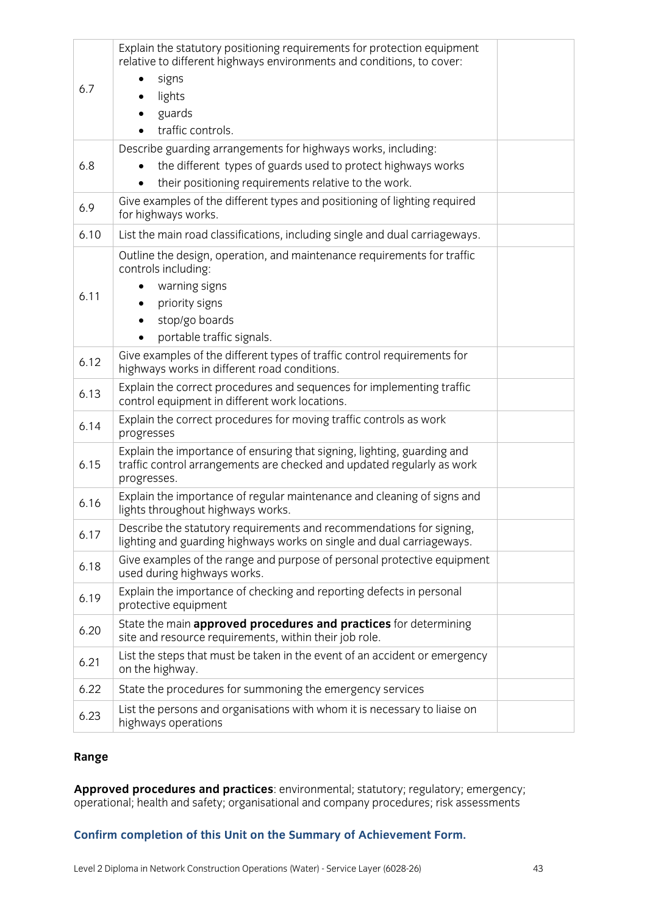| | | |
|---|---|---|
| 6.7 | Explain the statutory positioning requirements for protection equipment relative to different highways environments and conditions, to cover:<br>• signs<br>• lights<br>• guards<br>• traffic controls. | |
| 6.8 | Describe guarding arrangements for highways works, including:<br>• the different types of guards used to protect highways works<br>• their positioning requirements relative to the work. | |
| 6.9 | Give examples of the different types and positioning of lighting required for highways works. | |
| 6.10 | List the main road classifications, including single and dual carriageways. | |
| 6.11 | Outline the design, operation, and maintenance requirements for traffic controls including:<br>• warning signs<br>• priority signs<br>• stop/go boards<br>• portable traffic signals. | |
| 6.12 | Give examples of the different types of traffic control requirements for highways works in different road conditions. | |
| 6.13 | Explain the correct procedures and sequences for implementing traffic control equipment in different work locations. | |
| 6.14 | Explain the correct procedures for moving traffic controls as work progresses | |
| 6.15 | Explain the importance of ensuring that signing, lighting, guarding and traffic control arrangements are checked and updated regularly as work progresses. | |
| 6.16 | Explain the importance of regular maintenance and cleaning of signs and lights throughout highways works. | |
| 6.17 | Describe the statutory requirements and recommendations for signing, lighting and guarding highways works on single and dual carriageways. | |
| 6.18 | Give examples of the range and purpose of personal protective equipment used during highways works. | |
| 6.19 | Explain the importance of checking and reporting defects in personal protective equipment | |
| 6.20 | State the main **approved procedures and practices** for determining site and resource requirements, within their job role. | |
| 6.21 | List the steps that must be taken in the event of an accident or emergency on the highway. | |
| 6.22 | State the procedures for summoning the emergency services | |
| 6.23 | List the persons and organisations with whom it is necessary to liaise on highways operations | |

**Range**

**Approved procedures and practices**: environmental; statutory; regulatory; emergency; operational; health and safety; organisational and company procedures; risk assessments

**Confirm completion of this Unit on the Summary of Achievement Form.**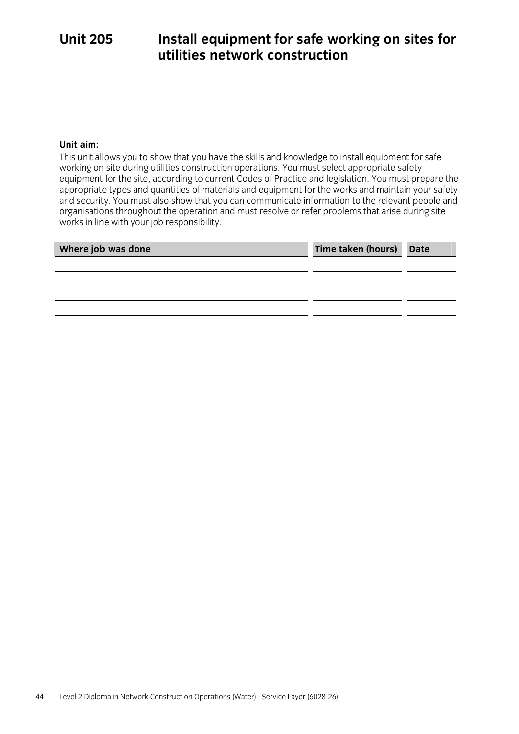# Unit 205 Install equipment for safe working on sites for utilities network construction

**Unit aim:**

This unit allows you to show that you have the skills and knowledge to install equipment for safe working on site during utilities construction operations. You must select appropriate safety equipment for the site, according to current Codes of Practice and legislation. You must prepare the appropriate types and quantities of materials and equipment for the works and maintain your safety and security. You must also show that you can communicate information to the relevant people and organisations throughout the operation and must resolve or refer problems that arise during site works in line with your job responsibility.

| Where job was done | Time taken (hours) | Date |
| --- | --- | --- |
| | | |
| | | |
| | | |
| | | |
| | | |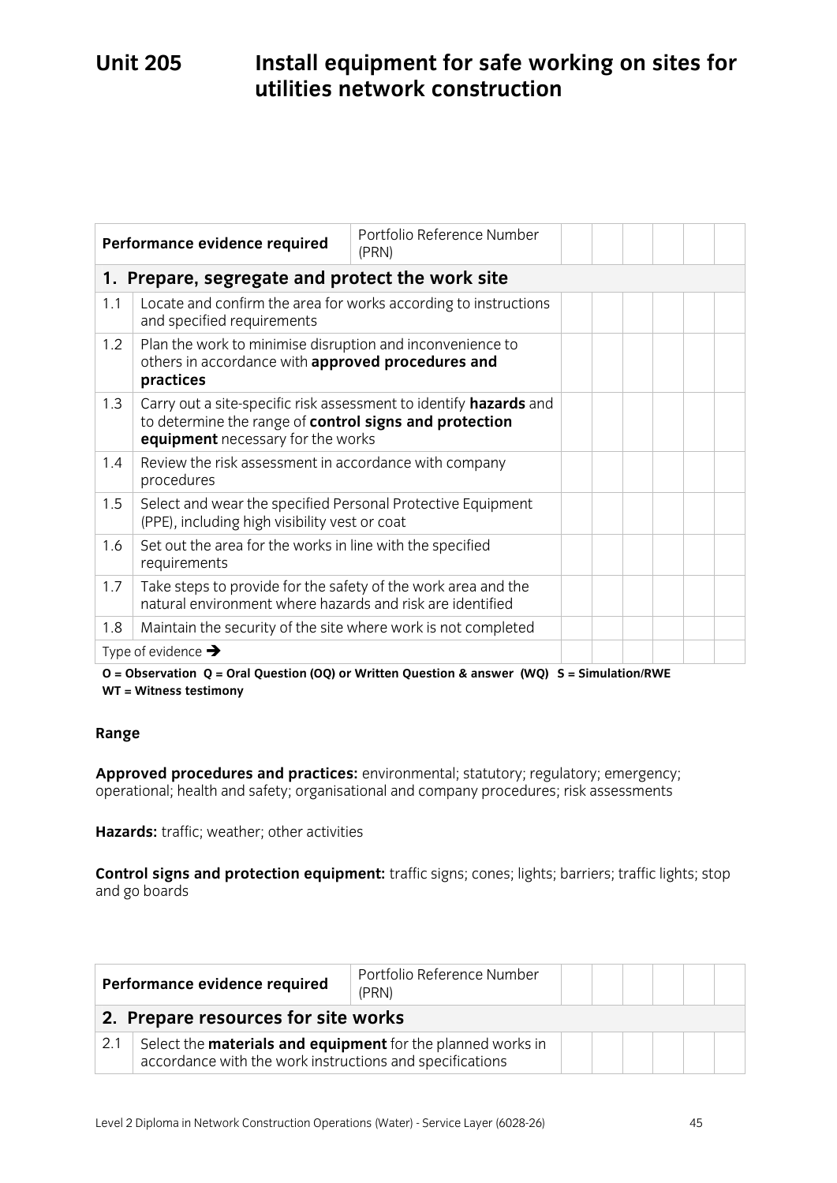# Unit 205 Install equipment for safe working on sites for utilities network construction

| Performance evidence required | | Portfolio Reference Number (PRN) | | | | | | |
|---|---|---|---|---|---|---|---|---|
| **1. Prepare, segregate and protect the work site** | | | | | | | | |
| 1.1 | Locate and confirm the area for works according to instructions and specified requirements | | | | | | | |
| 1.2 | Plan the work to minimise disruption and inconvenience to others in accordance with **approved procedures and practices** | | | | | | | |
| 1.3 | Carry out a site-specific risk assessment to identify **hazards** and to determine the range of **control signs and protection equipment** necessary for the works | | | | | | | |
| 1.4 | Review the risk assessment in accordance with company procedures | | | | | | | |
| 1.5 | Select and wear the specified Personal Protective Equipment (PPE), including high visibility vest or coat | | | | | | | |
| 1.6 | Set out the area for the works in line with the specified requirements | | | | | | | |
| 1.7 | Take steps to provide for the safety of the work area and the natural environment where hazards and risk are identified | | | | | | | |
| 1.8 | Maintain the security of the site where work is not completed | | | | | | | |
| Type of evidence → | | | | | | | | |

**O = Observation Q = Oral Question (OQ) or Written Question & answer (WQ) S = Simulation/RWE WT = Witness testimony**

**Range**

**Approved procedures and practices:** environmental; statutory; regulatory; emergency; operational; health and safety; organisational and company procedures; risk assessments

**Hazards:** traffic; weather; other activities

**Control signs and protection equipment:** traffic signs; cones; lights; barriers; traffic lights; stop and go boards

| Performance evidence required | | Portfolio Reference Number (PRN) | | | | | | |
|---|---|---|---|---|---|---|---|---|
| **2. Prepare resources for site works** | | | | | | | | |
| 2.1 | Select the **materials and equipment** for the planned works in accordance with the work instructions and specifications | | | | | | | |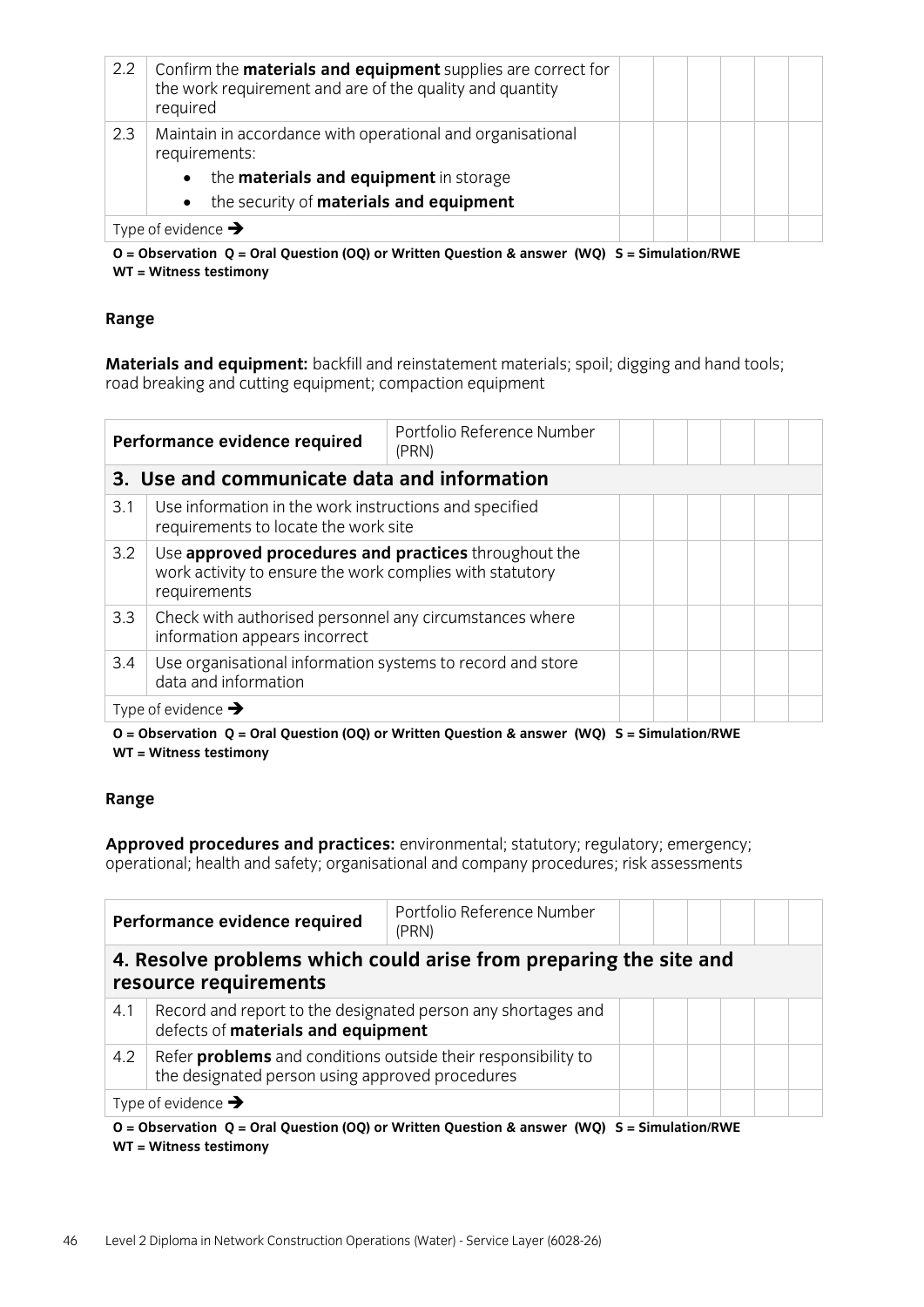| | | | | | | | |
|---|---|---|---|---|---|---|---|
| 2.2 | Confirm the **materials and equipment** supplies are correct for the work requirement and are of the quality and quantity required | | | | | | |
| 2.3 | Maintain in accordance with operational and organisational requirements:<br>• the **materials and equipment** in storage<br>• the security of **materials and equipment** | | | | | | |
| Type of evidence ➔ | | | | | | | |

**O = Observation Q = Oral Question (OQ) or Written Question & answer (WQ) S = Simulation/RWE WT = Witness testimony**

**Range**

**Materials and equipment:** backfill and reinstatement materials; spoil; digging and hand tools; road breaking and cutting equipment; compaction equipment

| Performance evidence required | | Portfolio Reference Number (PRN) | | | | | |
|---|---|---|---|---|---|---|---|
| **3. Use and communicate data and information** | | | | | | | |
| 3.1 | Use information in the work instructions and specified requirements to locate the work site | | | | | | |
| 3.2 | Use **approved procedures and practices** throughout the work activity to ensure the work complies with statutory requirements | | | | | | |
| 3.3 | Check with authorised personnel any circumstances where information appears incorrect | | | | | | |
| 3.4 | Use organisational information systems to record and store data and information | | | | | | |
| Type of evidence ➔ | | | | | | | |

**O = Observation Q = Oral Question (OQ) or Written Question & answer (WQ) S = Simulation/RWE WT = Witness testimony**

**Range**

**Approved procedures and practices:** environmental; statutory; regulatory; emergency; operational; health and safety; organisational and company procedures; risk assessments

| Performance evidence required | | Portfolio Reference Number (PRN) | | | | | |
|---|---|---|---|---|---|---|---|
| **4. Resolve problems which could arise from preparing the site and resource requirements** | | | | | | | |
| 4.1 | Record and report to the designated person any shortages and defects of **materials and equipment** | | | | | | |
| 4.2 | Refer **problems** and conditions outside their responsibility to the designated person using approved procedures | | | | | | |
| Type of evidence ➔ | | | | | | | |

**O = Observation Q = Oral Question (OQ) or Written Question & answer (WQ) S = Simulation/RWE WT = Witness testimony**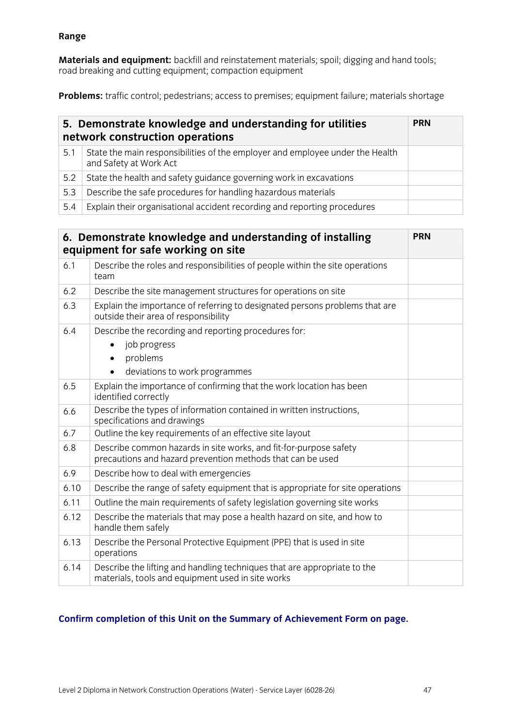**Range**

**Materials and equipment:** backfill and reinstatement materials; spoil; digging and hand tools; road breaking and cutting equipment; compaction equipment

**Problems:** traffic control; pedestrians; access to premises; equipment failure; materials shortage

| **5. Demonstrate knowledge and understanding for utilities network construction operations** | | **PRN** |
|---|---|---|
| 5.1 | State the main responsibilities of the employer and employee under the Health and Safety at Work Act | |
| 5.2 | State the health and safety guidance governing work in excavations | |
| 5.3 | Describe the safe procedures for handling hazardous materials | |
| 5.4 | Explain their organisational accident recording and reporting procedures | |

| **6. Demonstrate knowledge and understanding of installing equipment for safe working on site** | | **PRN** |
|---|---|---|
| 6.1 | Describe the roles and responsibilities of people within the site operations team | |
| 6.2 | Describe the site management structures for operations on site | |
| 6.3 | Explain the importance of referring to designated persons problems that are outside their area of responsibility | |
| 6.4 | Describe the recording and reporting procedures for: <br>• job progress <br>• problems <br>• deviations to work programmes | |
| 6.5 | Explain the importance of confirming that the work location has been identified correctly | |
| 6.6 | Describe the types of information contained in written instructions, specifications and drawings | |
| 6.7 | Outline the key requirements of an effective site layout | |
| 6.8 | Describe common hazards in site works, and fit-for-purpose safety precautions and hazard prevention methods that can be used | |
| 6.9 | Describe how to deal with emergencies | |
| 6.10 | Describe the range of safety equipment that is appropriate for site operations | |
| 6.11 | Outline the main requirements of safety legislation governing site works | |
| 6.12 | Describe the materials that may pose a health hazard on site, and how to handle them safely | |
| 6.13 | Describe the Personal Protective Equipment (PPE) that is used in site operations | |
| 6.14 | Describe the lifting and handling techniques that are appropriate to the materials, tools and equipment used in site works | |

**Confirm completion of this Unit on the Summary of Achievement Form on page.**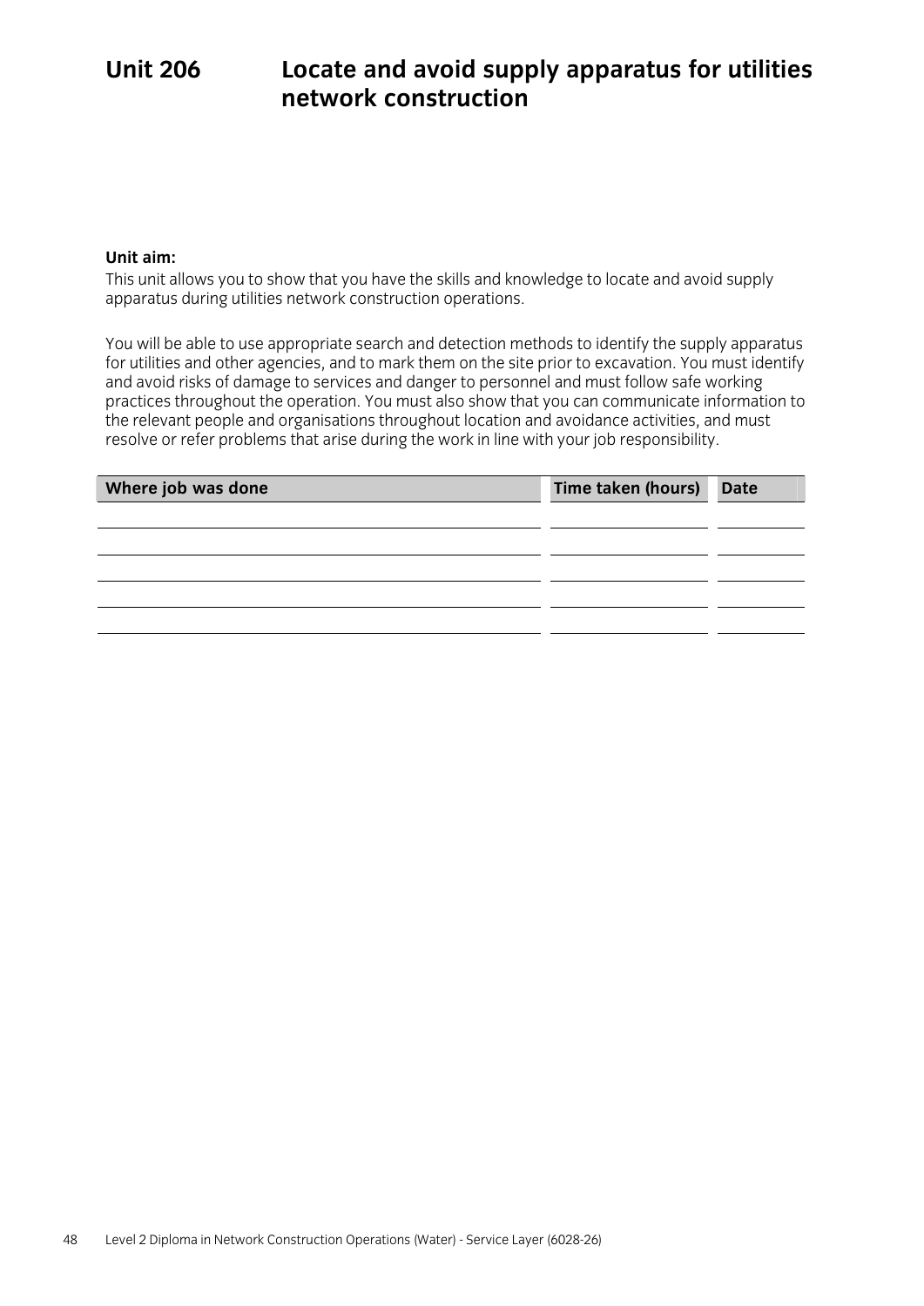# Unit 206 Locate and avoid supply apparatus for utilities network construction

**Unit aim:**

This unit allows you to show that you have the skills and knowledge to locate and avoid supply apparatus during utilities network construction operations.

You will be able to use appropriate search and detection methods to identify the supply apparatus for utilities and other agencies, and to mark them on the site prior to excavation. You must identify and avoid risks of damage to services and danger to personnel and must follow safe working practices throughout the operation. You must also show that you can communicate information to the relevant people and organisations throughout location and avoidance activities, and must resolve or refer problems that arise during the work in line with your job responsibility.

| Where job was done | Time taken (hours) | Date |
|---|---|---|
| | | |
| | | |
| | | |
| | | |
| | | |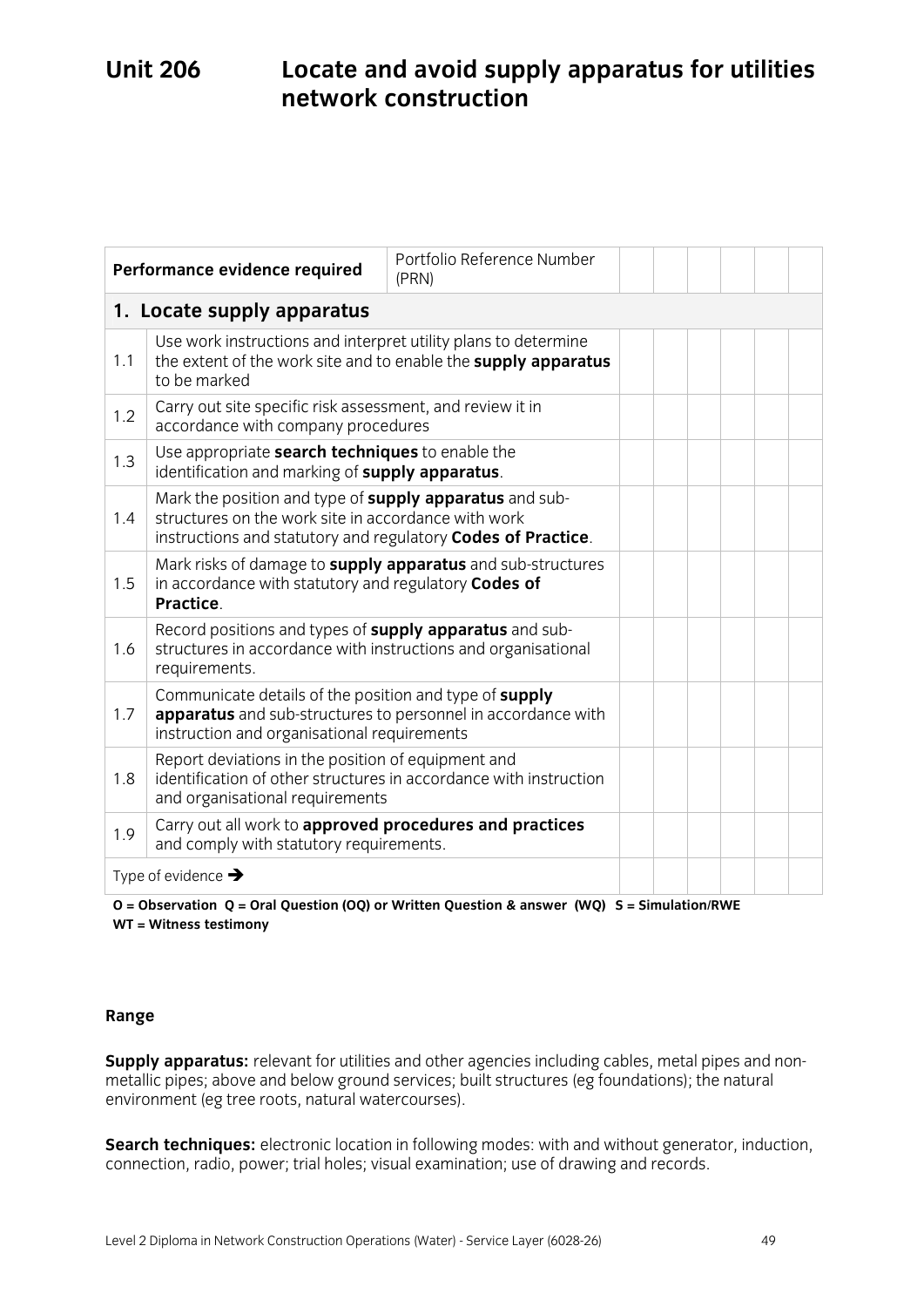# Unit 206 Locate and avoid supply apparatus for utilities network construction

| Performance evidence required | | Portfolio Reference Number (PRN) | | | | | | |
|---|---|---|---|---|---|---|---|---|
| **1. Locate supply apparatus** | | | | | | | | |
| 1.1 | Use work instructions and interpret utility plans to determine the extent of the work site and to enable the **supply apparatus** to be marked | | | | | | | |
| 1.2 | Carry out site specific risk assessment, and review it in accordance with company procedures | | | | | | | |
| 1.3 | Use appropriate **search techniques** to enable the identification and marking of **supply apparatus**. | | | | | | | |
| 1.4 | Mark the position and type of **supply apparatus** and sub-structures on the work site in accordance with work instructions and statutory and regulatory **Codes of Practice**. | | | | | | | |
| 1.5 | Mark risks of damage to **supply apparatus** and sub-structures in accordance with statutory and regulatory **Codes of Practice**. | | | | | | | |
| 1.6 | Record positions and types of **supply apparatus** and sub-structures in accordance with instructions and organisational requirements. | | | | | | | |
| 1.7 | Communicate details of the position and type of **supply apparatus** and sub-structures to personnel in accordance with instruction and organisational requirements | | | | | | | |
| 1.8 | Report deviations in the position of equipment and identification of other structures in accordance with instruction and organisational requirements | | | | | | | |
| 1.9 | Carry out all work to **approved procedures and practices** and comply with statutory requirements. | | | | | | | |
| Type of evidence ➔ | | | | | | | | |

**O = Observation Q = Oral Question (OQ) or Written Question & answer (WQ) S = Simulation/RWE WT = Witness testimony**

**Range**

**Supply apparatus:** relevant for utilities and other agencies including cables, metal pipes and non-metallic pipes; above and below ground services; built structures (eg foundations); the natural environment (eg tree roots, natural watercourses).

**Search techniques:** electronic location in following modes: with and without generator, induction, connection, radio, power; trial holes; visual examination; use of drawing and records.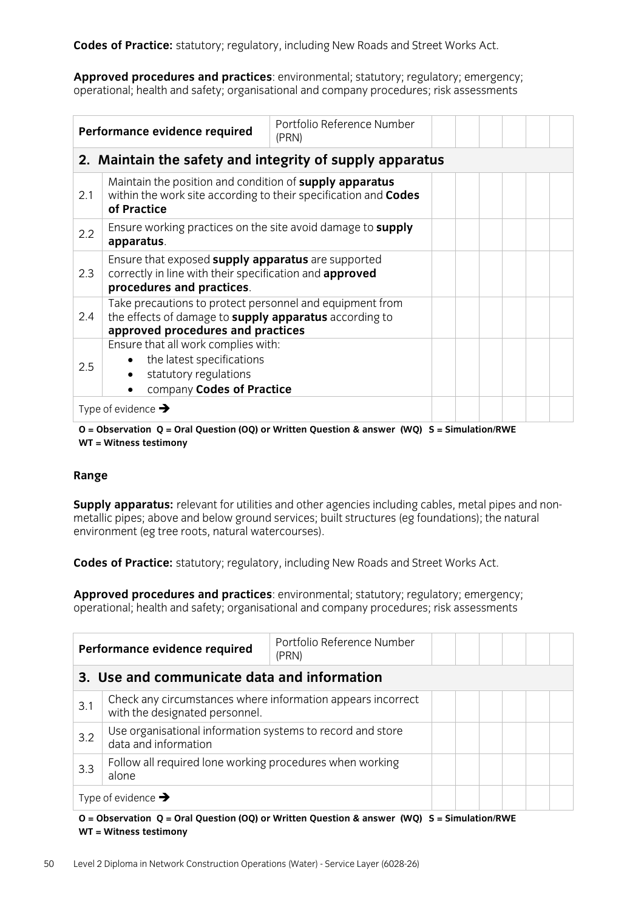**Codes of Practice:** statutory; regulatory, including New Roads and Street Works Act.

**Approved procedures and practices**: environmental; statutory; regulatory; emergency; operational; health and safety; organisational and company procedures; risk assessments

| Performance evidence required | | Portfolio Reference Number (PRN) | | | | | | |
|---|---|---|---|---|---|---|---|---|
| **2. Maintain the safety and integrity of supply apparatus** | | | | | | | | |
| 2.1 | Maintain the position and condition of **supply apparatus** within the work site according to their specification and **Codes of Practice** | | | | | | | |
| 2.2 | Ensure working practices on the site avoid damage to **supply apparatus**. | | | | | | | |
| 2.3 | Ensure that exposed **supply apparatus** are supported correctly in line with their specification and **approved procedures and practices**. | | | | | | | |
| 2.4 | Take precautions to protect personnel and equipment from the effects of damage to **supply apparatus** according to **approved procedures and practices** | | | | | | | |
| 2.5 | Ensure that all work complies with:<br>• the latest specifications<br>• statutory regulations<br>• company **Codes of Practice** | | | | | | | |
| Type of evidence → | | | | | | | | |

**O = Observation Q = Oral Question (OQ) or Written Question & answer (WQ) S = Simulation/RWE WT = Witness testimony**

**Range**

**Supply apparatus:** relevant for utilities and other agencies including cables, metal pipes and non-metallic pipes; above and below ground services; built structures (eg foundations); the natural environment (eg tree roots, natural watercourses).

**Codes of Practice:** statutory; regulatory, including New Roads and Street Works Act.

**Approved procedures and practices**: environmental; statutory; regulatory; emergency; operational; health and safety; organisational and company procedures; risk assessments

| Performance evidence required | | Portfolio Reference Number (PRN) | | | | | | |
|---|---|---|---|---|---|---|---|---|
| **3. Use and communicate data and information** | | | | | | | | |
| 3.1 | Check any circumstances where information appears incorrect with the designated personnel. | | | | | | | |
| 3.2 | Use organisational information systems to record and store data and information | | | | | | | |
| 3.3 | Follow all required lone working procedures when working alone | | | | | | | |
| Type of evidence → | | | | | | | | |

**O = Observation Q = Oral Question (OQ) or Written Question & answer (WQ) S = Simulation/RWE WT = Witness testimony**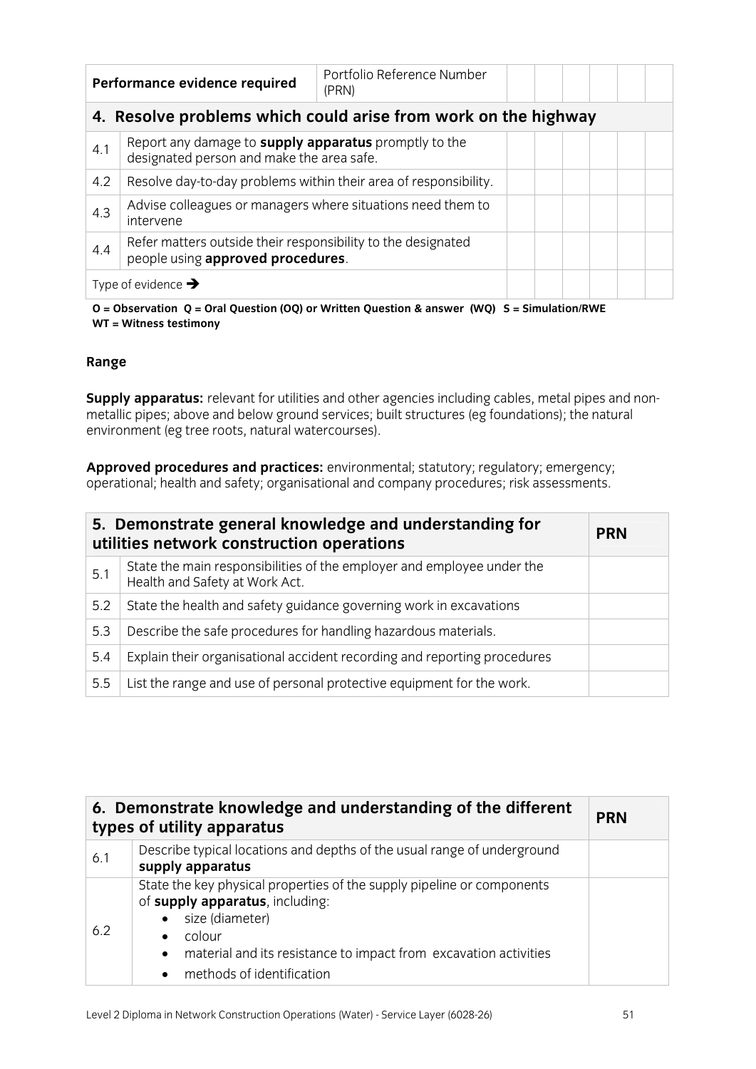| Performance evidence required | | Portfolio Reference Number (PRN) | | | | | | |
|---|---|---|---|---|---|---|---|---|
| **4. Resolve problems which could arise from work on the highway** | | | | | | | | |
| 4.1 | Report any damage to **supply apparatus** promptly to the designated person and make the area safe. | | | | | | | |
| 4.2 | Resolve day-to-day problems within their area of responsibility. | | | | | | | |
| 4.3 | Advise colleagues or managers where situations need them to intervene | | | | | | | |
| 4.4 | Refer matters outside their responsibility to the designated people using **approved procedures**. | | | | | | | |
| Type of evidence ➔ | | | | | | | | |

**O = Observation Q = Oral Question (OQ) or Written Question & answer (WQ) S = Simulation/RWE WT = Witness testimony**

**Range**

**Supply apparatus:** relevant for utilities and other agencies including cables, metal pipes and non-metallic pipes; above and below ground services; built structures (eg foundations); the natural environment (eg tree roots, natural watercourses).

**Approved procedures and practices:** environmental; statutory; regulatory; emergency; operational; health and safety; organisational and company procedures; risk assessments.

| **5. Demonstrate general knowledge and understanding for utilities network construction operations** | | **PRN** |
|---|---|---|
| 5.1 | State the main responsibilities of the employer and employee under the Health and Safety at Work Act. | |
| 5.2 | State the health and safety guidance governing work in excavations | |
| 5.3 | Describe the safe procedures for handling hazardous materials. | |
| 5.4 | Explain their organisational accident recording and reporting procedures | |
| 5.5 | List the range and use of personal protective equipment for the work. | |

| **6. Demonstrate knowledge and understanding of the different types of utility apparatus** | | **PRN** |
|---|---|---|
| 6.1 | Describe typical locations and depths of the usual range of underground **supply apparatus** | |
| 6.2 | State the key physical properties of the supply pipeline or components of **supply apparatus**, including:<br>• size (diameter)<br>• colour<br>• material and its resistance to impact from excavation activities<br>• methods of identification | |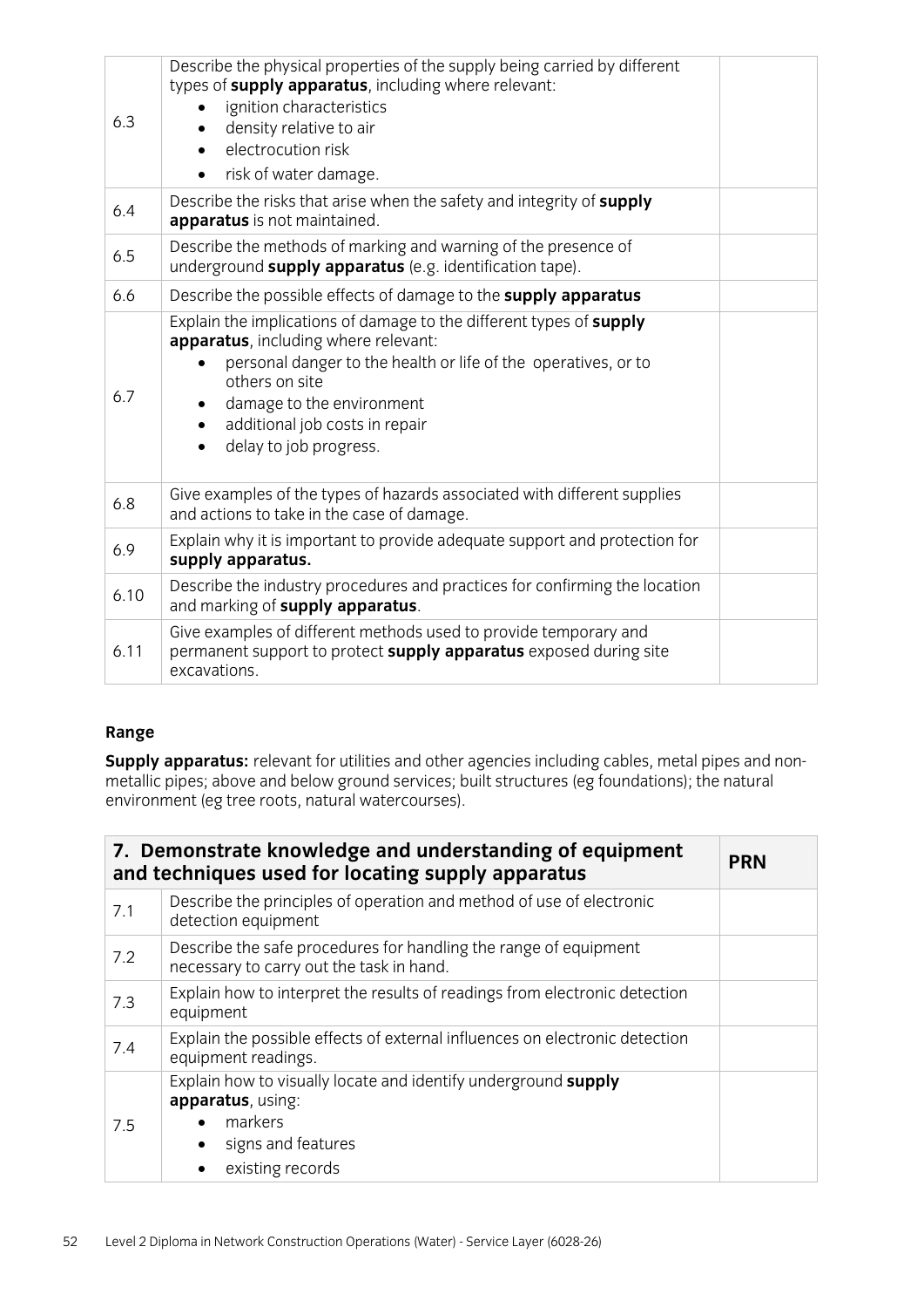| | | |
|---|---|---|
| 6.3 | Describe the physical properties of the supply being carried by different types of **supply apparatus**, including where relevant:<br>• ignition characteristics<br>• density relative to air<br>• electrocution risk<br>• risk of water damage. | |
| 6.4 | Describe the risks that arise when the safety and integrity of **supply apparatus** is not maintained. | |
| 6.5 | Describe the methods of marking and warning of the presence of underground **supply apparatus** (e.g. identification tape). | |
| 6.6 | Describe the possible effects of damage to the **supply apparatus** | |
| 6.7 | Explain the implications of damage to the different types of **supply apparatus**, including where relevant:<br>• personal danger to the health or life of the operatives, or to others on site<br>• damage to the environment<br>• additional job costs in repair<br>• delay to job progress. | |
| 6.8 | Give examples of the types of hazards associated with different supplies and actions to take in the case of damage. | |
| 6.9 | Explain why it is important to provide adequate support and protection for **supply apparatus.** | |
| 6.10 | Describe the industry procedures and practices for confirming the location and marking of **supply apparatus**. | |
| 6.11 | Give examples of different methods used to provide temporary and permanent support to protect **supply apparatus** exposed during site excavations. | |

### Range

**Supply apparatus:** relevant for utilities and other agencies including cables, metal pipes and non-metallic pipes; above and below ground services; built structures (eg foundations); the natural environment (eg tree roots, natural watercourses).

| **7. Demonstrate knowledge and understanding of equipment and techniques used for locating supply apparatus** | | **PRN** |
|---|---|---|
| 7.1 | Describe the principles of operation and method of use of electronic detection equipment | |
| 7.2 | Describe the safe procedures for handling the range of equipment necessary to carry out the task in hand. | |
| 7.3 | Explain how to interpret the results of readings from electronic detection equipment | |
| 7.4 | Explain the possible effects of external influences on electronic detection equipment readings. | |
| 7.5 | Explain how to visually locate and identify underground **supply apparatus**, using:<br>• markers<br>• signs and features<br>• existing records | |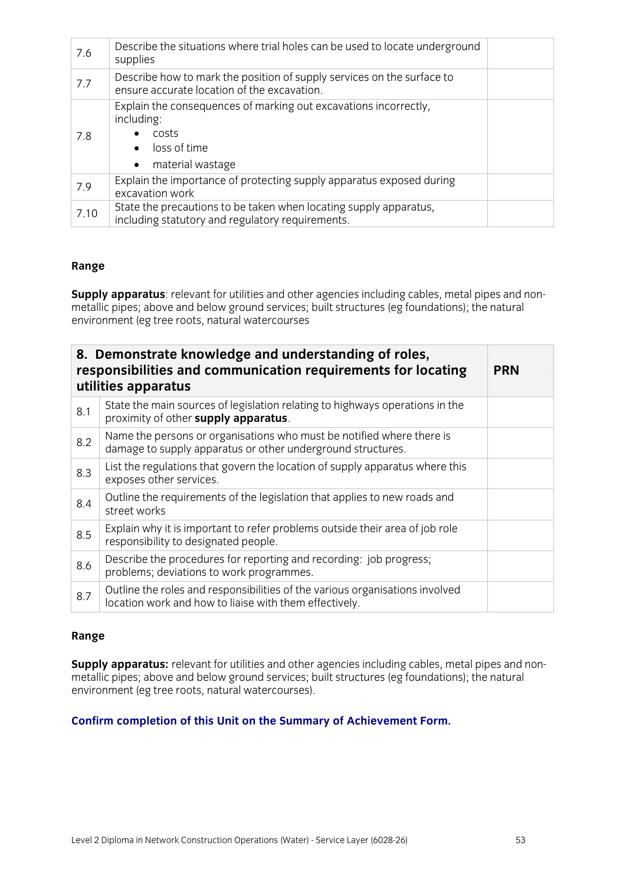| | | |
|---|---|---|
| 7.6 | Describe the situations where trial holes can be used to locate underground supplies | |
| 7.7 | Describe how to mark the position of supply services on the surface to ensure accurate location of the excavation. | |
| 7.8 | Explain the consequences of marking out excavations incorrectly, including:<br>• costs<br>• loss of time<br>• material wastage | |
| 7.9 | Explain the importance of protecting supply apparatus exposed during excavation work | |
| 7.10 | State the precautions to be taken when locating supply apparatus, including statutory and regulatory requirements. | |

**Range**

**Supply apparatus**: relevant for utilities and other agencies including cables, metal pipes and non-metallic pipes; above and below ground services; built structures (eg foundations); the natural environment (eg tree roots, natural watercourses

| **8. Demonstrate knowledge and understanding of roles, responsibilities and communication requirements for locating utilities apparatus** | | **PRN** |
|---|---|---|
| 8.1 | State the main sources of legislation relating to highways operations in the proximity of other **supply apparatus**. | |
| 8.2 | Name the persons or organisations who must be notified where there is damage to supply apparatus or other underground structures. | |
| 8.3 | List the regulations that govern the location of supply apparatus where this exposes other services. | |
| 8.4 | Outline the requirements of the legislation that applies to new roads and street works | |
| 8.5 | Explain why it is important to refer problems outside their area of job role responsibility to designated people. | |
| 8.6 | Describe the procedures for reporting and recording: job progress; problems; deviations to work programmes. | |
| 8.7 | Outline the roles and responsibilities of the various organisations involved location work and how to liaise with them effectively. | |

**Range**

**Supply apparatus:** relevant for utilities and other agencies including cables, metal pipes and non-metallic pipes; above and below ground services; built structures (eg foundations); the natural environment (eg tree roots, natural watercourses).

**Confirm completion of this Unit on the Summary of Achievement Form.**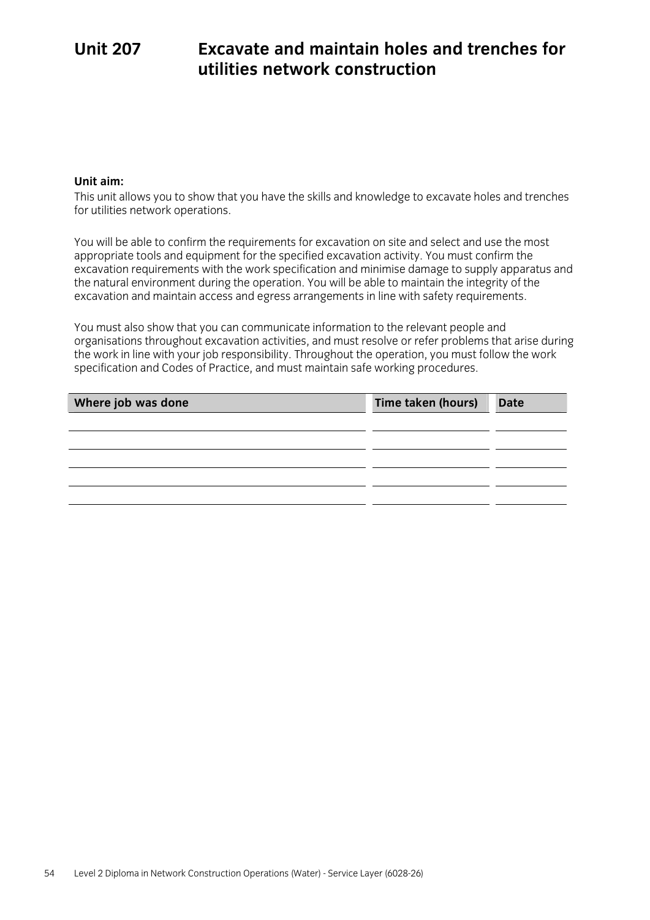# Unit 207 Excavate and maintain holes and trenches for utilities network construction

**Unit aim:**

This unit allows you to show that you have the skills and knowledge to excavate holes and trenches for utilities network operations.

You will be able to confirm the requirements for excavation on site and select and use the most appropriate tools and equipment for the specified excavation activity. You must confirm the excavation requirements with the work specification and minimise damage to supply apparatus and the natural environment during the operation. You will be able to maintain the integrity of the excavation and maintain access and egress arrangements in line with safety requirements.

You must also show that you can communicate information to the relevant people and organisations throughout excavation activities, and must resolve or refer problems that arise during the work in line with your job responsibility. Throughout the operation, you must follow the work specification and Codes of Practice, and must maintain safe working procedures.

| Where job was done | Time taken (hours) | Date |
|---|---|---|
| | | |
| | | |
| | | |
| | | |
| | | |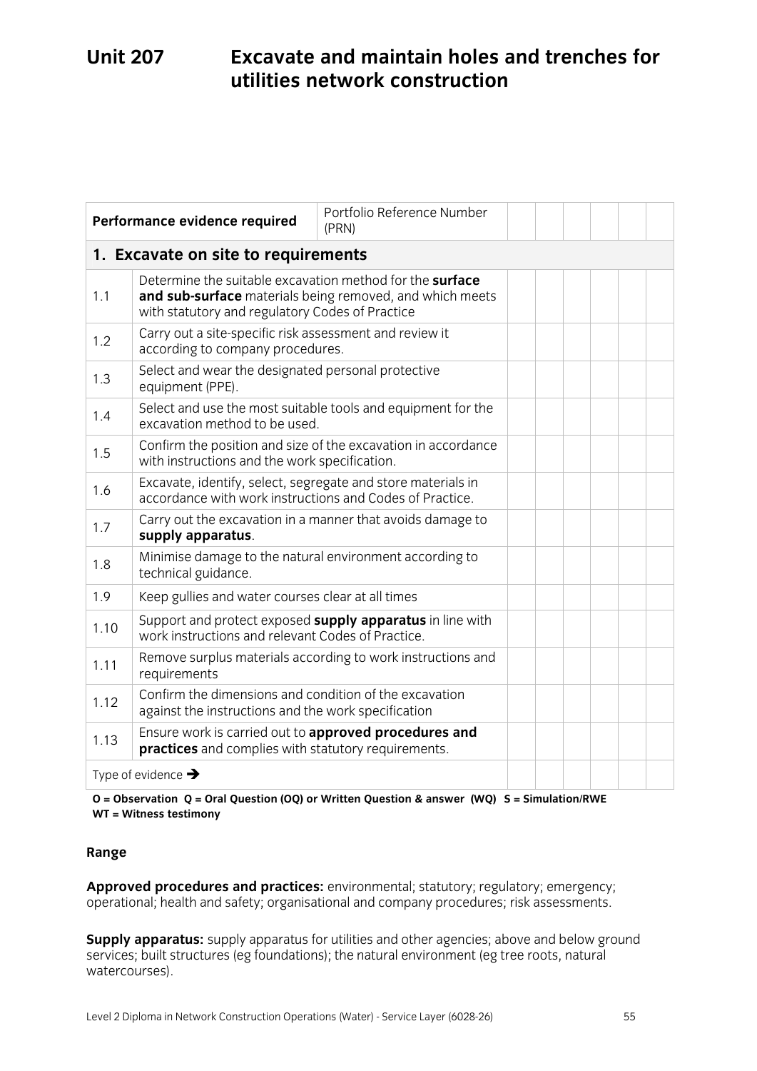# Unit 207 Excavate and maintain holes and trenches for utilities network construction

| Performance evidence required | | Portfolio Reference Number (PRN) | | | | | | |
|---|---|---|---|---|---|---|---|---|
| **1. Excavate on site to requirements** | | | | | | | | |
| 1.1 | Determine the suitable excavation method for the **surface and sub-surface** materials being removed, and which meets with statutory and regulatory Codes of Practice | | | | | | | |
| 1.2 | Carry out a site-specific risk assessment and review it according to company procedures. | | | | | | | |
| 1.3 | Select and wear the designated personal protective equipment (PPE). | | | | | | | |
| 1.4 | Select and use the most suitable tools and equipment for the excavation method to be used. | | | | | | | |
| 1.5 | Confirm the position and size of the excavation in accordance with instructions and the work specification. | | | | | | | |
| 1.6 | Excavate, identify, select, segregate and store materials in accordance with work instructions and Codes of Practice. | | | | | | | |
| 1.7 | Carry out the excavation in a manner that avoids damage to **supply apparatus**. | | | | | | | |
| 1.8 | Minimise damage to the natural environment according to technical guidance. | | | | | | | |
| 1.9 | Keep gullies and water courses clear at all times | | | | | | | |
| 1.10 | Support and protect exposed **supply apparatus** in line with work instructions and relevant Codes of Practice. | | | | | | | |
| 1.11 | Remove surplus materials according to work instructions and requirements | | | | | | | |
| 1.12 | Confirm the dimensions and condition of the excavation against the instructions and the work specification | | | | | | | |
| 1.13 | Ensure work is carried out to **approved procedures and practices** and complies with statutory requirements. | | | | | | | |
| Type of evidence → | | | | | | | | |

**O = Observation Q = Oral Question (OQ) or Written Question & answer (WQ) S = Simulation/RWE WT = Witness testimony**

**Range**

**Approved procedures and practices:** environmental; statutory; regulatory; emergency; operational; health and safety; organisational and company procedures; risk assessments.

**Supply apparatus:** supply apparatus for utilities and other agencies; above and below ground services; built structures (eg foundations); the natural environment (eg tree roots, natural watercourses).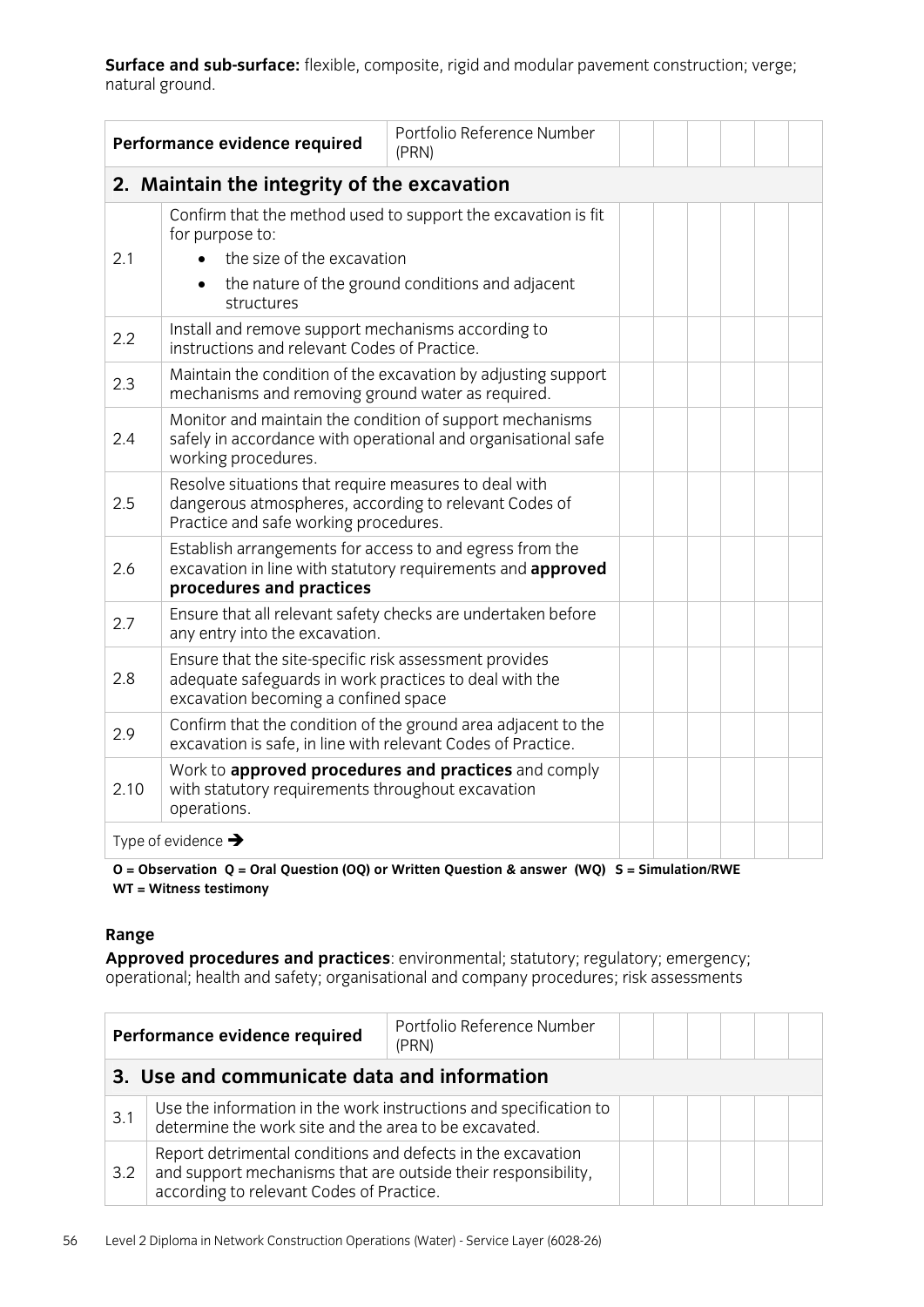**Surface and sub-surface:** flexible, composite, rigid and modular pavement construction; verge; natural ground.

| Performance evidence required | | Portfolio Reference Number (PRN) | | | | | | |
|---|---|---|---|---|---|---|---|---|
| **2. Maintain the integrity of the excavation** | | | | | | | | |
| 2.1 | Confirm that the method used to support the excavation is fit for purpose to: <br>• the size of the excavation <br>• the nature of the ground conditions and adjacent structures | | | | | | | |
| 2.2 | Install and remove support mechanisms according to instructions and relevant Codes of Practice. | | | | | | | |
| 2.3 | Maintain the condition of the excavation by adjusting support mechanisms and removing ground water as required. | | | | | | | |
| 2.4 | Monitor and maintain the condition of support mechanisms safely in accordance with operational and organisational safe working procedures. | | | | | | | |
| 2.5 | Resolve situations that require measures to deal with dangerous atmospheres, according to relevant Codes of Practice and safe working procedures. | | | | | | | |
| 2.6 | Establish arrangements for access to and egress from the excavation in line with statutory requirements and **approved procedures and practices** | | | | | | | |
| 2.7 | Ensure that all relevant safety checks are undertaken before any entry into the excavation. | | | | | | | |
| 2.8 | Ensure that the site-specific risk assessment provides adequate safeguards in work practices to deal with the excavation becoming a confined space | | | | | | | |
| 2.9 | Confirm that the condition of the ground area adjacent to the excavation is safe, in line with relevant Codes of Practice. | | | | | | | |
| 2.10 | Work to **approved procedures and practices** and comply with statutory requirements throughout excavation operations. | | | | | | | |
| Type of evidence ➔ | | | | | | | | |

**O = Observation Q = Oral Question (OQ) or Written Question & answer (WQ) S = Simulation/RWE WT = Witness testimony**

### Range

**Approved procedures and practices**: environmental; statutory; regulatory; emergency; operational; health and safety; organisational and company procedures; risk assessments

| Performance evidence required | | Portfolio Reference Number (PRN) | | | | | | |
|---|---|---|---|---|---|---|---|---|
| **3. Use and communicate data and information** | | | | | | | | |
| 3.1 | Use the information in the work instructions and specification to determine the work site and the area to be excavated. | | | | | | | |
| 3.2 | Report detrimental conditions and defects in the excavation and support mechanisms that are outside their responsibility, according to relevant Codes of Practice. | | | | | | | |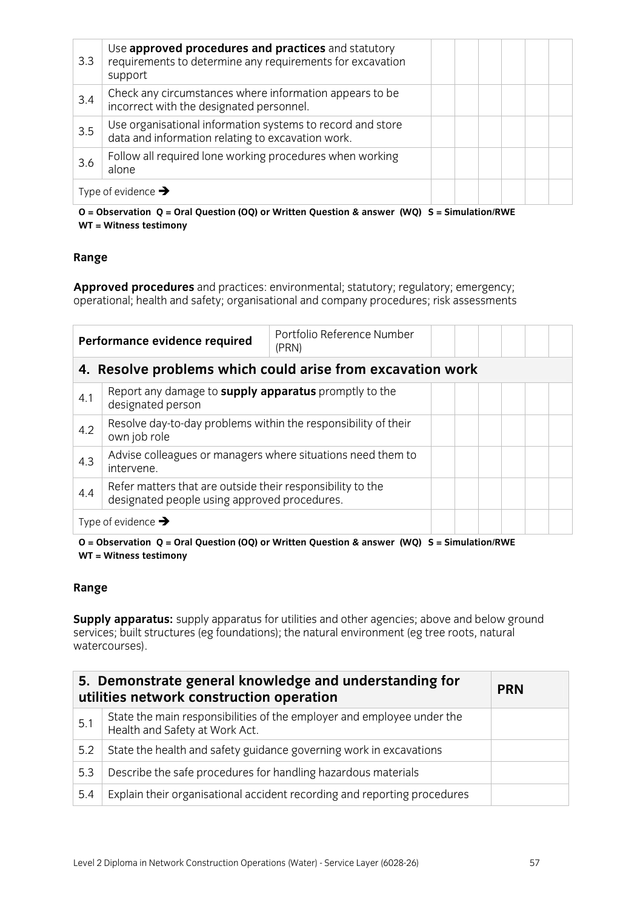| | | | | | | | |
|---|---|---|---|---|---|---|---|
| 3.3 | Use **approved procedures and practices** and statutory requirements to determine any requirements for excavation support | | | | | | |
| 3.4 | Check any circumstances where information appears to be incorrect with the designated personnel. | | | | | | |
| 3.5 | Use organisational information systems to record and store data and information relating to excavation work. | | | | | | |
| 3.6 | Follow all required lone working procedures when working alone | | | | | | |
| Type of evidence ➔ | | | | | | | |

**O = Observation Q = Oral Question (OQ) or Written Question & answer (WQ) S = Simulation/RWE WT = Witness testimony**

**Range**

**Approved procedures** and practices: environmental; statutory; regulatory; emergency; operational; health and safety; organisational and company procedures; risk assessments

| Performance evidence required | | Portfolio Reference Number (PRN) | | | | | |
|---|---|---|---|---|---|---|---|
| **4. Resolve problems which could arise from excavation work** | | | | | | | |
| 4.1 | Report any damage to **supply apparatus** promptly to the designated person | | | | | | |
| 4.2 | Resolve day-to-day problems within the responsibility of their own job role | | | | | | |
| 4.3 | Advise colleagues or managers where situations need them to intervene. | | | | | | |
| 4.4 | Refer matters that are outside their responsibility to the designated people using approved procedures. | | | | | | |
| Type of evidence ➔ | | | | | | | |

**O = Observation Q = Oral Question (OQ) or Written Question & answer (WQ) S = Simulation/RWE WT = Witness testimony**

**Range**

**Supply apparatus:** supply apparatus for utilities and other agencies; above and below ground services; built structures (eg foundations); the natural environment (eg tree roots, natural watercourses).

| **5. Demonstrate general knowledge and understanding for utilities network construction operation** | | **PRN** |
|---|---|---|
| 5.1 | State the main responsibilities of the employer and employee under the Health and Safety at Work Act. | |
| 5.2 | State the health and safety guidance governing work in excavations | |
| 5.3 | Describe the safe procedures for handling hazardous materials | |
| 5.4 | Explain their organisational accident recording and reporting procedures | |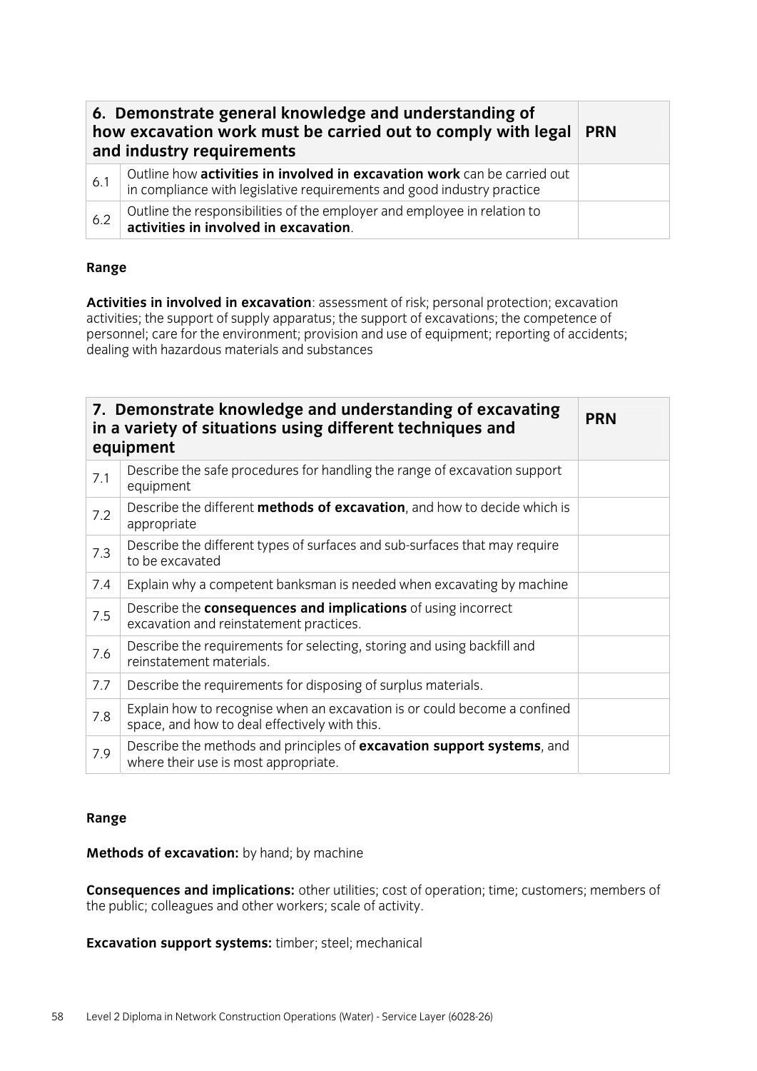| 6. Demonstrate general knowledge and understanding of how excavation work must be carried out to comply with legal and industry requirements | | PRN |
|---|---|---|
| 6.1 | Outline how **activities in involved in excavation work** can be carried out in compliance with legislative requirements and good industry practice | |
| 6.2 | Outline the responsibilities of the employer and employee in relation to **activities in involved in excavation**. | |

**Range**

**Activities in involved in excavation**: assessment of risk; personal protection; excavation activities; the support of supply apparatus; the support of excavations; the competence of personnel; care for the environment; provision and use of equipment; reporting of accidents; dealing with hazardous materials and substances

| 7. Demonstrate knowledge and understanding of excavating in a variety of situations using different techniques and equipment | | PRN |
|---|---|---|
| 7.1 | Describe the safe procedures for handling the range of excavation support equipment | |
| 7.2 | Describe the different **methods of excavation**, and how to decide which is appropriate | |
| 7.3 | Describe the different types of surfaces and sub-surfaces that may require to be excavated | |
| 7.4 | Explain why a competent banksman is needed when excavating by machine | |
| 7.5 | Describe the **consequences and implications** of using incorrect excavation and reinstatement practices. | |
| 7.6 | Describe the requirements for selecting, storing and using backfill and reinstatement materials. | |
| 7.7 | Describe the requirements for disposing of surplus materials. | |
| 7.8 | Explain how to recognise when an excavation is or could become a confined space, and how to deal effectively with this. | |
| 7.9 | Describe the methods and principles of **excavation support systems**, and where their use is most appropriate. | |

**Range**

**Methods of excavation:** by hand; by machine

**Consequences and implications:** other utilities; cost of operation; time; customers; members of the public; colleagues and other workers; scale of activity.

**Excavation support systems:** timber; steel; mechanical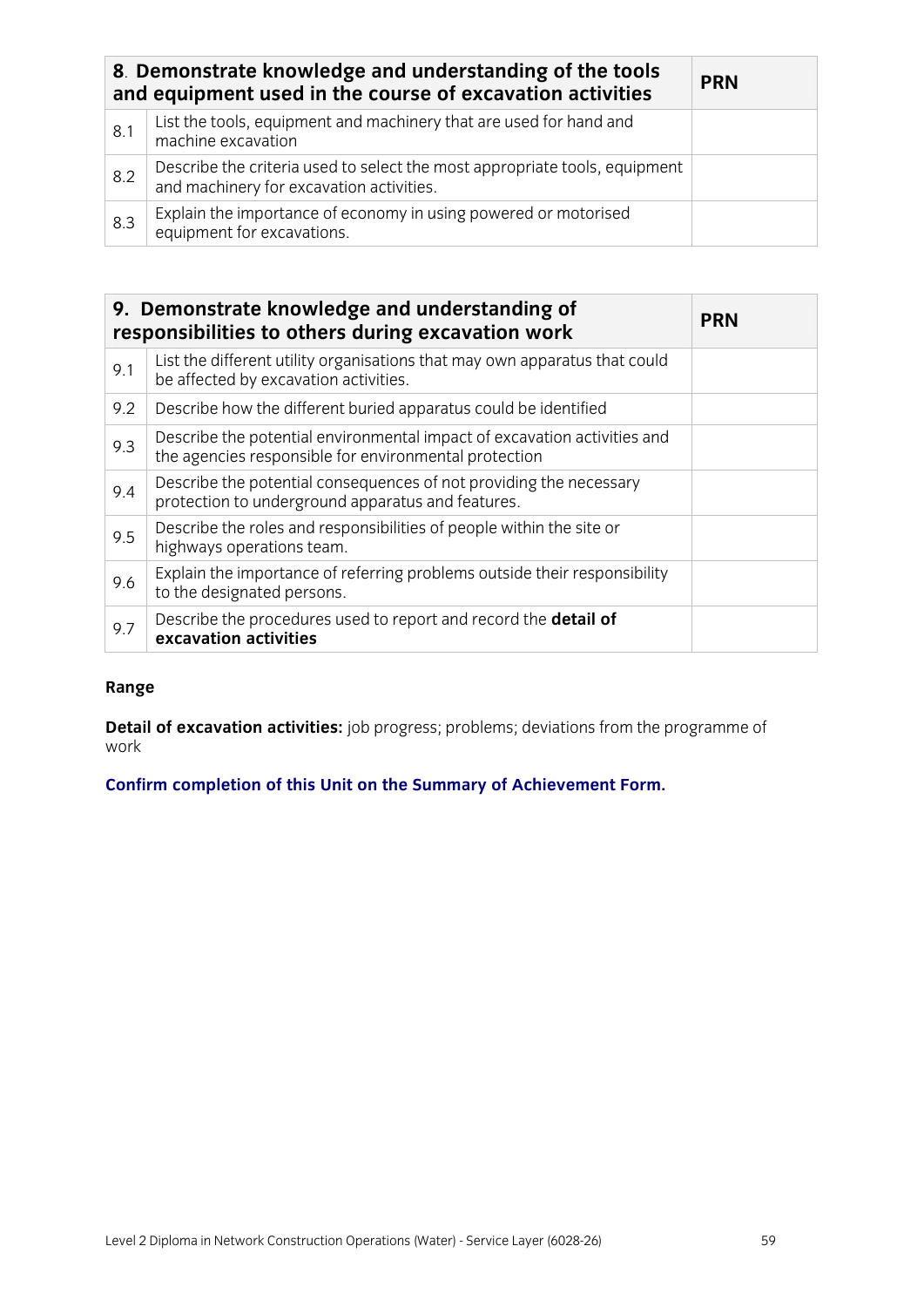| 8. Demonstrate knowledge and understanding of the tools and equipment used in the course of excavation activities | | PRN |
|---|---|---|
| 8.1 | List the tools, equipment and machinery that are used for hand and machine excavation | |
| 8.2 | Describe the criteria used to select the most appropriate tools, equipment and machinery for excavation activities. | |
| 8.3 | Explain the importance of economy in using powered or motorised equipment for excavations. | |

| 9. Demonstrate knowledge and understanding of responsibilities to others during excavation work | | PRN |
|---|---|---|
| 9.1 | List the different utility organisations that may own apparatus that could be affected by excavation activities. | |
| 9.2 | Describe how the different buried apparatus could be identified | |
| 9.3 | Describe the potential environmental impact of excavation activities and the agencies responsible for environmental protection | |
| 9.4 | Describe the potential consequences of not providing the necessary protection to underground apparatus and features. | |
| 9.5 | Describe the roles and responsibilities of people within the site or highways operations team. | |
| 9.6 | Explain the importance of referring problems outside their responsibility to the designated persons. | |
| 9.7 | Describe the procedures used to report and record the **detail of excavation activities** | |

**Range**

**Detail of excavation activities:** job progress; problems; deviations from the programme of work

**Confirm completion of this Unit on the Summary of Achievement Form.**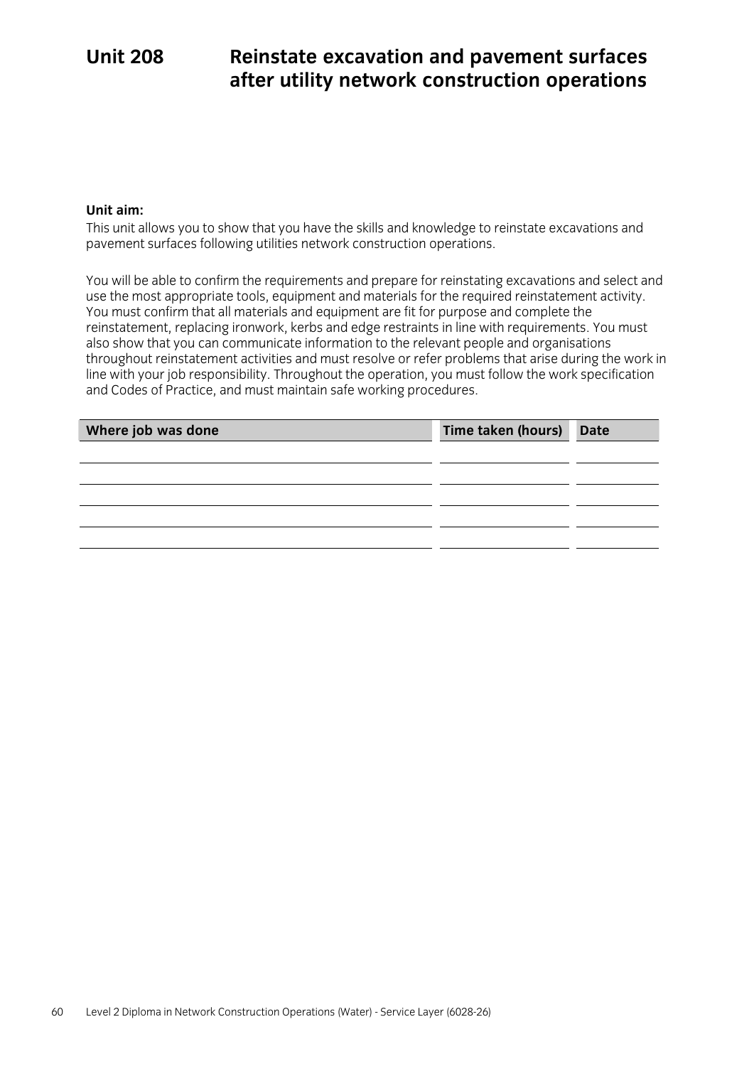# Unit 208 Reinstate excavation and pavement surfaces after utility network construction operations

**Unit aim:**

This unit allows you to show that you have the skills and knowledge to reinstate excavations and pavement surfaces following utilities network construction operations.

You will be able to confirm the requirements and prepare for reinstating excavations and select and use the most appropriate tools, equipment and materials for the required reinstatement activity. You must confirm that all materials and equipment are fit for purpose and complete the reinstatement, replacing ironwork, kerbs and edge restraints in line with requirements. You must also show that you can communicate information to the relevant people and organisations throughout reinstatement activities and must resolve or refer problems that arise during the work in line with your job responsibility. Throughout the operation, you must follow the work specification and Codes of Practice, and must maintain safe working procedures.

| Where job was done | Time taken (hours) | Date |
|---|---|---|
| | | |
| | | |
| | | |
| | | |
| | | |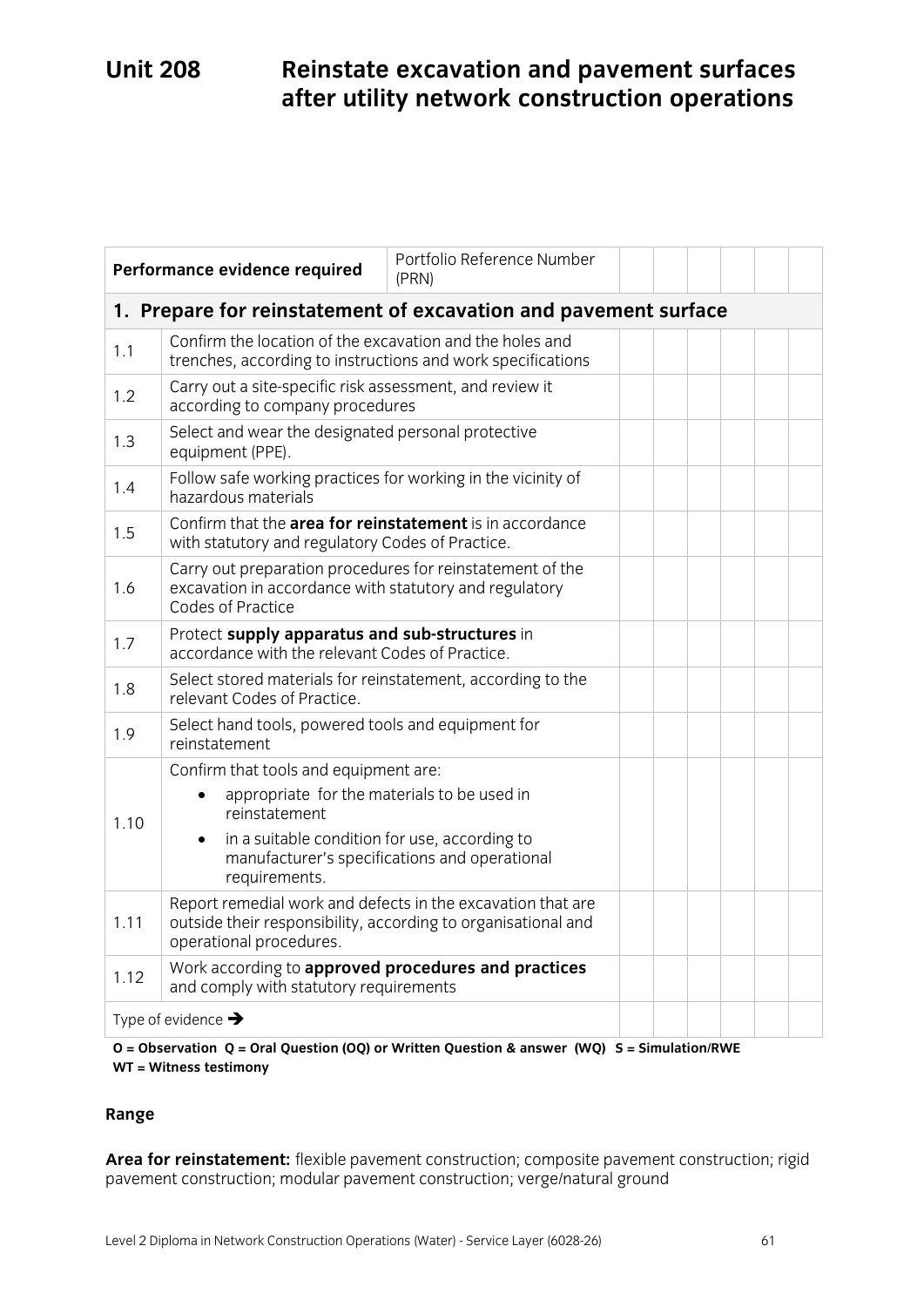# Unit 208 Reinstate excavation and pavement surfaces after utility network construction operations

| Performance evidence required | | Portfolio Reference Number (PRN) | | | | | | |
|---|---|---|---|---|---|---|---|---|
| **1. Prepare for reinstatement of excavation and pavement surface** | | | | | | | | |
| 1.1 | Confirm the location of the excavation and the holes and trenches, according to instructions and work specifications | | | | | | | |
| 1.2 | Carry out a site-specific risk assessment, and review it according to company procedures | | | | | | | |
| 1.3 | Select and wear the designated personal protective equipment (PPE). | | | | | | | |
| 1.4 | Follow safe working practices for working in the vicinity of hazardous materials | | | | | | | |
| 1.5 | Confirm that the **area for reinstatement** is in accordance with statutory and regulatory Codes of Practice. | | | | | | | |
| 1.6 | Carry out preparation procedures for reinstatement of the excavation in accordance with statutory and regulatory Codes of Practice | | | | | | | |
| 1.7 | Protect **supply apparatus and sub-structures** in accordance with the relevant Codes of Practice. | | | | | | | |
| 1.8 | Select stored materials for reinstatement, according to the relevant Codes of Practice. | | | | | | | |
| 1.9 | Select hand tools, powered tools and equipment for reinstatement | | | | | | | |
| 1.10 | Confirm that tools and equipment are: <br>• appropriate for the materials to be used in reinstatement <br>• in a suitable condition for use, according to manufacturer's specifications and operational requirements. | | | | | | | |
| 1.11 | Report remedial work and defects in the excavation that are outside their responsibility, according to organisational and operational procedures. | | | | | | | |
| 1.12 | Work according to **approved procedures and practices** and comply with statutory requirements | | | | | | | |
| Type of evidence ➔ | | | | | | | | |

**O = Observation Q = Oral Question (OQ) or Written Question & answer (WQ) S = Simulation/RWE WT = Witness testimony**

**Range**

**Area for reinstatement:** flexible pavement construction; composite pavement construction; rigid pavement construction; modular pavement construction; verge/natural ground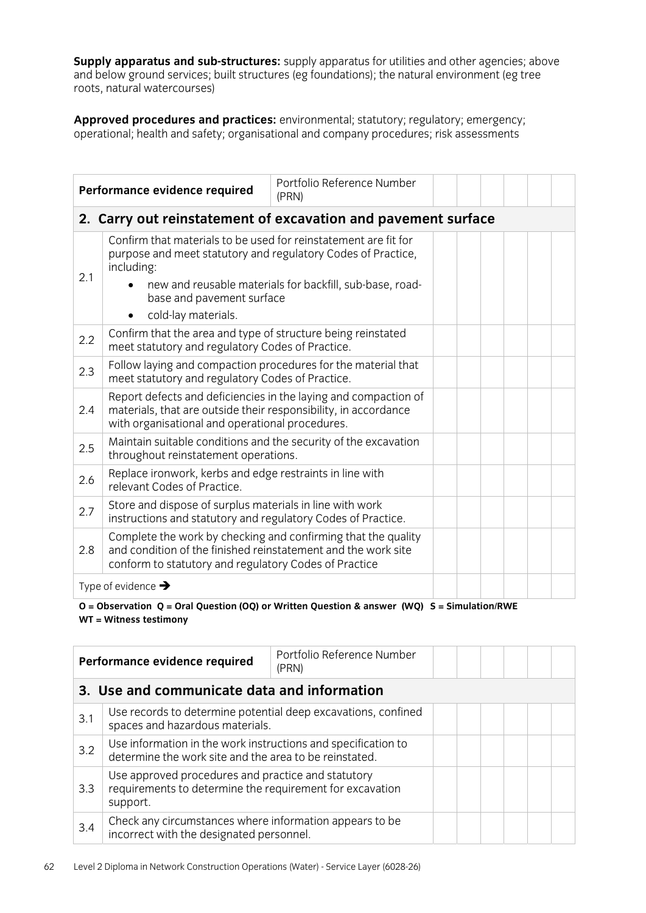**Supply apparatus and sub-structures:** supply apparatus for utilities and other agencies; above and below ground services; built structures (eg foundations); the natural environment (eg tree roots, natural watercourses)

**Approved procedures and practices:** environmental; statutory; regulatory; emergency; operational; health and safety; organisational and company procedures; risk assessments

| **Performance evidence required** | | Portfolio Reference Number (PRN) | | | | | | |
|---|---|---|---|---|---|---|---|---|
| **2. Carry out reinstatement of excavation and pavement surface** | | | | | | | | |
| 2.1 | Confirm that materials to be used for reinstatement are fit for purpose and meet statutory and regulatory Codes of Practice, including:<br>• new and reusable materials for backfill, sub-base, road-base and pavement surface<br>• cold-lay materials. | | | | | | | |
| 2.2 | Confirm that the area and type of structure being reinstated meet statutory and regulatory Codes of Practice. | | | | | | | |
| 2.3 | Follow laying and compaction procedures for the material that meet statutory and regulatory Codes of Practice. | | | | | | | |
| 2.4 | Report defects and deficiencies in the laying and compaction of materials, that are outside their responsibility, in accordance with organisational and operational procedures. | | | | | | | |
| 2.5 | Maintain suitable conditions and the security of the excavation throughout reinstatement operations. | | | | | | | |
| 2.6 | Replace ironwork, kerbs and edge restraints in line with relevant Codes of Practice. | | | | | | | |
| 2.7 | Store and dispose of surplus materials in line with work instructions and statutory and regulatory Codes of Practice. | | | | | | | |
| 2.8 | Complete the work by checking and confirming that the quality and condition of the finished reinstatement and the work site conform to statutory and regulatory Codes of Practice | | | | | | | |
| Type of evidence ➔ | | | | | | | | |

**O = Observation Q = Oral Question (OQ) or Written Question & answer (WQ) S = Simulation/RWE WT = Witness testimony**

| **Performance evidence required** | | Portfolio Reference Number (PRN) | | | | | | |
|---|---|---|---|---|---|---|---|---|
| **3. Use and communicate data and information** | | | | | | | | |
| 3.1 | Use records to determine potential deep excavations, confined spaces and hazardous materials. | | | | | | | |
| 3.2 | Use information in the work instructions and specification to determine the work site and the area to be reinstated. | | | | | | | |
| 3.3 | Use approved procedures and practice and statutory requirements to determine the requirement for excavation support. | | | | | | | |
| 3.4 | Check any circumstances where information appears to be incorrect with the designated personnel. | | | | | | | |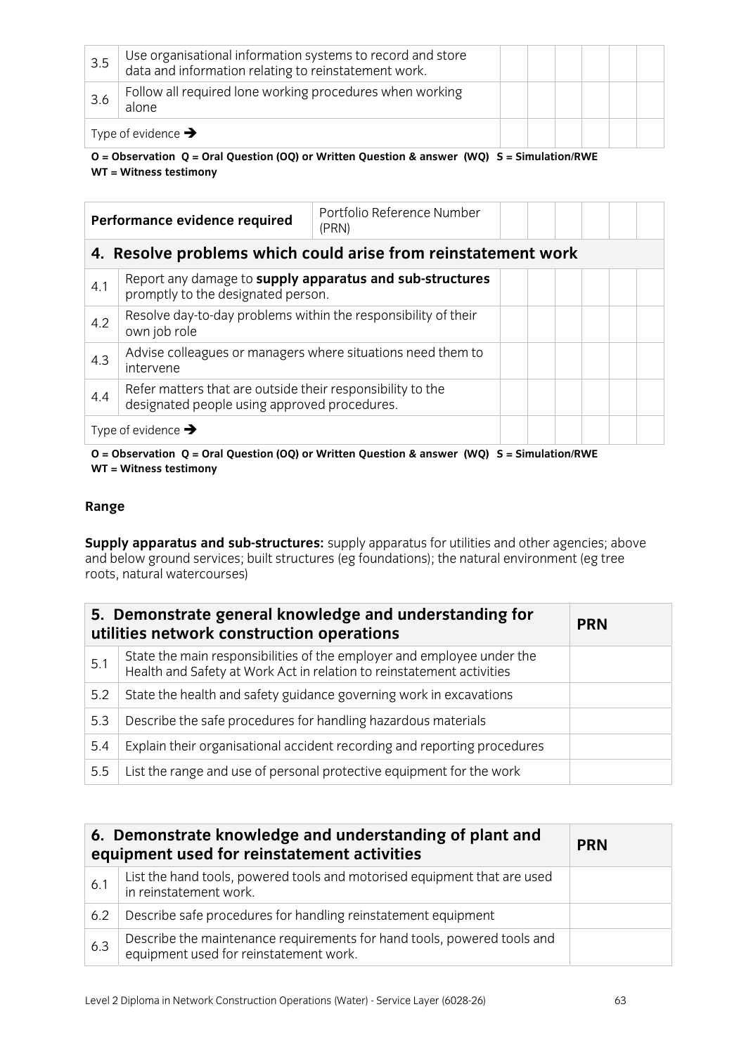| | | | | | | | |
|---|---|---|---|---|---|---|---|
| 3.5 | Use organisational information systems to record and store data and information relating to reinstatement work. | | | | | | |
| 3.6 | Follow all required lone working procedures when working alone | | | | | | |
| Type of evidence ➔ | | | | | | | |

**O = Observation Q = Oral Question (OQ) or Written Question & answer (WQ) S = Simulation/RWE WT = Witness testimony**

| Performance evidence required | | Portfolio Reference Number (PRN) | | | | | | |
|---|---|---|---|---|---|---|---|---|
| **4. Resolve problems which could arise from reinstatement work** | | | | | | | | |
| 4.1 | Report any damage to **supply apparatus and sub-structures** promptly to the designated person. | | | | | | | |
| 4.2 | Resolve day-to-day problems within the responsibility of their own job role | | | | | | | |
| 4.3 | Advise colleagues or managers where situations need them to intervene | | | | | | | |
| 4.4 | Refer matters that are outside their responsibility to the designated people using approved procedures. | | | | | | | |
| Type of evidence ➔ | | | | | | | | |

**O = Observation Q = Oral Question (OQ) or Written Question & answer (WQ) S = Simulation/RWE WT = Witness testimony**

**Range**

**Supply apparatus and sub-structures:** supply apparatus for utilities and other agencies; above and below ground services; built structures (eg foundations); the natural environment (eg tree roots, natural watercourses)

| 5. Demonstrate general knowledge and understanding for utilities network construction operations | | PRN |
|---|---|---|
| 5.1 | State the main responsibilities of the employer and employee under the Health and Safety at Work Act in relation to reinstatement activities | |
| 5.2 | State the health and safety guidance governing work in excavations | |
| 5.3 | Describe the safe procedures for handling hazardous materials | |
| 5.4 | Explain their organisational accident recording and reporting procedures | |
| 5.5 | List the range and use of personal protective equipment for the work | |

| 6. Demonstrate knowledge and understanding of plant and equipment used for reinstatement activities | | PRN |
|---|---|---|
| 6.1 | List the hand tools, powered tools and motorised equipment that are used in reinstatement work. | |
| 6.2 | Describe safe procedures for handling reinstatement equipment | |
| 6.3 | Describe the maintenance requirements for hand tools, powered tools and equipment used for reinstatement work. | |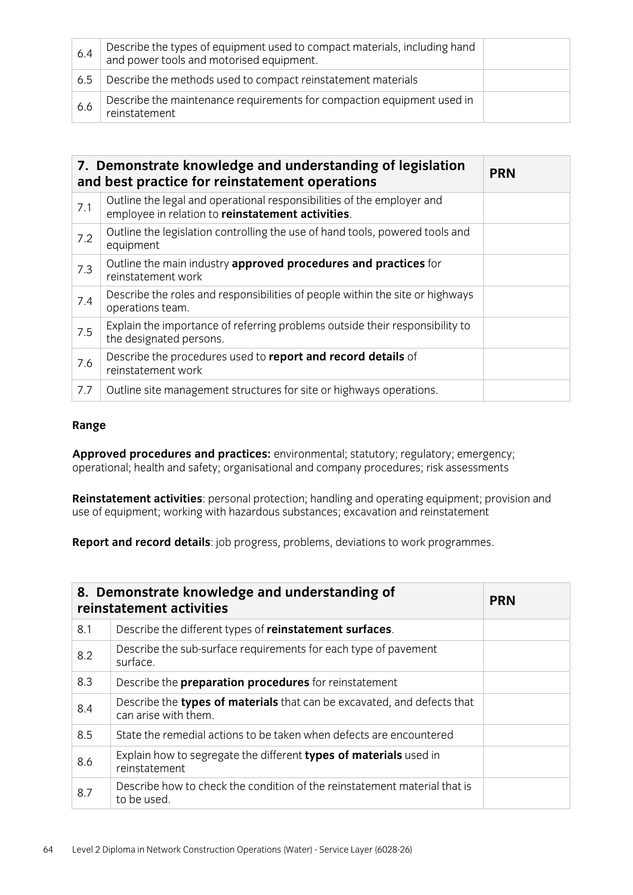| | | |
|---|---|---|
| 6.4 | Describe the types of equipment used to compact materials, including hand and power tools and motorised equipment. | |
| 6.5 | Describe the methods used to compact reinstatement materials | |
| 6.6 | Describe the maintenance requirements for compaction equipment used in reinstatement | |

| **7. Demonstrate knowledge and understanding of legislation and best practice for reinstatement operations** | | **PRN** |
|---|---|---|
| 7.1 | Outline the legal and operational responsibilities of the employer and employee in relation to **reinstatement activities**. | |
| 7.2 | Outline the legislation controlling the use of hand tools, powered tools and equipment | |
| 7.3 | Outline the main industry **approved procedures and practices** for reinstatement work | |
| 7.4 | Describe the roles and responsibilities of people within the site or highways operations team. | |
| 7.5 | Explain the importance of referring problems outside their responsibility to the designated persons. | |
| 7.6 | Describe the procedures used to **report and record details** of reinstatement work | |
| 7.7 | Outline site management structures for site or highways operations. | |

**Range**

**Approved procedures and practices:** environmental; statutory; regulatory; emergency; operational; health and safety; organisational and company procedures; risk assessments

**Reinstatement activities**: personal protection; handling and operating equipment; provision and use of equipment; working with hazardous substances; excavation and reinstatement

**Report and record details**: job progress, problems, deviations to work programmes.

| **8. Demonstrate knowledge and understanding of reinstatement activities** | | **PRN** |
|---|---|---|
| 8.1 | Describe the different types of **reinstatement surfaces**. | |
| 8.2 | Describe the sub-surface requirements for each type of pavement surface. | |
| 8.3 | Describe the **preparation procedures** for reinstatement | |
| 8.4 | Describe the **types of materials** that can be excavated, and defects that can arise with them. | |
| 8.5 | State the remedial actions to be taken when defects are encountered | |
| 8.6 | Explain how to segregate the different **types of materials** used in reinstatement | |
| 8.7 | Describe how to check the condition of the reinstatement material that is to be used. | |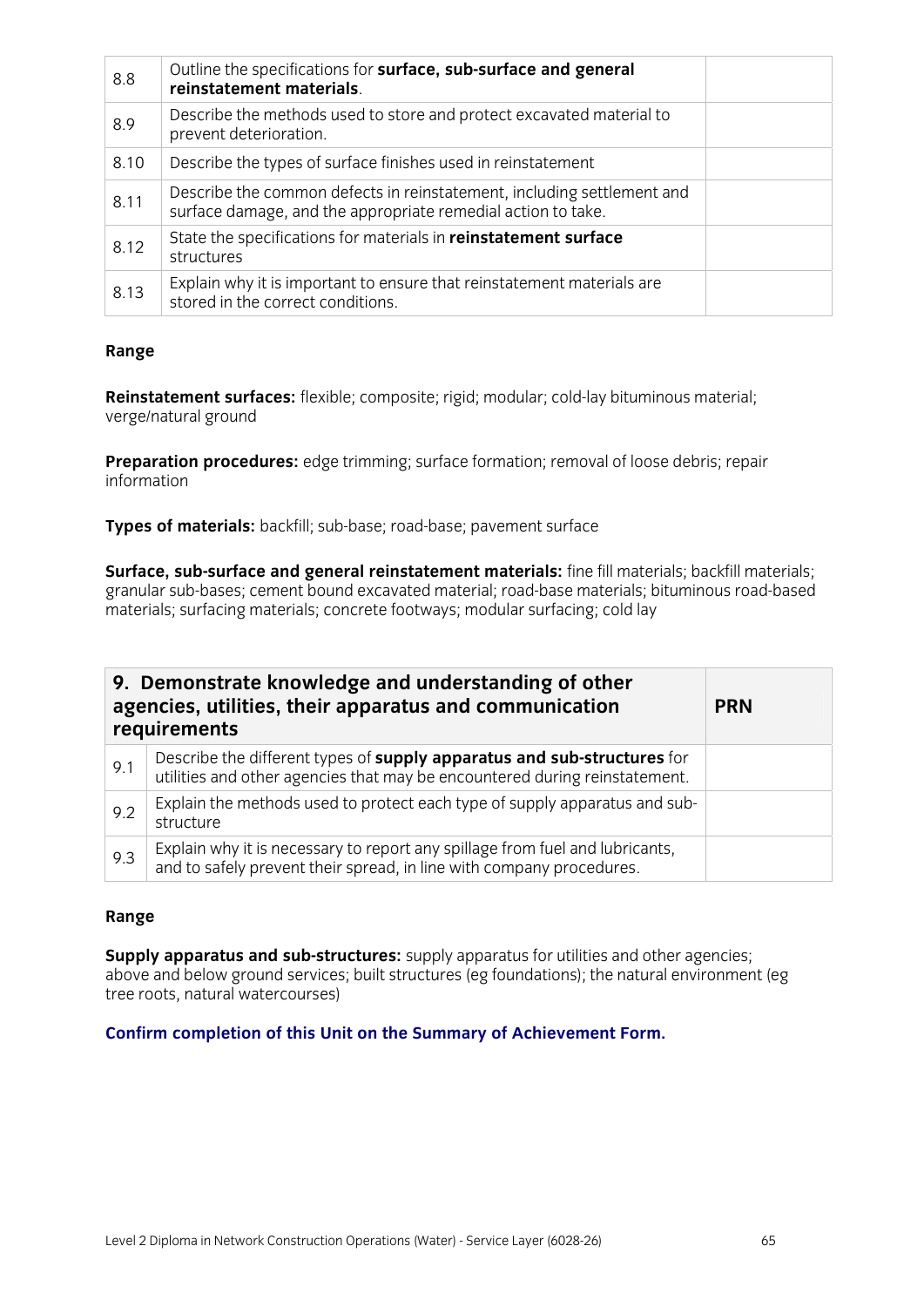| | | |
|---|---|---|
| 8.8 | Outline the specifications for **surface, sub-surface and general reinstatement materials**. | |
| 8.9 | Describe the methods used to store and protect excavated material to prevent deterioration. | |
| 8.10 | Describe the types of surface finishes used in reinstatement | |
| 8.11 | Describe the common defects in reinstatement, including settlement and surface damage, and the appropriate remedial action to take. | |
| 8.12 | State the specifications for materials in **reinstatement surface** structures | |
| 8.13 | Explain why it is important to ensure that reinstatement materials are stored in the correct conditions. | |

### Range

**Reinstatement surfaces:** flexible; composite; rigid; modular; cold-lay bituminous material; verge/natural ground

**Preparation procedures:** edge trimming; surface formation; removal of loose debris; repair information

**Types of materials:** backfill; sub-base; road-base; pavement surface

**Surface, sub-surface and general reinstatement materials:** fine fill materials; backfill materials; granular sub-bases; cement bound excavated material; road-base materials; bituminous road-based materials; surfacing materials; concrete footways; modular surfacing; cold lay

| 9. Demonstrate knowledge and understanding of other agencies, utilities, their apparatus and communication requirements | | PRN |
|---|---|---|
| 9.1 | Describe the different types of **supply apparatus and sub-structures** for utilities and other agencies that may be encountered during reinstatement. | |
| 9.2 | Explain the methods used to protect each type of supply apparatus and sub-structure | |
| 9.3 | Explain why it is necessary to report any spillage from fuel and lubricants, and to safely prevent their spread, in line with company procedures. | |

### Range

**Supply apparatus and sub-structures:** supply apparatus for utilities and other agencies; above and below ground services; built structures (eg foundations); the natural environment (eg tree roots, natural watercourses)

**Confirm completion of this Unit on the Summary of Achievement Form.**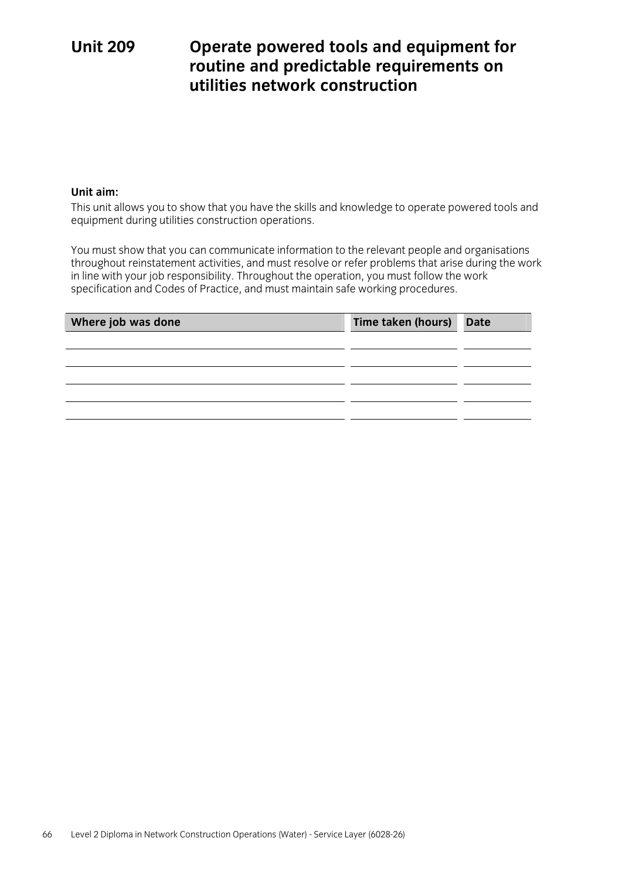# Unit 209 Operate powered tools and equipment for routine and predictable requirements on utilities network construction

**Unit aim:**

This unit allows you to show that you have the skills and knowledge to operate powered tools and equipment during utilities construction operations.

You must show that you can communicate information to the relevant people and organisations throughout reinstatement activities, and must resolve or refer problems that arise during the work in line with your job responsibility. Throughout the operation, you must follow the work specification and Codes of Practice, and must maintain safe working procedures.

| Where job was done | Time taken (hours) | Date |
|---|---|---|
| | | |
| | | |
| | | |
| | | |
| | | |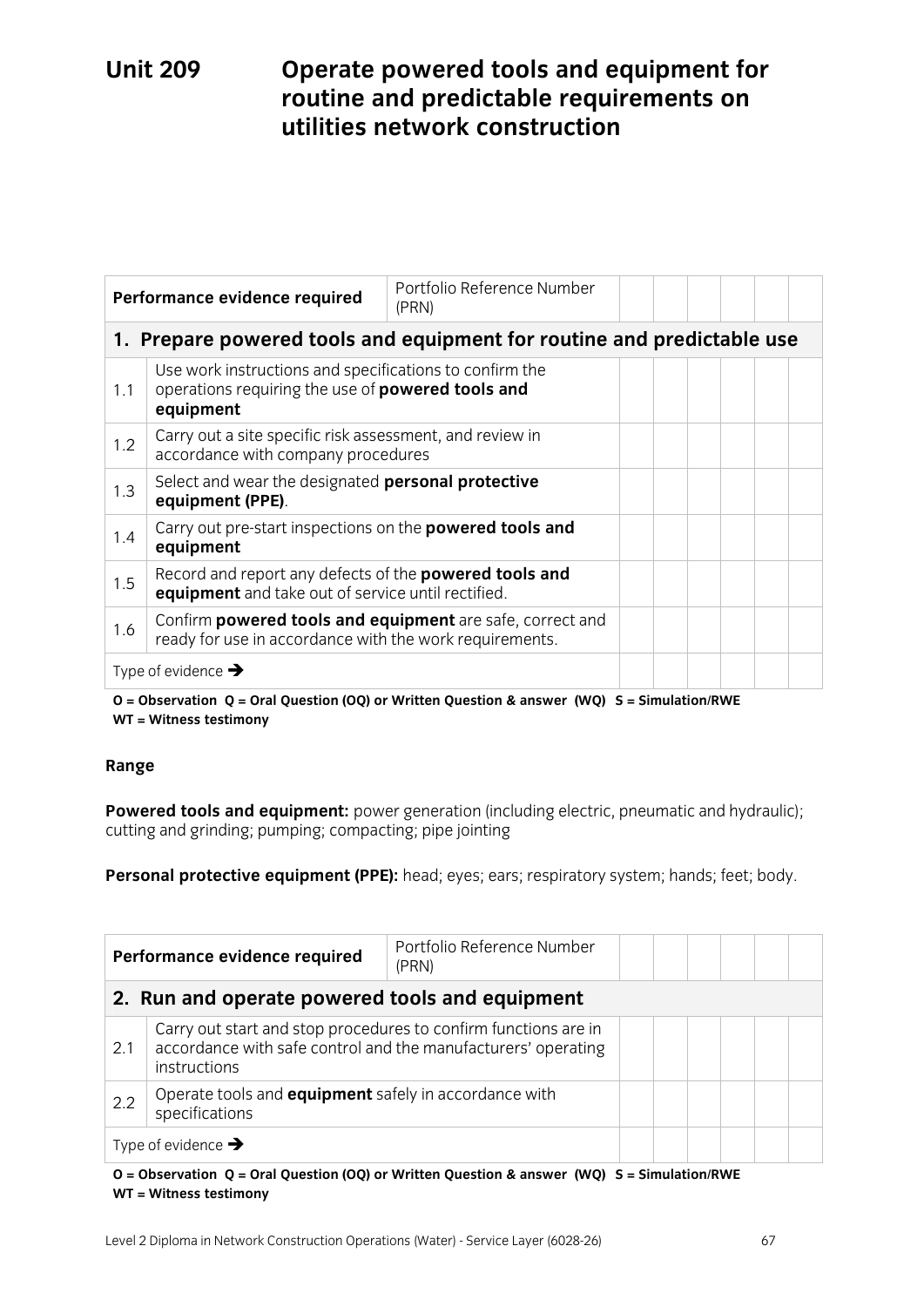# Unit 209 Operate powered tools and equipment for routine and predictable requirements on utilities network construction

| Performance evidence required | | Portfolio Reference Number (PRN) | | | | | | |
|---|---|---|---|---|---|---|---|---|
| **1. Prepare powered tools and equipment for routine and predictable use** | | | | | | | | |
| 1.1 | Use work instructions and specifications to confirm the operations requiring the use of **powered tools and equipment** | | | | | | | |
| 1.2 | Carry out a site specific risk assessment, and review in accordance with company procedures | | | | | | | |
| 1.3 | Select and wear the designated **personal protective equipment (PPE)**. | | | | | | | |
| 1.4 | Carry out pre-start inspections on the **powered tools and equipment** | | | | | | | |
| 1.5 | Record and report any defects of the **powered tools and equipment** and take out of service until rectified. | | | | | | | |
| 1.6 | Confirm **powered tools and equipment** are safe, correct and ready for use in accordance with the work requirements. | | | | | | | |
| Type of evidence → | | | | | | | | |

**O = Observation Q = Oral Question (OQ) or Written Question & answer (WQ) S = Simulation/RWE WT = Witness testimony**

**Range**

**Powered tools and equipment:** power generation (including electric, pneumatic and hydraulic); cutting and grinding; pumping; compacting; pipe jointing

**Personal protective equipment (PPE):** head; eyes; ears; respiratory system; hands; feet; body.

| Performance evidence required | | Portfolio Reference Number (PRN) | | | | | | |
|---|---|---|---|---|---|---|---|---|
| **2. Run and operate powered tools and equipment** | | | | | | | | |
| 2.1 | Carry out start and stop procedures to confirm functions are in accordance with safe control and the manufacturers' operating instructions | | | | | | | |
| 2.2 | Operate tools and **equipment** safely in accordance with specifications | | | | | | | |
| Type of evidence → | | | | | | | | |

**O = Observation Q = Oral Question (OQ) or Written Question & answer (WQ) S = Simulation/RWE WT = Witness testimony**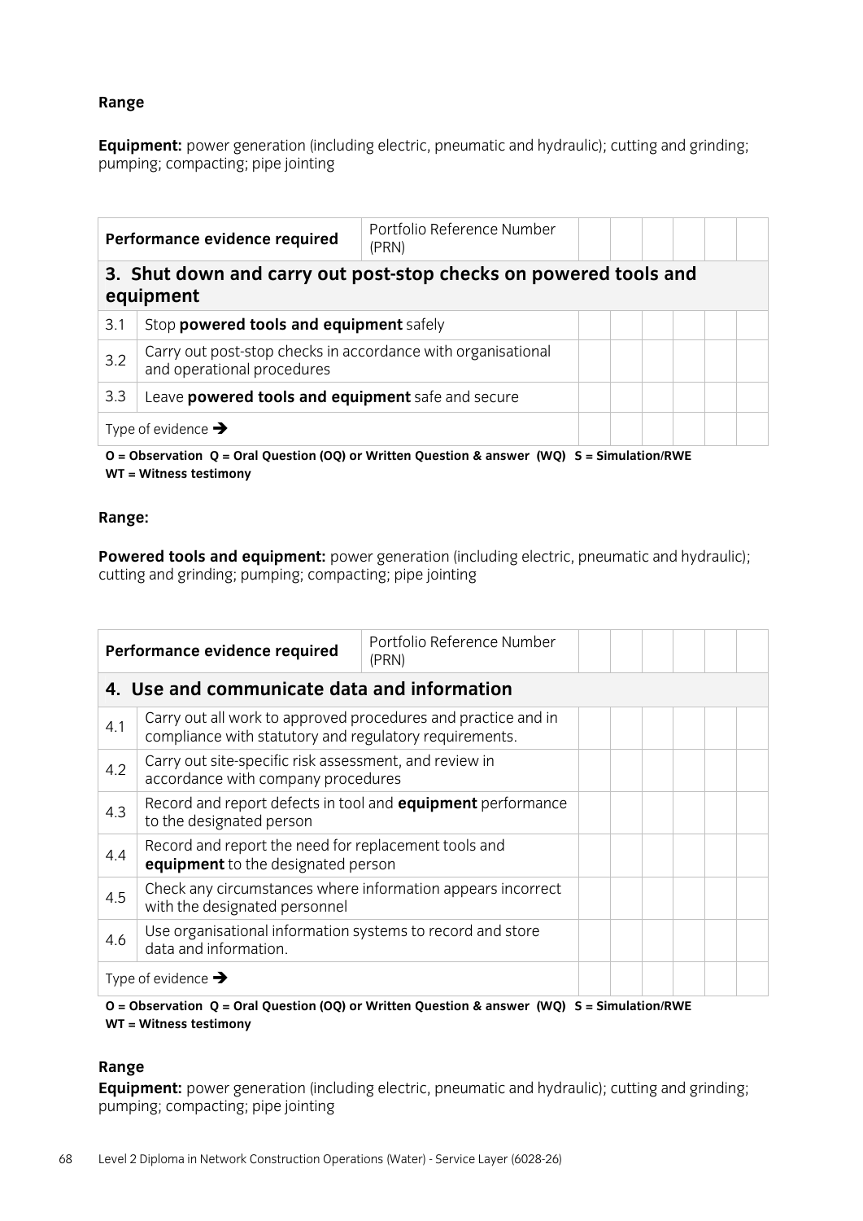**Range**

**Equipment:** power generation (including electric, pneumatic and hydraulic); cutting and grinding; pumping; compacting; pipe jointing

| **Performance evidence required** | | Portfolio Reference Number (PRN) | | | | | | |
|---|---|---|---|---|---|---|---|---|
| **3. Shut down and carry out post-stop checks on powered tools and equipment** | | | | | | | | |
| 3.1 | Stop **powered tools and equipment** safely | | | | | | | |
| 3.2 | Carry out post-stop checks in accordance with organisational and operational procedures | | | | | | | |
| 3.3 | Leave **powered tools and equipment** safe and secure | | | | | | | |
| Type of evidence ➔ | | | | | | | | |

**O = Observation Q = Oral Question (OQ) or Written Question & answer (WQ) S = Simulation/RWE WT = Witness testimony**

**Range:**

**Powered tools and equipment:** power generation (including electric, pneumatic and hydraulic); cutting and grinding; pumping; compacting; pipe jointing

| **Performance evidence required** | | Portfolio Reference Number (PRN) | | | | | | |
|---|---|---|---|---|---|---|---|---|
| **4. Use and communicate data and information** | | | | | | | | |
| 4.1 | Carry out all work to approved procedures and practice and in compliance with statutory and regulatory requirements. | | | | | | | |
| 4.2 | Carry out site-specific risk assessment, and review in accordance with company procedures | | | | | | | |
| 4.3 | Record and report defects in tool and **equipment** performance to the designated person | | | | | | | |
| 4.4 | Record and report the need for replacement tools and **equipment** to the designated person | | | | | | | |
| 4.5 | Check any circumstances where information appears incorrect with the designated personnel | | | | | | | |
| 4.6 | Use organisational information systems to record and store data and information. | | | | | | | |
| Type of evidence ➔ | | | | | | | | |

**O = Observation Q = Oral Question (OQ) or Written Question & answer (WQ) S = Simulation/RWE WT = Witness testimony**

**Range**

**Equipment:** power generation (including electric, pneumatic and hydraulic); cutting and grinding; pumping; compacting; pipe jointing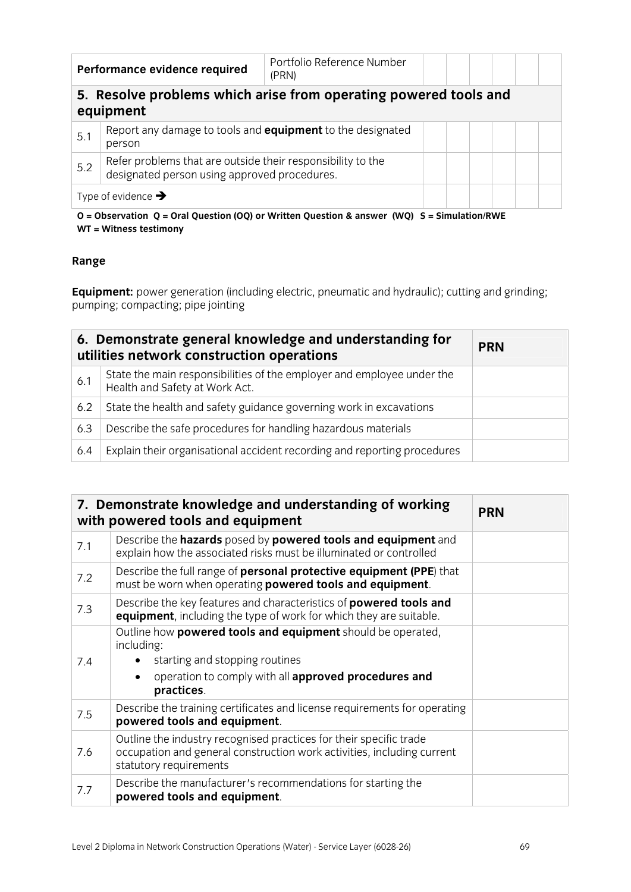| Performance evidence required | Portfolio Reference Number (PRN) | | | | | | |
|---|---|---|---|---|---|---|---|
| **5. Resolve problems which arise from operating powered tools and equipment** | | | | | | | |
| 5.1 | Report any damage to tools and **equipment** to the designated person | | | | | | |
| 5.2 | Refer problems that are outside their responsibility to the designated person using approved procedures. | | | | | | |
| Type of evidence ➔ | | | | | | | |

**O = Observation Q = Oral Question (OQ) or Written Question & answer (WQ) S = Simulation/RWE WT = Witness testimony**

**Range**

**Equipment:** power generation (including electric, pneumatic and hydraulic); cutting and grinding; pumping; compacting; pipe jointing

| **6. Demonstrate general knowledge and understanding for utilities network construction operations** | | **PRN** |
|---|---|---|
| 6.1 | State the main responsibilities of the employer and employee under the Health and Safety at Work Act. | |
| 6.2 | State the health and safety guidance governing work in excavations | |
| 6.3 | Describe the safe procedures for handling hazardous materials | |
| 6.4 | Explain their organisational accident recording and reporting procedures | |

| **7. Demonstrate knowledge and understanding of working with powered tools and equipment** | | **PRN** |
|---|---|---|
| 7.1 | Describe the **hazards** posed by **powered tools and equipment** and explain how the associated risks must be illuminated or controlled | |
| 7.2 | Describe the full range of **personal protective equipment (PPE**) that must be worn when operating **powered tools and equipment**. | |
| 7.3 | Describe the key features and characteristics of **powered tools and equipment**, including the type of work for which they are suitable. | |
| 7.4 | Outline how **powered tools and equipment** should be operated, including: <br>• starting and stopping routines <br>• operation to comply with all **approved procedures and practices**. | |
| 7.5 | Describe the training certificates and license requirements for operating **powered tools and equipment**. | |
| 7.6 | Outline the industry recognised practices for their specific trade occupation and general construction work activities, including current statutory requirements | |
| 7.7 | Describe the manufacturer's recommendations for starting the **powered tools and equipment**. | |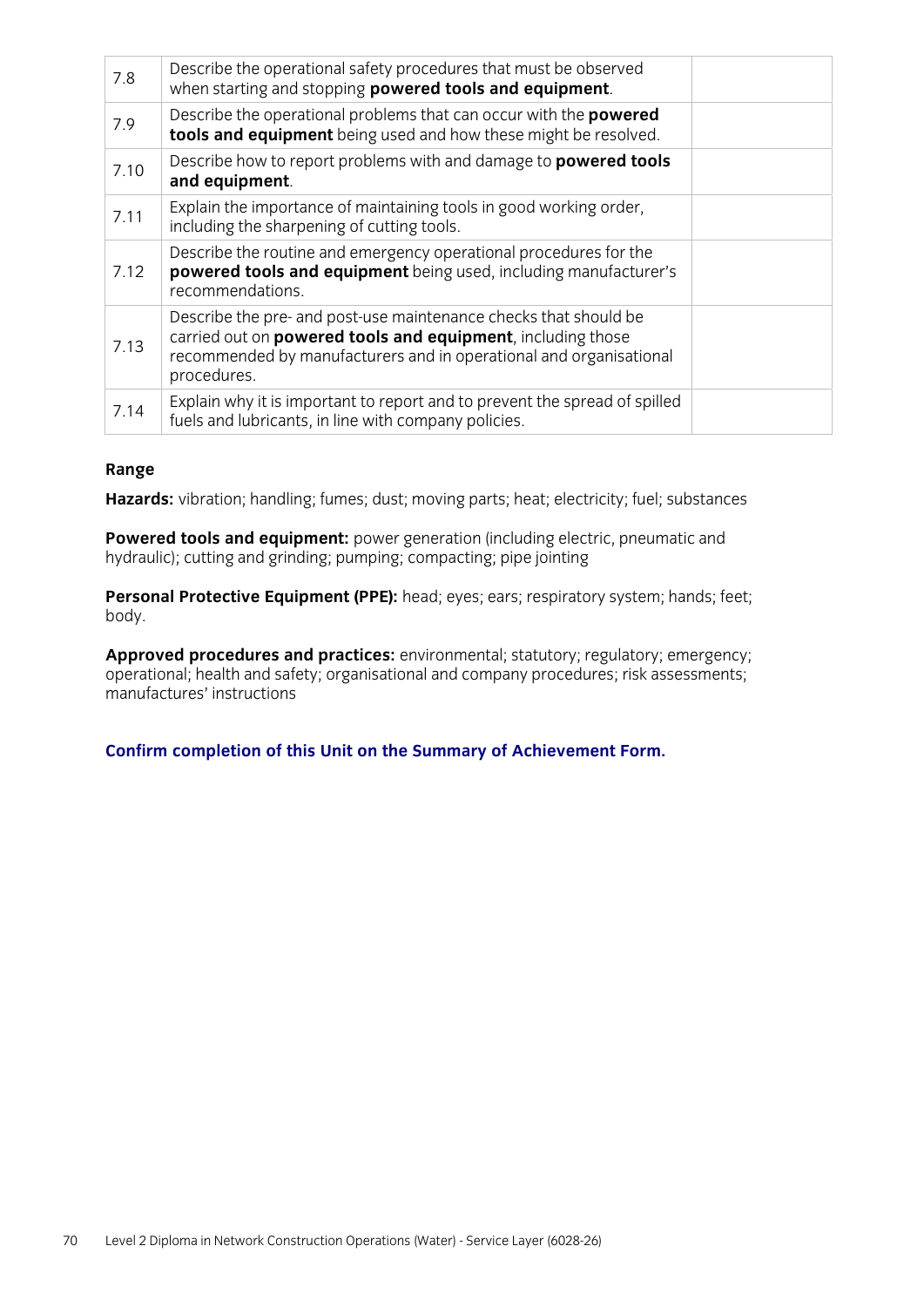| | | |
|---|---|---|
| 7.8 | Describe the operational safety procedures that must be observed when starting and stopping **powered tools and equipment**. | |
| 7.9 | Describe the operational problems that can occur with the **powered tools and equipment** being used and how these might be resolved. | |
| 7.10 | Describe how to report problems with and damage to **powered tools and equipment**. | |
| 7.11 | Explain the importance of maintaining tools in good working order, including the sharpening of cutting tools. | |
| 7.12 | Describe the routine and emergency operational procedures for the **powered tools and equipment** being used, including manufacturer's recommendations. | |
| 7.13 | Describe the pre- and post-use maintenance checks that should be carried out on **powered tools and equipment**, including those recommended by manufacturers and in operational and organisational procedures. | |
| 7.14 | Explain why it is important to report and to prevent the spread of spilled fuels and lubricants, in line with company policies. | |

**Range**

**Hazards:** vibration; handling; fumes; dust; moving parts; heat; electricity; fuel; substances

**Powered tools and equipment:** power generation (including electric, pneumatic and hydraulic); cutting and grinding; pumping; compacting; pipe jointing

**Personal Protective Equipment (PPE):** head; eyes; ears; respiratory system; hands; feet; body.

**Approved procedures and practices:** environmental; statutory; regulatory; emergency; operational; health and safety; organisational and company procedures; risk assessments; manufactures' instructions

**Confirm completion of this Unit on the Summary of Achievement Form.**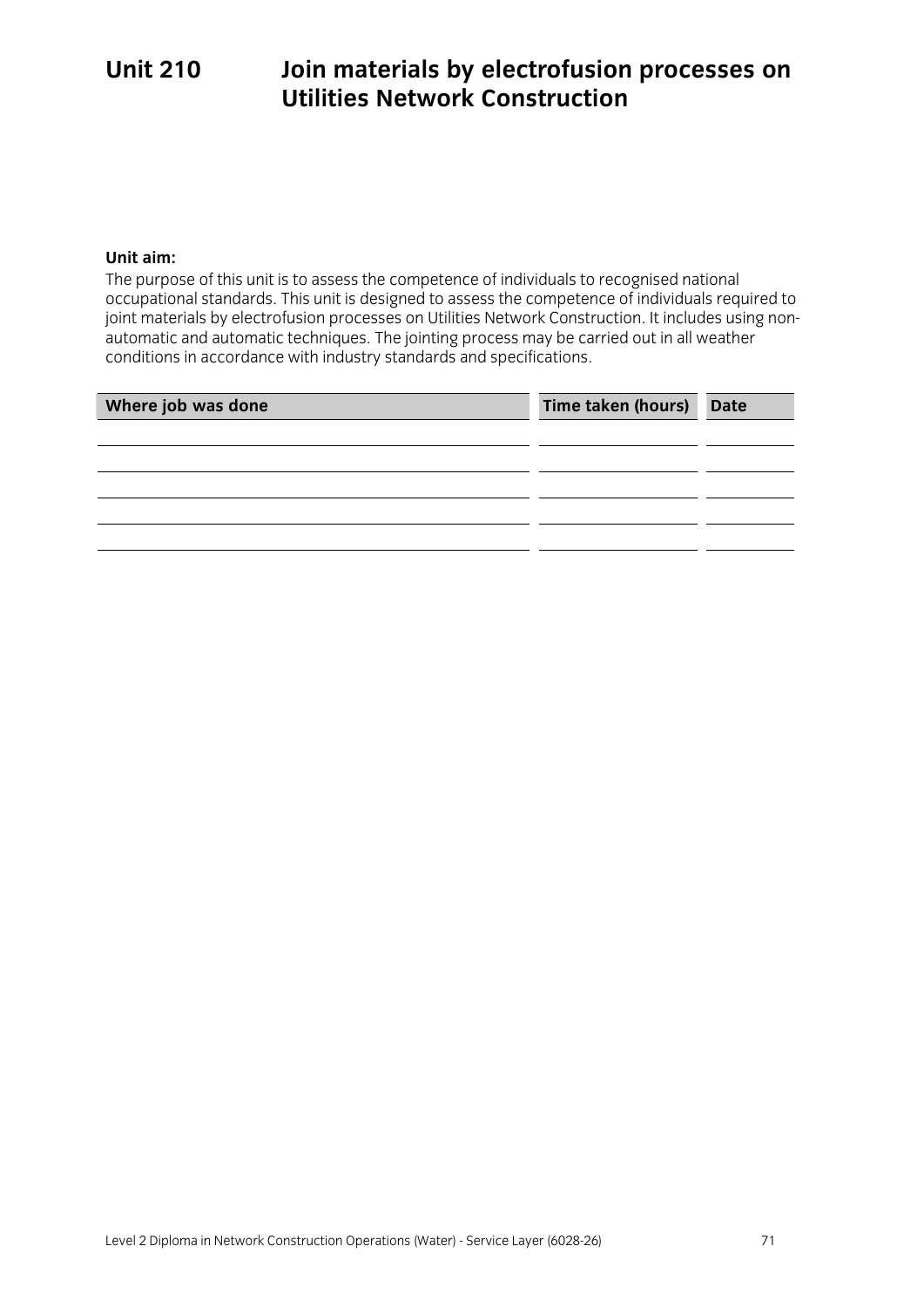# Unit 210 Join materials by electrofusion processes on Utilities Network Construction

**Unit aim:**

The purpose of this unit is to assess the competence of individuals to recognised national occupational standards. This unit is designed to assess the competence of individuals required to joint materials by electrofusion processes on Utilities Network Construction. It includes using non-automatic and automatic techniques. The jointing process may be carried out in all weather conditions in accordance with industry standards and specifications.

| Where job was done | Time taken (hours) | Date |
|---|---|---|
| | | |
| | | |
| | | |
| | | |
| | | |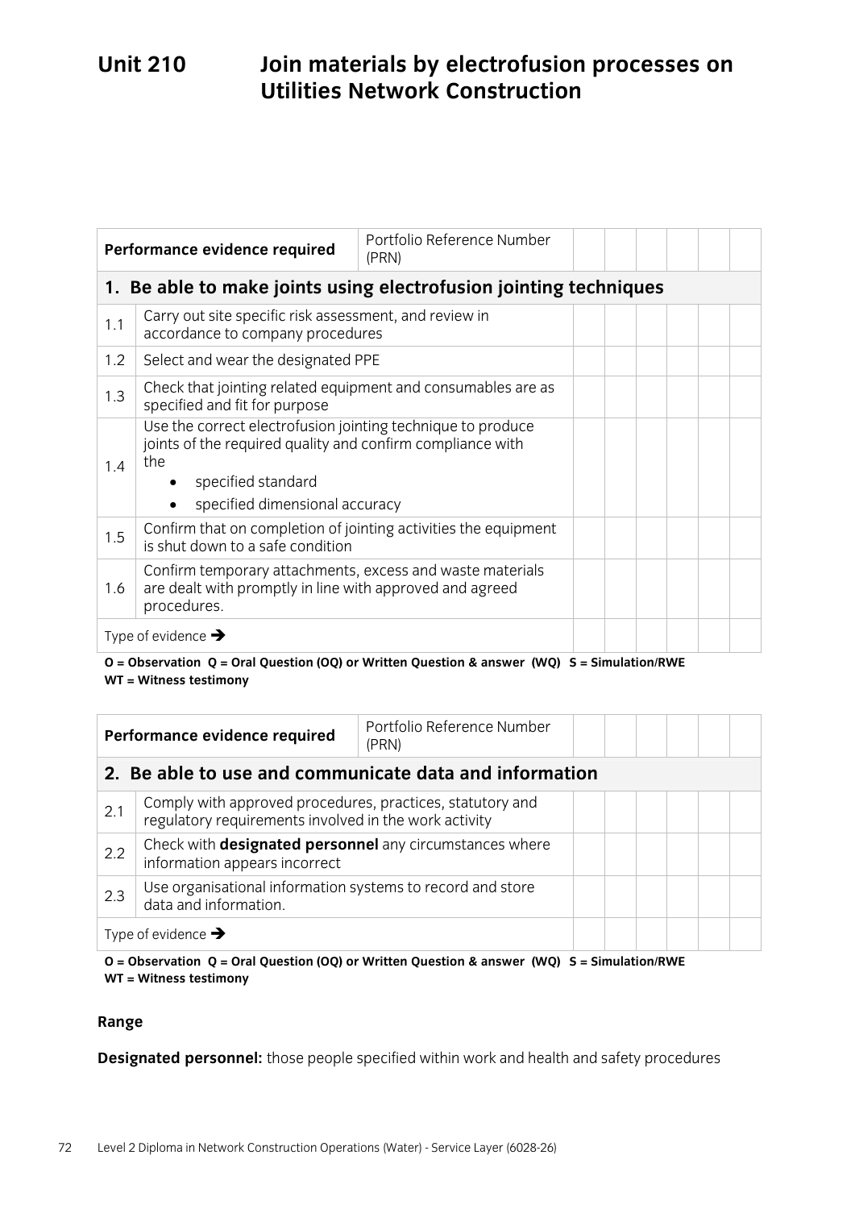# Unit 210 Join materials by electrofusion processes on Utilities Network Construction

| Performance evidence required | | Portfolio Reference Number (PRN) | | | | | | |
|---|---|---|---|---|---|---|---|---|
| **1. Be able to make joints using electrofusion jointing techniques** | | | | | | | | |
| 1.1 | Carry out site specific risk assessment, and review in accordance to company procedures | | | | | | | |
| 1.2 | Select and wear the designated PPE | | | | | | | |
| 1.3 | Check that jointing related equipment and consumables are as specified and fit for purpose | | | | | | | |
| 1.4 | Use the correct electrofusion jointing technique to produce joints of the required quality and confirm compliance with the<br>• specified standard<br>• specified dimensional accuracy | | | | | | | |
| 1.5 | Confirm that on completion of jointing activities the equipment is shut down to a safe condition | | | | | | | |
| 1.6 | Confirm temporary attachments, excess and waste materials are dealt with promptly in line with approved and agreed procedures. | | | | | | | |
| Type of evidence ➔ | | | | | | | | |

**O = Observation Q = Oral Question (OQ) or Written Question & answer (WQ) S = Simulation/RWE WT = Witness testimony**

| Performance evidence required | | Portfolio Reference Number (PRN) | | | | | | |
|---|---|---|---|---|---|---|---|---|
| **2. Be able to use and communicate data and information** | | | | | | | | |
| 2.1 | Comply with approved procedures, practices, statutory and regulatory requirements involved in the work activity | | | | | | | |
| 2.2 | Check with **designated personnel** any circumstances where information appears incorrect | | | | | | | |
| 2.3 | Use organisational information systems to record and store data and information. | | | | | | | |
| Type of evidence ➔ | | | | | | | | |

**O = Observation Q = Oral Question (OQ) or Written Question & answer (WQ) S = Simulation/RWE WT = Witness testimony**

**Range**

**Designated personnel:** those people specified within work and health and safety procedures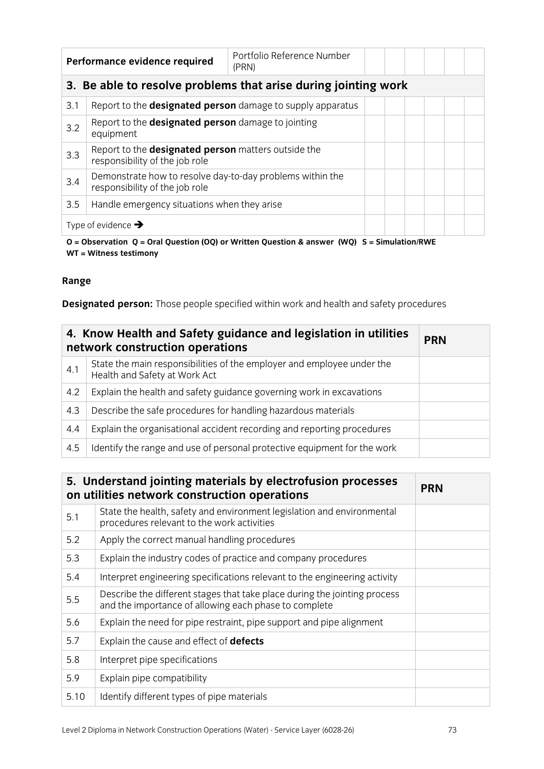| Performance evidence required | | Portfolio Reference Number (PRN) | | | | | | |
|---|---|---|---|---|---|---|---|---|
| **3. Be able to resolve problems that arise during jointing work** | | | | | | | | |
| 3.1 | Report to the **designated person** damage to supply apparatus | | | | | | | |
| 3.2 | Report to the **designated person** damage to jointing equipment | | | | | | | |
| 3.3 | Report to the **designated person** matters outside the responsibility of the job role | | | | | | | |
| 3.4 | Demonstrate how to resolve day-to-day problems within the responsibility of the job role | | | | | | | |
| 3.5 | Handle emergency situations when they arise | | | | | | | |
| Type of evidence → | | | | | | | | |

**O = Observation Q = Oral Question (OQ) or Written Question & answer (WQ) S = Simulation/RWE WT = Witness testimony**

**Range**

**Designated person:** Those people specified within work and health and safety procedures

| **4. Know Health and Safety guidance and legislation in utilities network construction operations** | | **PRN** |
|---|---|---|
| 4.1 | State the main responsibilities of the employer and employee under the Health and Safety at Work Act | |
| 4.2 | Explain the health and safety guidance governing work in excavations | |
| 4.3 | Describe the safe procedures for handling hazardous materials | |
| 4.4 | Explain the organisational accident recording and reporting procedures | |
| 4.5 | Identify the range and use of personal protective equipment for the work | |

| **5. Understand jointing materials by electrofusion processes on utilities network construction operations** | | **PRN** |
|---|---|---|
| 5.1 | State the health, safety and environment legislation and environmental procedures relevant to the work activities | |
| 5.2 | Apply the correct manual handling procedures | |
| 5.3 | Explain the industry codes of practice and company procedures | |
| 5.4 | Interpret engineering specifications relevant to the engineering activity | |
| 5.5 | Describe the different stages that take place during the jointing process and the importance of allowing each phase to complete | |
| 5.6 | Explain the need for pipe restraint, pipe support and pipe alignment | |
| 5.7 | Explain the cause and effect of **defects** | |
| 5.8 | Interpret pipe specifications | |
| 5.9 | Explain pipe compatibility | |
| 5.10 | Identify different types of pipe materials | |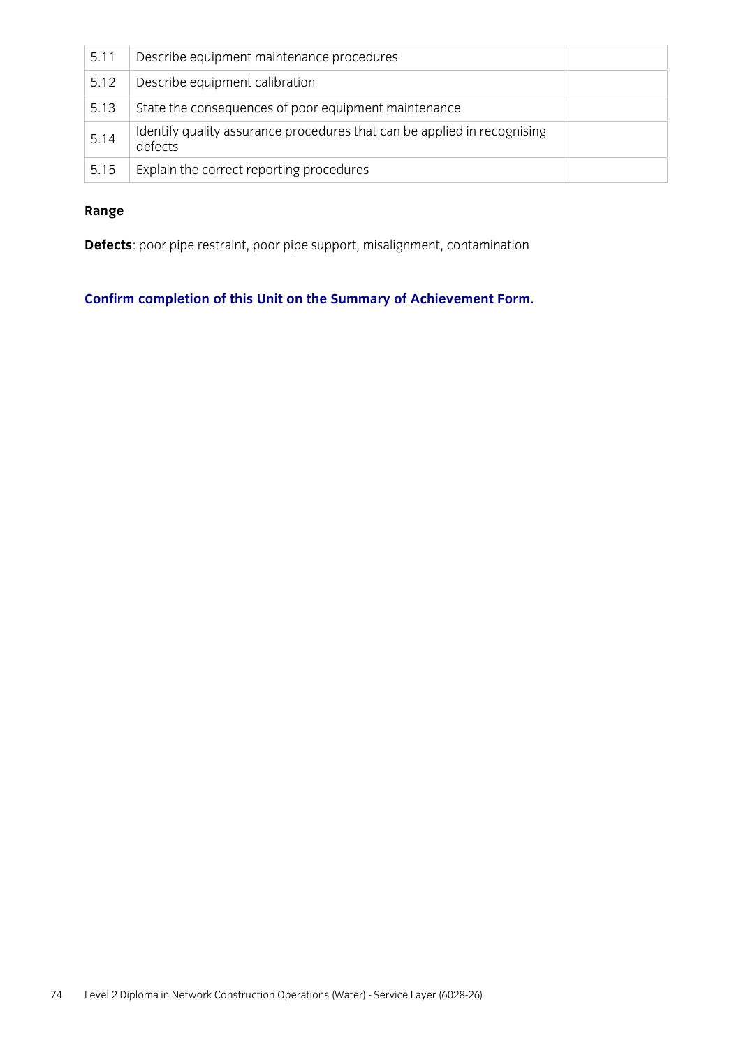| | | |
|---|---|---|
| 5.11 | Describe equipment maintenance procedures | |
| 5.12 | Describe equipment calibration | |
| 5.13 | State the consequences of poor equipment maintenance | |
| 5.14 | Identify quality assurance procedures that can be applied in recognising defects | |
| 5.15 | Explain the correct reporting procedures | |

**Range**

**Defects**: poor pipe restraint, poor pipe support, misalignment, contamination

**Confirm completion of this Unit on the Summary of Achievement Form.**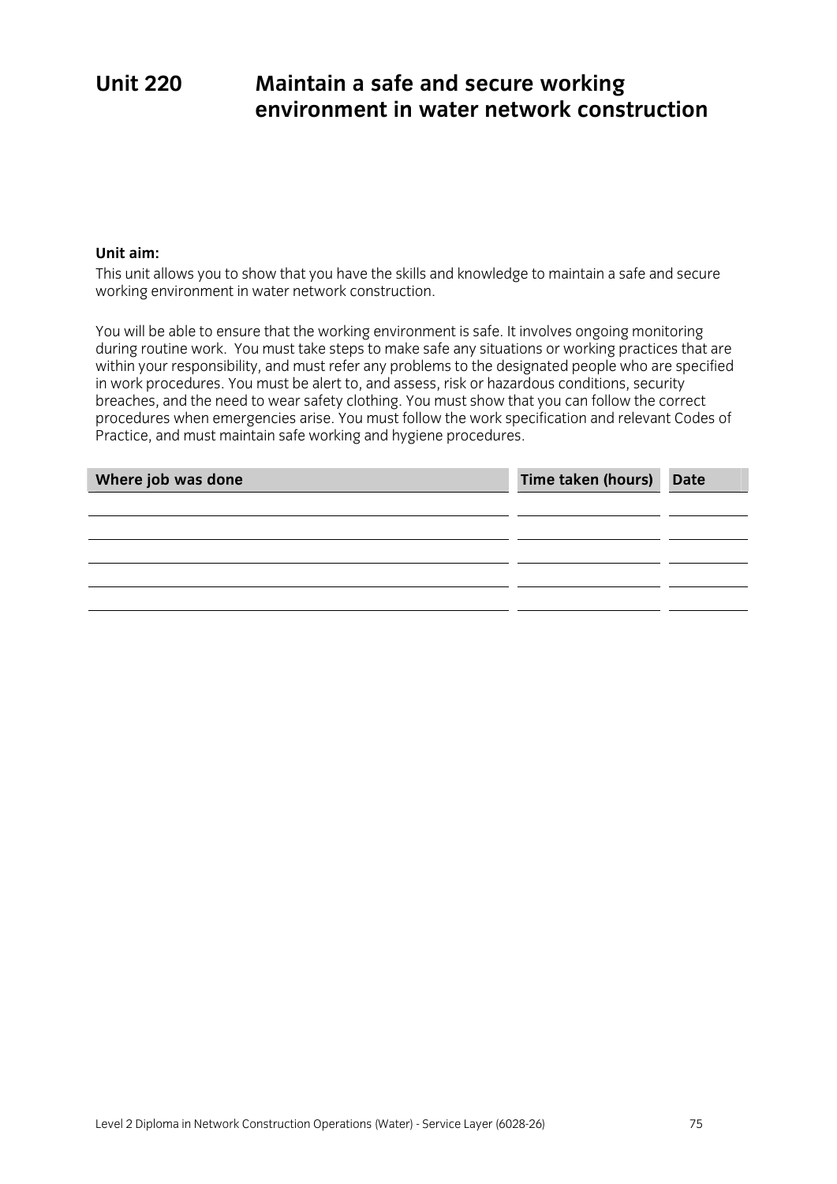# Unit 220 Maintain a safe and secure working environment in water network construction

**Unit aim:**

This unit allows you to show that you have the skills and knowledge to maintain a safe and secure working environment in water network construction.

You will be able to ensure that the working environment is safe. It involves ongoing monitoring during routine work. You must take steps to make safe any situations or working practices that are within your responsibility, and must refer any problems to the designated people who are specified in work procedures. You must be alert to, and assess, risk or hazardous conditions, security breaches, and the need to wear safety clothing. You must show that you can follow the correct procedures when emergencies arise. You must follow the work specification and relevant Codes of Practice, and must maintain safe working and hygiene procedures.

| Where job was done | Time taken (hours) | Date |
|---|---|---|
| | | |
| | | |
| | | |
| | | |
| | | |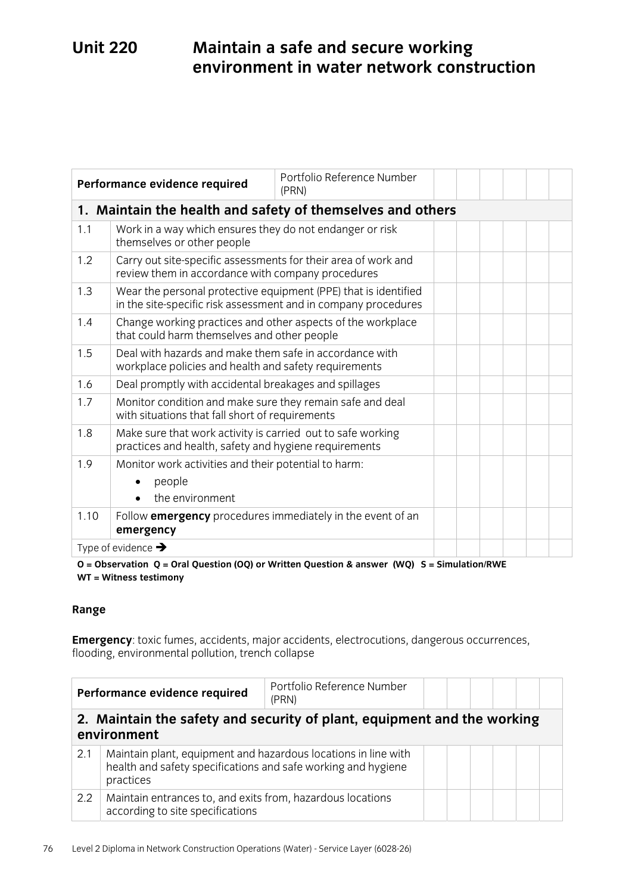# Unit 220 Maintain a safe and secure working environment in water network construction

| Performance evidence required | | Portfolio Reference Number (PRN) | | | | | | |
|---|---|---|---|---|---|---|---|---|
| **1. Maintain the health and safety of themselves and others** | | | | | | | | |
| 1.1 | Work in a way which ensures they do not endanger or risk themselves or other people | | | | | | | |
| 1.2 | Carry out site-specific assessments for their area of work and review them in accordance with company procedures | | | | | | | |
| 1.3 | Wear the personal protective equipment (PPE) that is identified in the site-specific risk assessment and in company procedures | | | | | | | |
| 1.4 | Change working practices and other aspects of the workplace that could harm themselves and other people | | | | | | | |
| 1.5 | Deal with hazards and make them safe in accordance with workplace policies and health and safety requirements | | | | | | | |
| 1.6 | Deal promptly with accidental breakages and spillages | | | | | | | |
| 1.7 | Monitor condition and make sure they remain safe and deal with situations that fall short of requirements | | | | | | | |
| 1.8 | Make sure that work activity is carried out to safe working practices and health, safety and hygiene requirements | | | | | | | |
| 1.9 | Monitor work activities and their potential to harm: <br>• people <br>• the environment | | | | | | | |
| 1.10 | Follow **emergency** procedures immediately in the event of an **emergency** | | | | | | | |
| Type of evidence ➔ | | | | | | | | |

**O = Observation Q = Oral Question (OQ) or Written Question & answer (WQ) S = Simulation/RWE WT = Witness testimony**

**Range**

**Emergency**: toxic fumes, accidents, major accidents, electrocutions, dangerous occurrences, flooding, environmental pollution, trench collapse

| Performance evidence required | | Portfolio Reference Number (PRN) | | | | | | |
|---|---|---|---|---|---|---|---|---|
| **2. Maintain the safety and security of plant, equipment and the working environment** | | | | | | | | |
| 2.1 | Maintain plant, equipment and hazardous locations in line with health and safety specifications and safe working and hygiene practices | | | | | | | |
| 2.2 | Maintain entrances to, and exits from, hazardous locations according to site specifications | | | | | | | |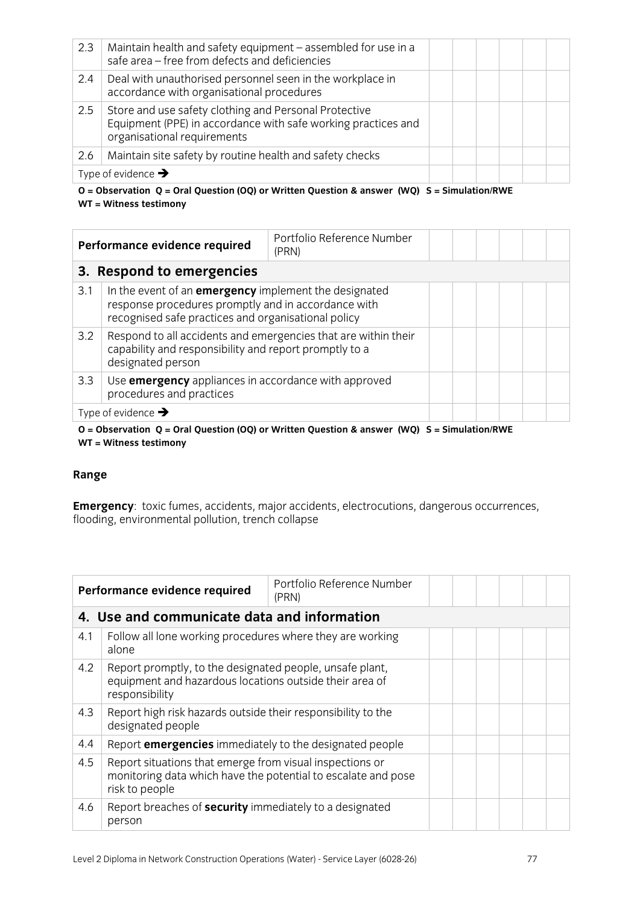| | | | | | | | |
|---|---|---|---|---|---|---|---|
| 2.3 | Maintain health and safety equipment – assembled for use in a safe area – free from defects and deficiencies | | | | | | |
| 2.4 | Deal with unauthorised personnel seen in the workplace in accordance with organisational procedures | | | | | | |
| 2.5 | Store and use safety clothing and Personal Protective Equipment (PPE) in accordance with safe working practices and organisational requirements | | | | | | |
| 2.6 | Maintain site safety by routine health and safety checks | | | | | | |
| Type of evidence → | | | | | | | |

**O = Observation Q = Oral Question (OQ) or Written Question & answer (WQ) S = Simulation/RWE WT = Witness testimony**

| **Performance evidence required** | | Portfolio Reference Number (PRN) | | | | | |
|---|---|---|---|---|---|---|---|
| **3. Respond to emergencies** | | | | | | | |
| 3.1 | In the event of an **emergency** implement the designated response procedures promptly and in accordance with recognised safe practices and organisational policy | | | | | | |
| 3.2 | Respond to all accidents and emergencies that are within their capability and responsibility and report promptly to a designated person | | | | | | |
| 3.3 | Use **emergency** appliances in accordance with approved procedures and practices | | | | | | |
| Type of evidence → | | | | | | | |

**O = Observation Q = Oral Question (OQ) or Written Question & answer (WQ) S = Simulation/RWE WT = Witness testimony**

### Range

**Emergency**: toxic fumes, accidents, major accidents, electrocutions, dangerous occurrences, flooding, environmental pollution, trench collapse

| **Performance evidence required** | | Portfolio Reference Number (PRN) | | | | | |
|---|---|---|---|---|---|---|---|
| **4. Use and communicate data and information** | | | | | | | |
| 4.1 | Follow all lone working procedures where they are working alone | | | | | | |
| 4.2 | Report promptly, to the designated people, unsafe plant, equipment and hazardous locations outside their area of responsibility | | | | | | |
| 4.3 | Report high risk hazards outside their responsibility to the designated people | | | | | | |
| 4.4 | Report **emergencies** immediately to the designated people | | | | | | |
| 4.5 | Report situations that emerge from visual inspections or monitoring data which have the potential to escalate and pose risk to people | | | | | | |
| 4.6 | Report breaches of **security** immediately to a designated person | | | | | | |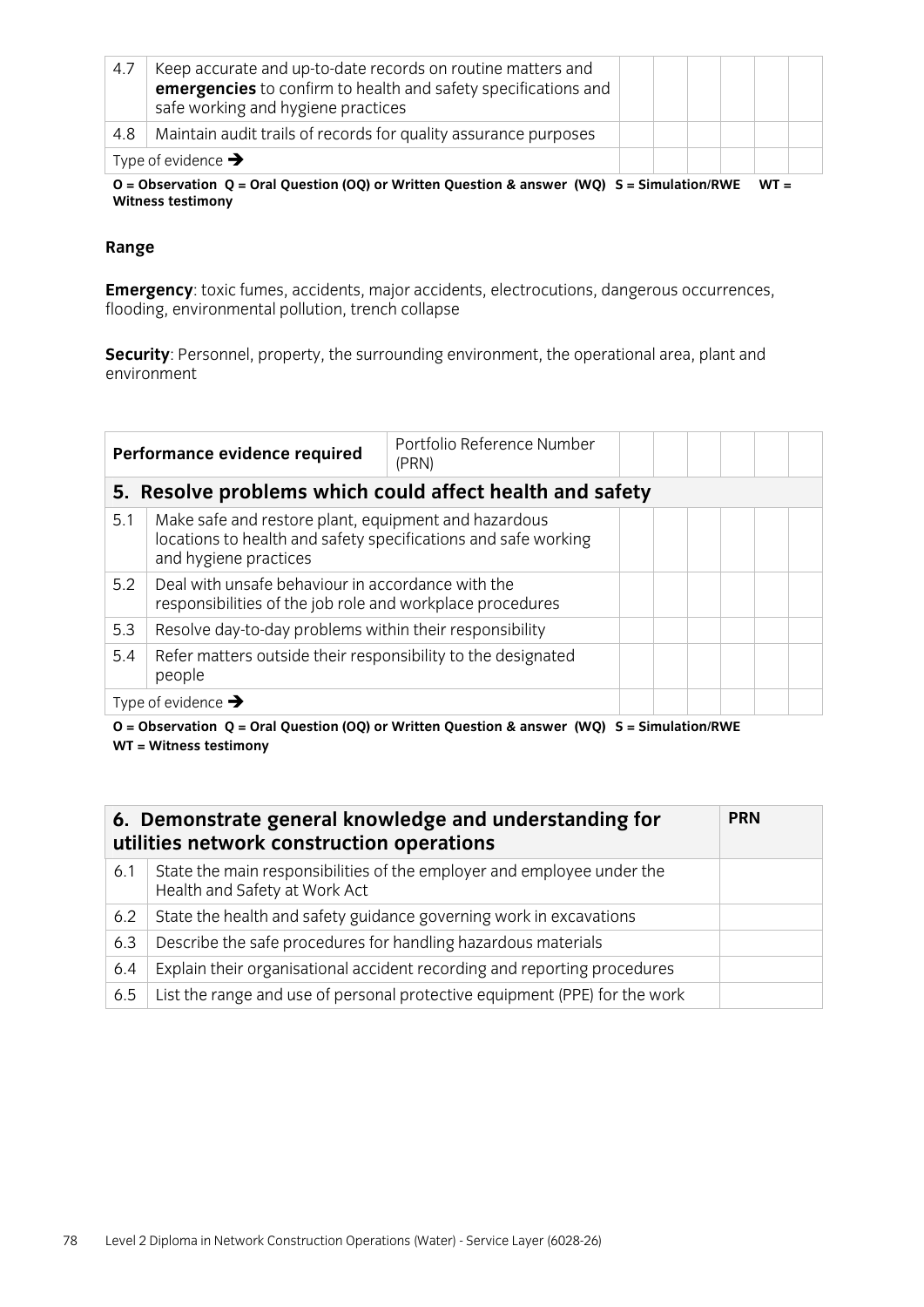| 4.7 | Keep accurate and up-to-date records on routine matters and **emergencies** to confirm to health and safety specifications and safe working and hygiene practices | | | | | | |
|---|---|---|---|---|---|---|---|
| 4.8 | Maintain audit trails of records for quality assurance purposes | | | | | | |
| Type of evidence ➔ | | | | | | | |

**O = Observation Q = Oral Question (OQ) or Written Question & answer (WQ) S = Simulation/RWE WT = Witness testimony**

**Range**

**Emergency**: toxic fumes, accidents, major accidents, electrocutions, dangerous occurrences, flooding, environmental pollution, trench collapse

**Security**: Personnel, property, the surrounding environment, the operational area, plant and environment

| **Performance evidence required** | Portfolio Reference Number (PRN) | | | | | | |
|---|---|---|---|---|---|---|---|
| **5. Resolve problems which could affect health and safety** | | | | | | | |
| 5.1 | Make safe and restore plant, equipment and hazardous locations to health and safety specifications and safe working and hygiene practices | | | | | | |
| 5.2 | Deal with unsafe behaviour in accordance with the responsibilities of the job role and workplace procedures | | | | | | |
| 5.3 | Resolve day-to-day problems within their responsibility | | | | | | |
| 5.4 | Refer matters outside their responsibility to the designated people | | | | | | |
| Type of evidence ➔ | | | | | | | |

**O = Observation Q = Oral Question (OQ) or Written Question & answer (WQ) S = Simulation/RWE WT = Witness testimony**

| **6. Demonstrate general knowledge and understanding for utilities network construction operations** | | **PRN** |
|---|---|---|
| 6.1 | State the main responsibilities of the employer and employee under the Health and Safety at Work Act | |
| 6.2 | State the health and safety guidance governing work in excavations | |
| 6.3 | Describe the safe procedures for handling hazardous materials | |
| 6.4 | Explain their organisational accident recording and reporting procedures | |
| 6.5 | List the range and use of personal protective equipment (PPE) for the work | |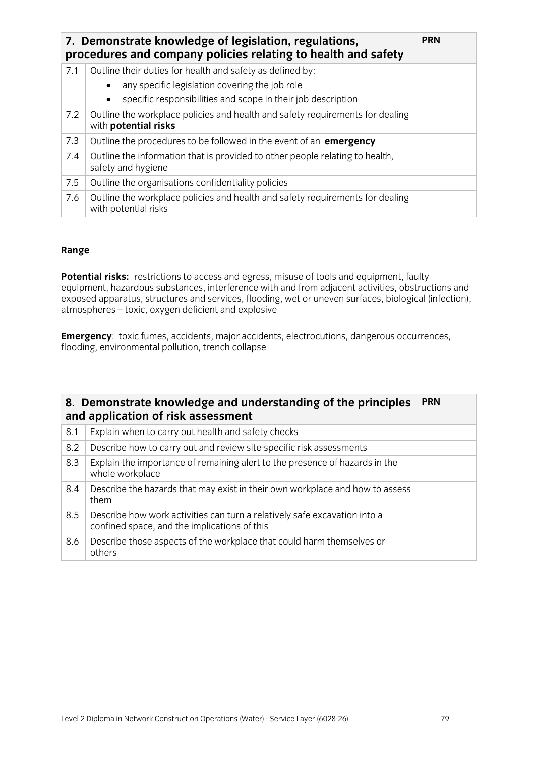| 7. Demonstrate knowledge of legislation, regulations, procedures and company policies relating to health and safety | | PRN |
|---|---|---|
| 7.1 | Outline their duties for health and safety as defined by:<br>• any specific legislation covering the job role<br>• specific responsibilities and scope in their job description | |
| 7.2 | Outline the workplace policies and health and safety requirements for dealing with **potential risks** | |
| 7.3 | Outline the procedures to be followed in the event of an **emergency** | |
| 7.4 | Outline the information that is provided to other people relating to health, safety and hygiene | |
| 7.5 | Outline the organisations confidentiality policies | |
| 7.6 | Outline the workplace policies and health and safety requirements for dealing with potential risks | |

**Range**

**Potential risks:** restrictions to access and egress, misuse of tools and equipment, faulty equipment, hazardous substances, interference with and from adjacent activities, obstructions and exposed apparatus, structures and services, flooding, wet or uneven surfaces, biological (infection), atmospheres – toxic, oxygen deficient and explosive

**Emergency**: toxic fumes, accidents, major accidents, electrocutions, dangerous occurrences, flooding, environmental pollution, trench collapse

| 8. Demonstrate knowledge and understanding of the principles and application of risk assessment | | PRN |
|---|---|---|
| 8.1 | Explain when to carry out health and safety checks | |
| 8.2 | Describe how to carry out and review site-specific risk assessments | |
| 8.3 | Explain the importance of remaining alert to the presence of hazards in the whole workplace | |
| 8.4 | Describe the hazards that may exist in their own workplace and how to assess them | |
| 8.5 | Describe how work activities can turn a relatively safe excavation into a confined space, and the implications of this | |
| 8.6 | Describe those aspects of the workplace that could harm themselves or others | |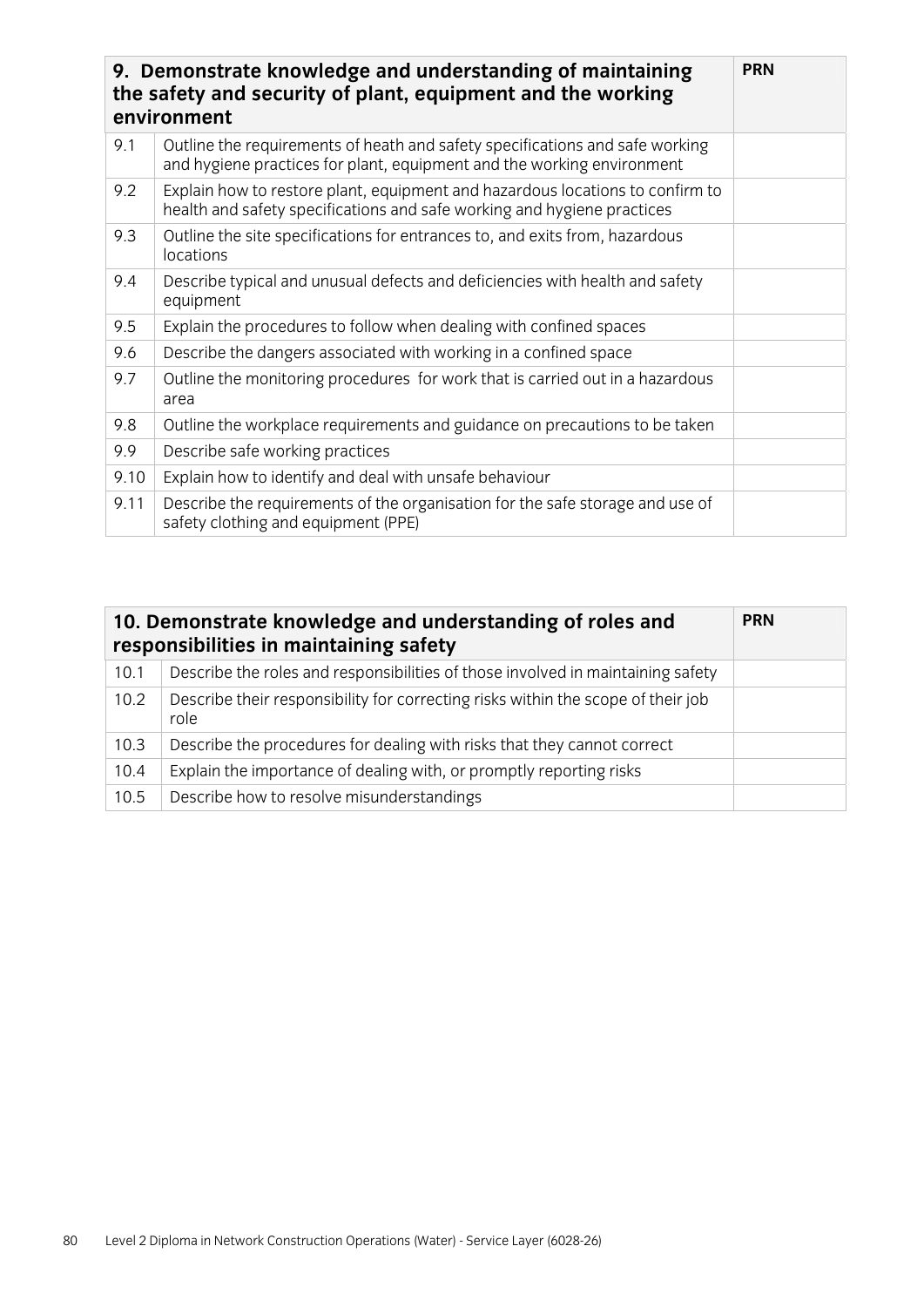| 9. Demonstrate knowledge and understanding of maintaining the safety and security of plant, equipment and the working environment | | PRN |
|---|---|---|
| 9.1 | Outline the requirements of heath and safety specifications and safe working and hygiene practices for plant, equipment and the working environment | |
| 9.2 | Explain how to restore plant, equipment and hazardous locations to confirm to health and safety specifications and safe working and hygiene practices | |
| 9.3 | Outline the site specifications for entrances to, and exits from, hazardous locations | |
| 9.4 | Describe typical and unusual defects and deficiencies with health and safety equipment | |
| 9.5 | Explain the procedures to follow when dealing with confined spaces | |
| 9.6 | Describe the dangers associated with working in a confined space | |
| 9.7 | Outline the monitoring procedures for work that is carried out in a hazardous area | |
| 9.8 | Outline the workplace requirements and guidance on precautions to be taken | |
| 9.9 | Describe safe working practices | |
| 9.10 | Explain how to identify and deal with unsafe behaviour | |
| 9.11 | Describe the requirements of the organisation for the safe storage and use of safety clothing and equipment (PPE) | |

| 10. Demonstrate knowledge and understanding of roles and responsibilities in maintaining safety | | PRN |
|---|---|---|
| 10.1 | Describe the roles and responsibilities of those involved in maintaining safety | |
| 10.2 | Describe their responsibility for correcting risks within the scope of their job role | |
| 10.3 | Describe the procedures for dealing with risks that they cannot correct | |
| 10.4 | Explain the importance of dealing with, or promptly reporting risks | |
| 10.5 | Describe how to resolve misunderstandings | |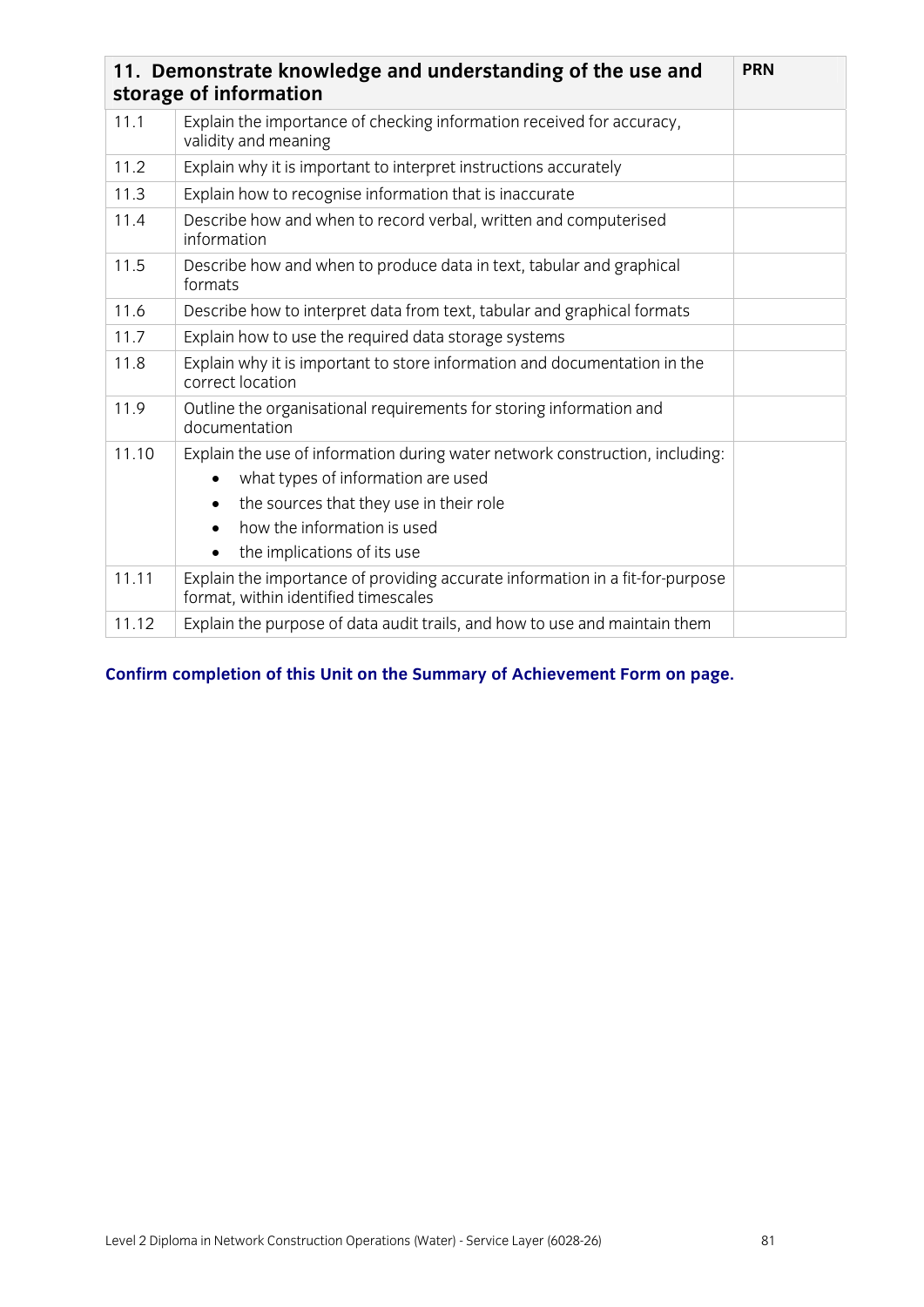| 11. Demonstrate knowledge and understanding of the use and storage of information | | PRN |
|---|---|---|
| 11.1 | Explain the importance of checking information received for accuracy, validity and meaning | |
| 11.2 | Explain why it is important to interpret instructions accurately | |
| 11.3 | Explain how to recognise information that is inaccurate | |
| 11.4 | Describe how and when to record verbal, written and computerised information | |
| 11.5 | Describe how and when to produce data in text, tabular and graphical formats | |
| 11.6 | Describe how to interpret data from text, tabular and graphical formats | |
| 11.7 | Explain how to use the required data storage systems | |
| 11.8 | Explain why it is important to store information and documentation in the correct location | |
| 11.9 | Outline the organisational requirements for storing information and documentation | |
| 11.10 | Explain the use of information during water network construction, including:<br>• what types of information are used<br>• the sources that they use in their role<br>• how the information is used<br>• the implications of its use | |
| 11.11 | Explain the importance of providing accurate information in a fit-for-purpose format, within identified timescales | |
| 11.12 | Explain the purpose of data audit trails, and how to use and maintain them | |

**Confirm completion of this Unit on the Summary of Achievement Form on page.**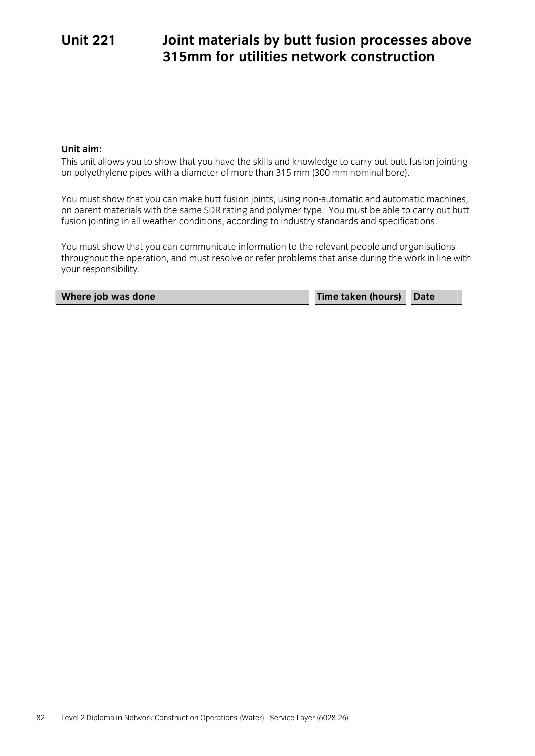# Unit 221 Joint materials by butt fusion processes above 315mm for utilities network construction

**Unit aim:**

This unit allows you to show that you have the skills and knowledge to carry out butt fusion jointing on polyethylene pipes with a diameter of more than 315 mm (300 mm nominal bore).

You must show that you can make butt fusion joints, using non-automatic and automatic machines, on parent materials with the same SDR rating and polymer type. You must be able to carry out butt fusion jointing in all weather conditions, according to industry standards and specifications.

You must show that you can communicate information to the relevant people and organisations throughout the operation, and must resolve or refer problems that arise during the work in line with your responsibility.

| Where job was done | Time taken (hours) | Date |
|---|---|---|
| | | |
| | | |
| | | |
| | | |
| | | |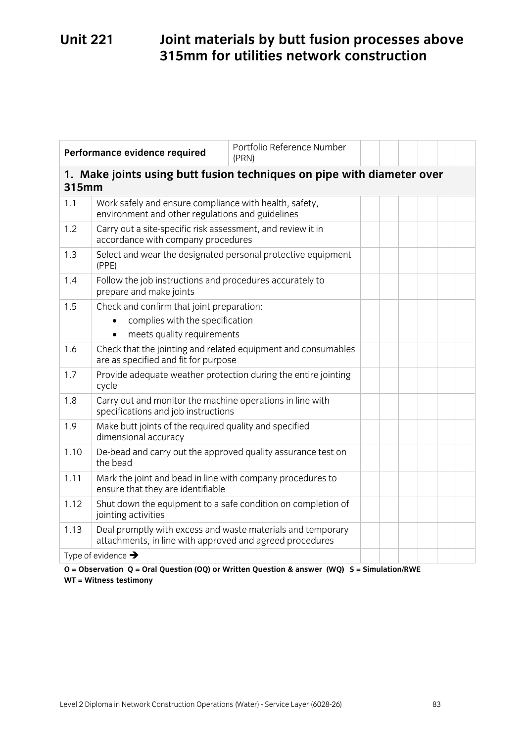# Unit 221 Joint materials by butt fusion processes above 315mm for utilities network construction

| Performance evidence required | | Portfolio Reference Number (PRN) | | | | | | |
|---|---|---|---|---|---|---|---|---|
| **1. Make joints using butt fusion techniques on pipe with diameter over 315mm** | | | | | | | | |
| 1.1 | Work safely and ensure compliance with health, safety, environment and other regulations and guidelines | | | | | | | |
| 1.2 | Carry out a site-specific risk assessment, and review it in accordance with company procedures | | | | | | | |
| 1.3 | Select and wear the designated personal protective equipment (PPE) | | | | | | | |
| 1.4 | Follow the job instructions and procedures accurately to prepare and make joints | | | | | | | |
| 1.5 | Check and confirm that joint preparation:<br>• complies with the specification<br>• meets quality requirements | | | | | | | |
| 1.6 | Check that the jointing and related equipment and consumables are as specified and fit for purpose | | | | | | | |
| 1.7 | Provide adequate weather protection during the entire jointing cycle | | | | | | | |
| 1.8 | Carry out and monitor the machine operations in line with specifications and job instructions | | | | | | | |
| 1.9 | Make butt joints of the required quality and specified dimensional accuracy | | | | | | | |
| 1.10 | De-bead and carry out the approved quality assurance test on the bead | | | | | | | |
| 1.11 | Mark the joint and bead in line with company procedures to ensure that they are identifiable | | | | | | | |
| 1.12 | Shut down the equipment to a safe condition on completion of jointing activities | | | | | | | |
| 1.13 | Deal promptly with excess and waste materials and temporary attachments, in line with approved and agreed procedures | | | | | | | |
| Type of evidence → | | | | | | | | |

**O = Observation Q = Oral Question (OQ) or Written Question & answer (WQ) S = Simulation/RWE WT = Witness testimony**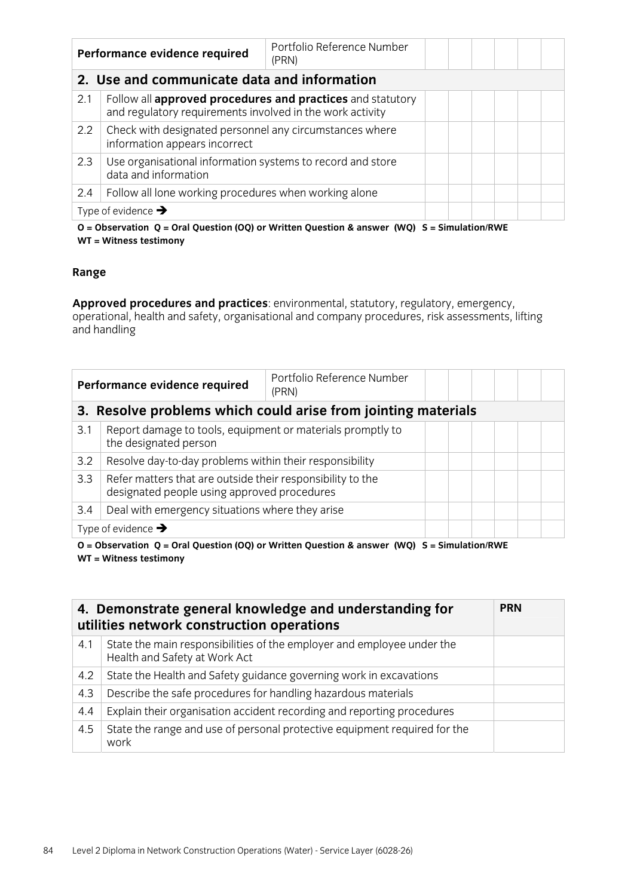| Performance evidence required | | Portfolio Reference Number (PRN) | | | | | | |
|---|---|---|---|---|---|---|---|---|
| **2. Use and communicate data and information** | | | | | | | | |
| 2.1 | Follow all **approved procedures and practices** and statutory and regulatory requirements involved in the work activity | | | | | | | |
| 2.2 | Check with designated personnel any circumstances where information appears incorrect | | | | | | | |
| 2.3 | Use organisational information systems to record and store data and information | | | | | | | |
| 2.4 | Follow all lone working procedures when working alone | | | | | | | |
| Type of evidence ➔ | | | | | | | | |

**O = Observation Q = Oral Question (OQ) or Written Question & answer (WQ) S = Simulation/RWE WT = Witness testimony**

**Range**

**Approved procedures and practices**: environmental, statutory, regulatory, emergency, operational, health and safety, organisational and company procedures, risk assessments, lifting and handling

| Performance evidence required | | Portfolio Reference Number (PRN) | | | | | | |
|---|---|---|---|---|---|---|---|---|
| **3. Resolve problems which could arise from jointing materials** | | | | | | | | |
| 3.1 | Report damage to tools, equipment or materials promptly to the designated person | | | | | | | |
| 3.2 | Resolve day-to-day problems within their responsibility | | | | | | | |
| 3.3 | Refer matters that are outside their responsibility to the designated people using approved procedures | | | | | | | |
| 3.4 | Deal with emergency situations where they arise | | | | | | | |
| Type of evidence ➔ | | | | | | | | |

**O = Observation Q = Oral Question (OQ) or Written Question & answer (WQ) S = Simulation/RWE WT = Witness testimony**

| **4. Demonstrate general knowledge and understanding for utilities network construction operations** | | **PRN** |
|---|---|---|
| 4.1 | State the main responsibilities of the employer and employee under the Health and Safety at Work Act | |
| 4.2 | State the Health and Safety guidance governing work in excavations | |
| 4.3 | Describe the safe procedures for handling hazardous materials | |
| 4.4 | Explain their organisation accident recording and reporting procedures | |
| 4.5 | State the range and use of personal protective equipment required for the work | |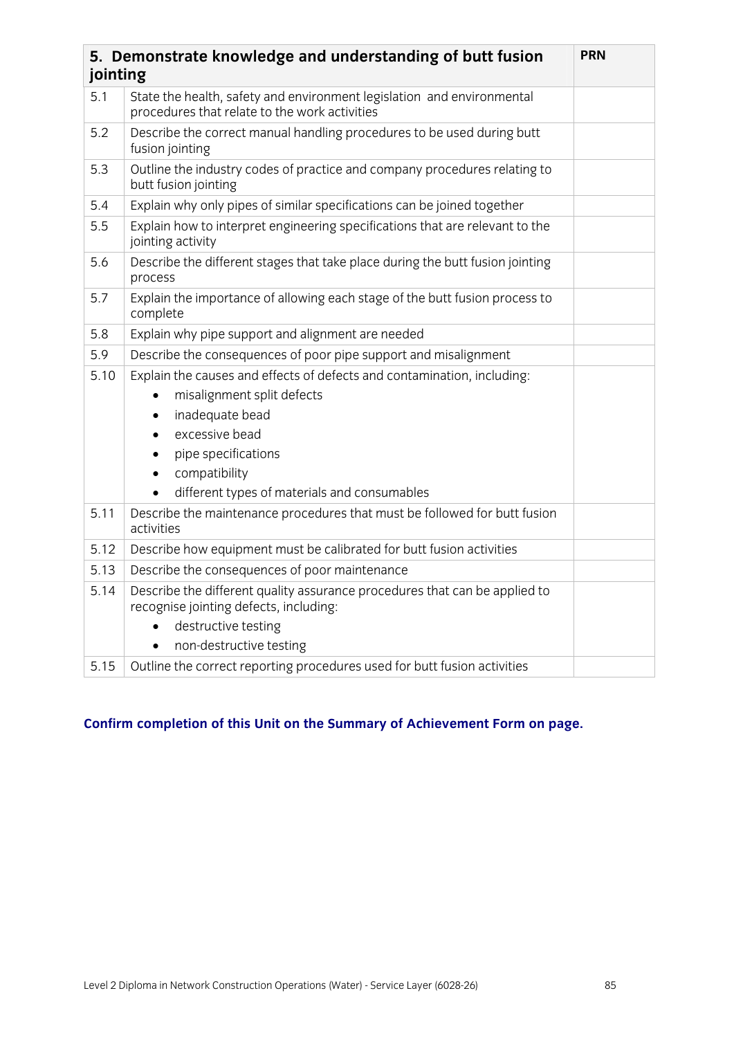| 5. Demonstrate knowledge and understanding of butt fusion jointing | | PRN |
|---|---|---|
| 5.1 | State the health, safety and environment legislation and environmental procedures that relate to the work activities | |
| 5.2 | Describe the correct manual handling procedures to be used during butt fusion jointing | |
| 5.3 | Outline the industry codes of practice and company procedures relating to butt fusion jointing | |
| 5.4 | Explain why only pipes of similar specifications can be joined together | |
| 5.5 | Explain how to interpret engineering specifications that are relevant to the jointing activity | |
| 5.6 | Describe the different stages that take place during the butt fusion jointing process | |
| 5.7 | Explain the importance of allowing each stage of the butt fusion process to complete | |
| 5.8 | Explain why pipe support and alignment are needed | |
| 5.9 | Describe the consequences of poor pipe support and misalignment | |
| 5.10 | Explain the causes and effects of defects and contamination, including:<br>• misalignment split defects<br>• inadequate bead<br>• excessive bead<br>• pipe specifications<br>• compatibility<br>• different types of materials and consumables | |
| 5.11 | Describe the maintenance procedures that must be followed for butt fusion activities | |
| 5.12 | Describe how equipment must be calibrated for butt fusion activities | |
| 5.13 | Describe the consequences of poor maintenance | |
| 5.14 | Describe the different quality assurance procedures that can be applied to recognise jointing defects, including:<br>• destructive testing<br>• non-destructive testing | |
| 5.15 | Outline the correct reporting procedures used for butt fusion activities | |

**Confirm completion of this Unit on the Summary of Achievement Form on page.**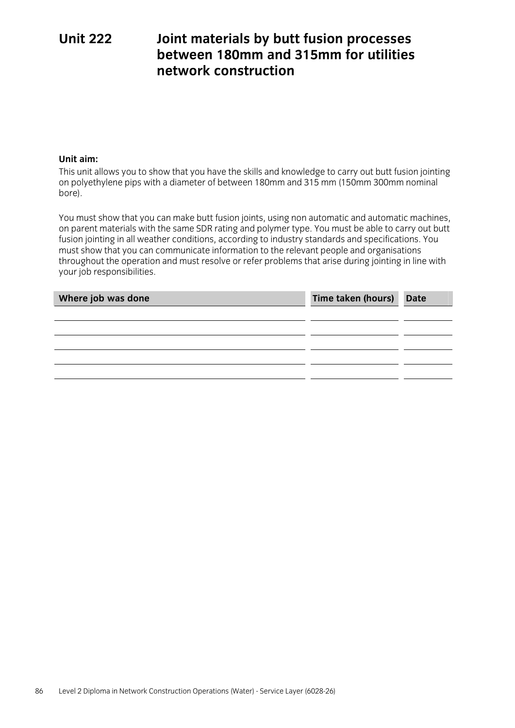# Unit 222 Joint materials by butt fusion processes between 180mm and 315mm for utilities network construction

**Unit aim:**

This unit allows you to show that you have the skills and knowledge to carry out butt fusion jointing on polyethylene pips with a diameter of between 180mm and 315 mm (150mm 300mm nominal bore).

You must show that you can make butt fusion joints, using non automatic and automatic machines, on parent materials with the same SDR rating and polymer type. You must be able to carry out butt fusion jointing in all weather conditions, according to industry standards and specifications. You must show that you can communicate information to the relevant people and organisations throughout the operation and must resolve or refer problems that arise during jointing in line with your job responsibilities.

| Where job was done | Time taken (hours) | Date |
|---|---|---|
| | | |
| | | |
| | | |
| | | |
| | | |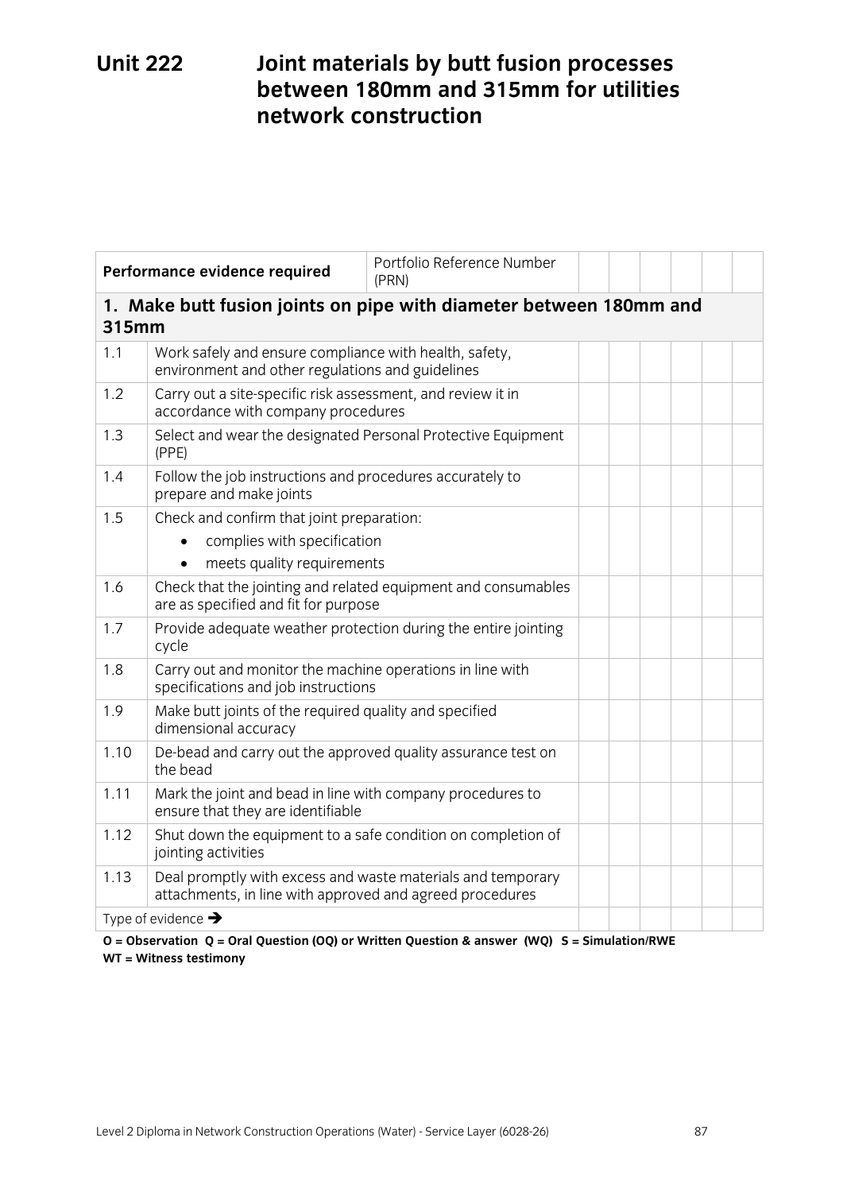# Unit 222 Joint materials by butt fusion processes between 180mm and 315mm for utilities network construction

| Performance evidence required | | Portfolio Reference Number (PRN) | | | | | | |
|---|---|---|---|---|---|---|---|---|
| **1. Make butt fusion joints on pipe with diameter between 180mm and 315mm** | | | | | | | | |
| 1.1 | Work safely and ensure compliance with health, safety, environment and other regulations and guidelines | | | | | | | |
| 1.2 | Carry out a site-specific risk assessment, and review it in accordance with company procedures | | | | | | | |
| 1.3 | Select and wear the designated Personal Protective Equipment (PPE) | | | | | | | |
| 1.4 | Follow the job instructions and procedures accurately to prepare and make joints | | | | | | | |
| 1.5 | Check and confirm that joint preparation:<br>• complies with specification<br>• meets quality requirements | | | | | | | |
| 1.6 | Check that the jointing and related equipment and consumables are as specified and fit for purpose | | | | | | | |
| 1.7 | Provide adequate weather protection during the entire jointing cycle | | | | | | | |
| 1.8 | Carry out and monitor the machine operations in line with specifications and job instructions | | | | | | | |
| 1.9 | Make butt joints of the required quality and specified dimensional accuracy | | | | | | | |
| 1.10 | De-bead and carry out the approved quality assurance test on the bead | | | | | | | |
| 1.11 | Mark the joint and bead in line with company procedures to ensure that they are identifiable | | | | | | | |
| 1.12 | Shut down the equipment to a safe condition on completion of jointing activities | | | | | | | |
| 1.13 | Deal promptly with excess and waste materials and temporary attachments, in line with approved and agreed procedures | | | | | | | |
| Type of evidence → | | | | | | | | |

**O = Observation Q = Oral Question (OQ) or Written Question & answer (WQ) S = Simulation/RWE WT = Witness testimony**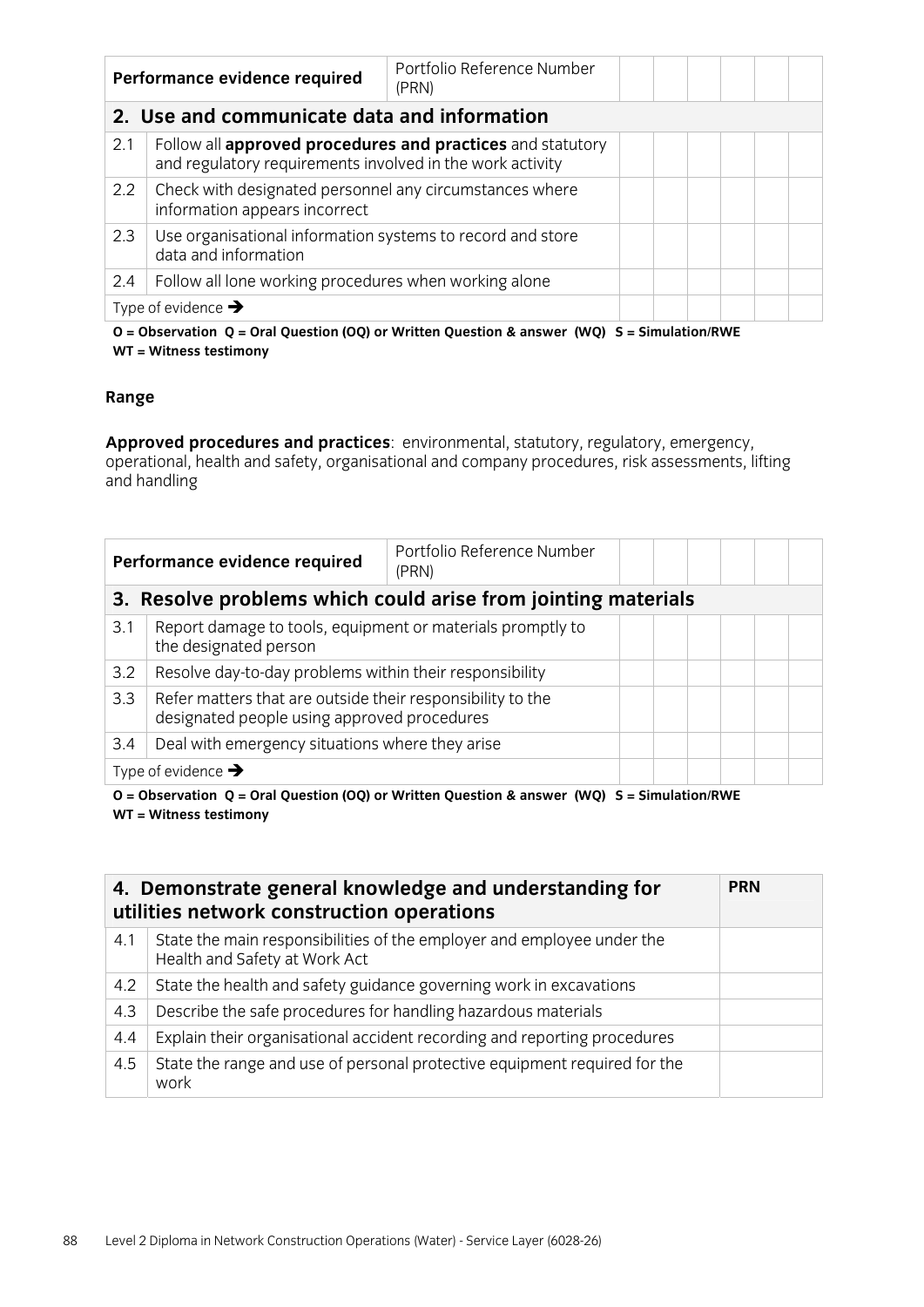| Performance evidence required | | Portfolio Reference Number (PRN) | | | | | | |
|---|---|---|---|---|---|---|---|---|
| **2. Use and communicate data and information** | | | | | | | | |
| 2.1 | Follow all **approved procedures and practices** and statutory and regulatory requirements involved in the work activity | | | | | | | |
| 2.2 | Check with designated personnel any circumstances where information appears incorrect | | | | | | | |
| 2.3 | Use organisational information systems to record and store data and information | | | | | | | |
| 2.4 | Follow all lone working procedures when working alone | | | | | | | |
| Type of evidence ➔ | | | | | | | | |

**O = Observation Q = Oral Question (OQ) or Written Question & answer (WQ) S = Simulation/RWE WT = Witness testimony**

**Range**

**Approved procedures and practices**: environmental, statutory, regulatory, emergency, operational, health and safety, organisational and company procedures, risk assessments, lifting and handling

| Performance evidence required | | Portfolio Reference Number (PRN) | | | | | | |
|---|---|---|---|---|---|---|---|---|
| **3. Resolve problems which could arise from jointing materials** | | | | | | | | |
| 3.1 | Report damage to tools, equipment or materials promptly to the designated person | | | | | | | |
| 3.2 | Resolve day-to-day problems within their responsibility | | | | | | | |
| 3.3 | Refer matters that are outside their responsibility to the designated people using approved procedures | | | | | | | |
| 3.4 | Deal with emergency situations where they arise | | | | | | | |
| Type of evidence ➔ | | | | | | | | |

**O = Observation Q = Oral Question (OQ) or Written Question & answer (WQ) S = Simulation/RWE WT = Witness testimony**

| **4. Demonstrate general knowledge and understanding for utilities network construction operations** | | **PRN** |
|---|---|---|
| 4.1 | State the main responsibilities of the employer and employee under the Health and Safety at Work Act | |
| 4.2 | State the health and safety guidance governing work in excavations | |
| 4.3 | Describe the safe procedures for handling hazardous materials | |
| 4.4 | Explain their organisational accident recording and reporting procedures | |
| 4.5 | State the range and use of personal protective equipment required for the work | |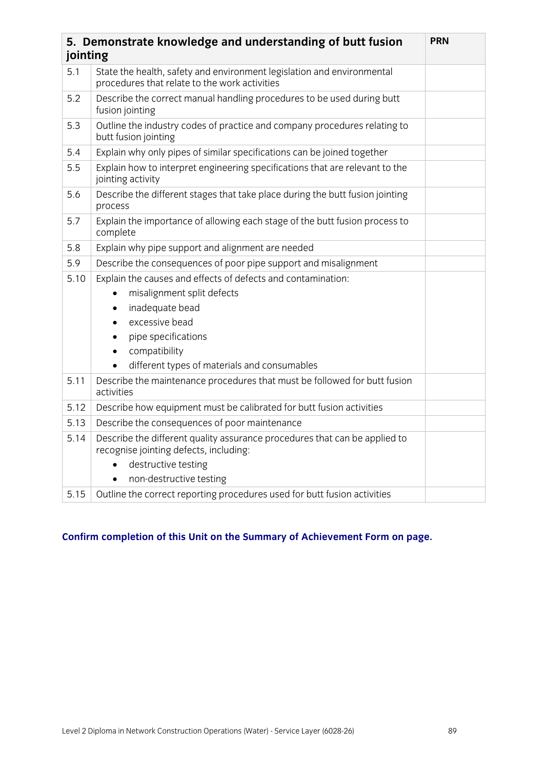| 5. Demonstrate knowledge and understanding of butt fusion jointing | | PRN |
|---|---|---|
| 5.1 | State the health, safety and environment legislation and environmental procedures that relate to the work activities | |
| 5.2 | Describe the correct manual handling procedures to be used during butt fusion jointing | |
| 5.3 | Outline the industry codes of practice and company procedures relating to butt fusion jointing | |
| 5.4 | Explain why only pipes of similar specifications can be joined together | |
| 5.5 | Explain how to interpret engineering specifications that are relevant to the jointing activity | |
| 5.6 | Describe the different stages that take place during the butt fusion jointing process | |
| 5.7 | Explain the importance of allowing each stage of the butt fusion process to complete | |
| 5.8 | Explain why pipe support and alignment are needed | |
| 5.9 | Describe the consequences of poor pipe support and misalignment | |
| 5.10 | Explain the causes and effects of defects and contamination:<br>• misalignment split defects<br>• inadequate bead<br>• excessive bead<br>• pipe specifications<br>• compatibility<br>• different types of materials and consumables | |
| 5.11 | Describe the maintenance procedures that must be followed for butt fusion activities | |
| 5.12 | Describe how equipment must be calibrated for butt fusion activities | |
| 5.13 | Describe the consequences of poor maintenance | |
| 5.14 | Describe the different quality assurance procedures that can be applied to recognise jointing defects, including:<br>• destructive testing<br>• non-destructive testing | |
| 5.15 | Outline the correct reporting procedures used for butt fusion activities | |

**Confirm completion of this Unit on the Summary of Achievement Form on page.**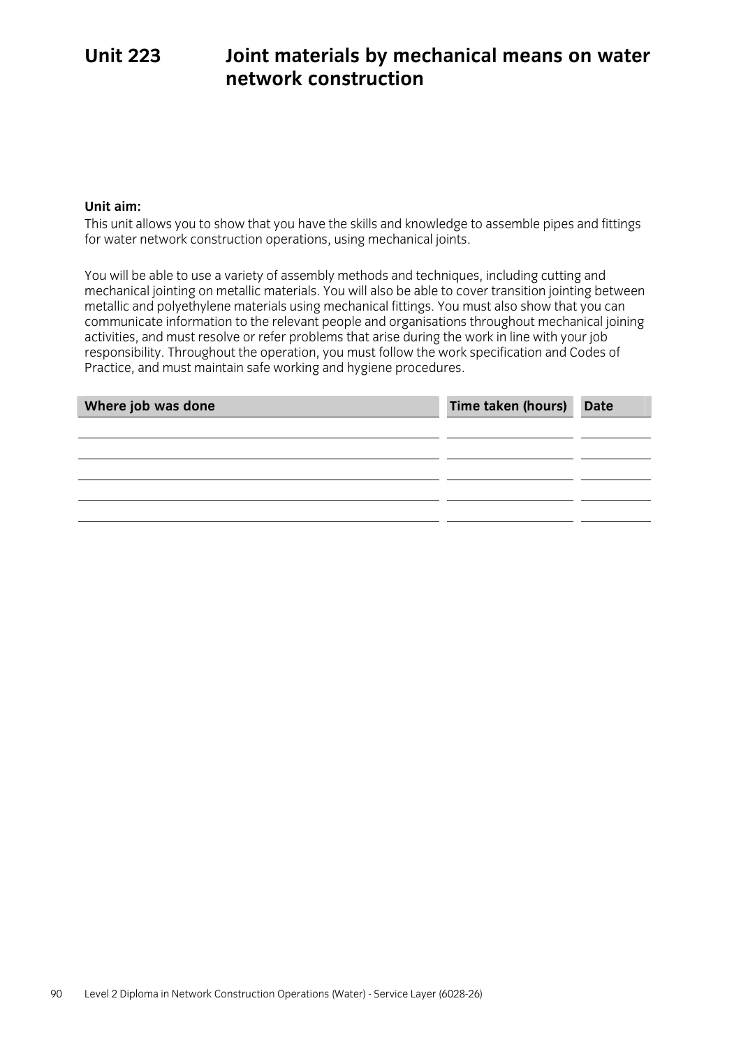# Unit 223 Joint materials by mechanical means on water network construction

**Unit aim:**

This unit allows you to show that you have the skills and knowledge to assemble pipes and fittings for water network construction operations, using mechanical joints.

You will be able to use a variety of assembly methods and techniques, including cutting and mechanical jointing on metallic materials. You will also be able to cover transition jointing between metallic and polyethylene materials using mechanical fittings. You must also show that you can communicate information to the relevant people and organisations throughout mechanical joining activities, and must resolve or refer problems that arise during the work in line with your job responsibility. Throughout the operation, you must follow the work specification and Codes of Practice, and must maintain safe working and hygiene procedures.

| Where job was done | Time taken (hours) | Date |
|---|---|---|
| | | |
| | | |
| | | |
| | | |
| | | |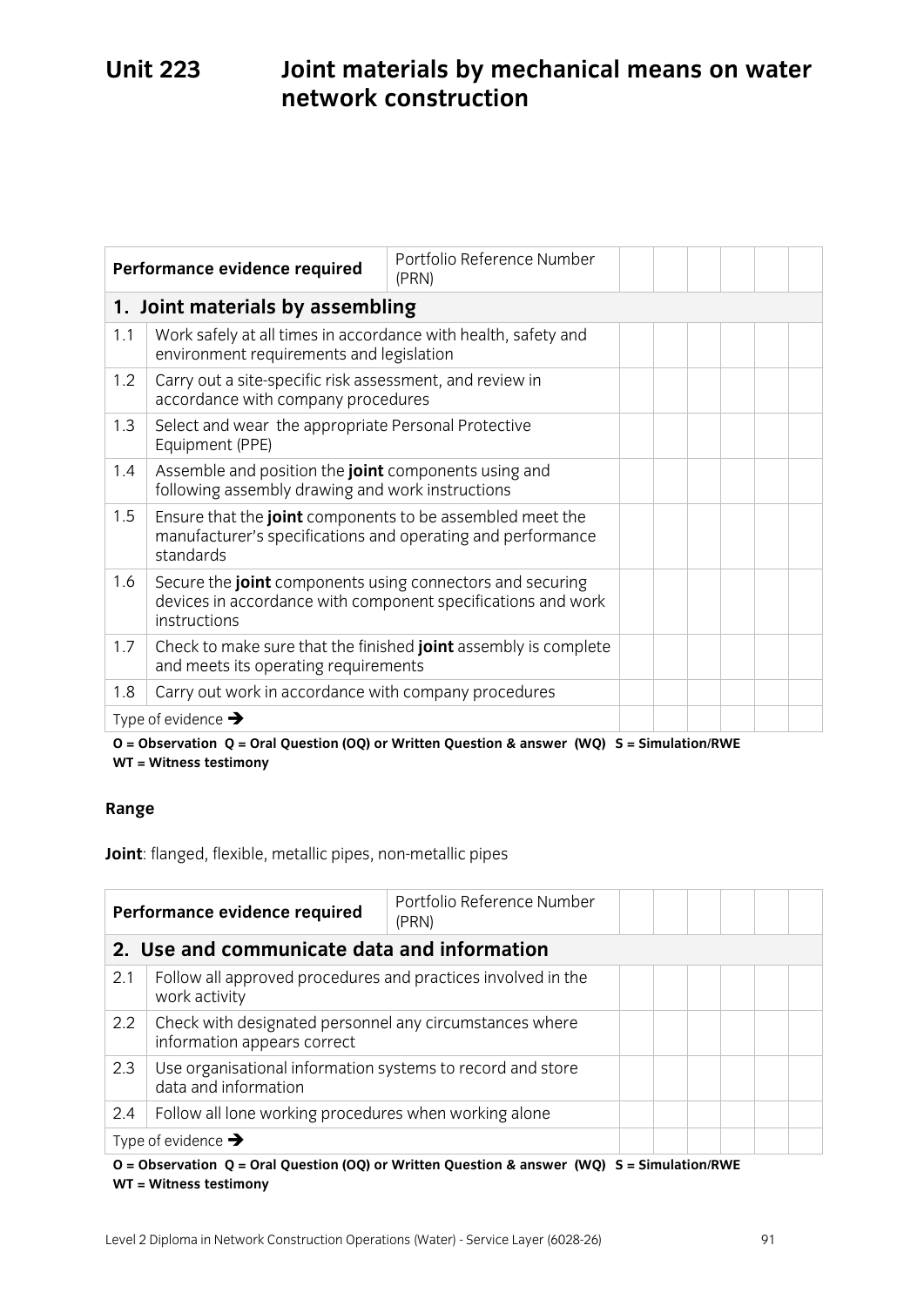# Unit 223 Joint materials by mechanical means on water network construction

| Performance evidence required | | Portfolio Reference Number (PRN) | | | | | | |
|---|---|---|---|---|---|---|---|---|
| **1. Joint materials by assembling** | | | | | | | | |
| 1.1 | Work safely at all times in accordance with health, safety and environment requirements and legislation | | | | | | | |
| 1.2 | Carry out a site-specific risk assessment, and review in accordance with company procedures | | | | | | | |
| 1.3 | Select and wear the appropriate Personal Protective Equipment (PPE) | | | | | | | |
| 1.4 | Assemble and position the **joint** components using and following assembly drawing and work instructions | | | | | | | |
| 1.5 | Ensure that the **joint** components to be assembled meet the manufacturer's specifications and operating and performance standards | | | | | | | |
| 1.6 | Secure the **joint** components using connectors and securing devices in accordance with component specifications and work instructions | | | | | | | |
| 1.7 | Check to make sure that the finished **joint** assembly is complete and meets its operating requirements | | | | | | | |
| 1.8 | Carry out work in accordance with company procedures | | | | | | | |
| Type of evidence ➔ | | | | | | | | |

**O = Observation Q = Oral Question (OQ) or Written Question & answer (WQ) S = Simulation/RWE WT = Witness testimony**

**Range**

**Joint**: flanged, flexible, metallic pipes, non-metallic pipes

| Performance evidence required | | Portfolio Reference Number (PRN) | | | | | | |
|---|---|---|---|---|---|---|---|---|
| **2. Use and communicate data and information** | | | | | | | | |
| 2.1 | Follow all approved procedures and practices involved in the work activity | | | | | | | |
| 2.2 | Check with designated personnel any circumstances where information appears correct | | | | | | | |
| 2.3 | Use organisational information systems to record and store data and information | | | | | | | |
| 2.4 | Follow all lone working procedures when working alone | | | | | | | |
| Type of evidence ➔ | | | | | | | | |

**O = Observation Q = Oral Question (OQ) or Written Question & answer (WQ) S = Simulation/RWE WT = Witness testimony**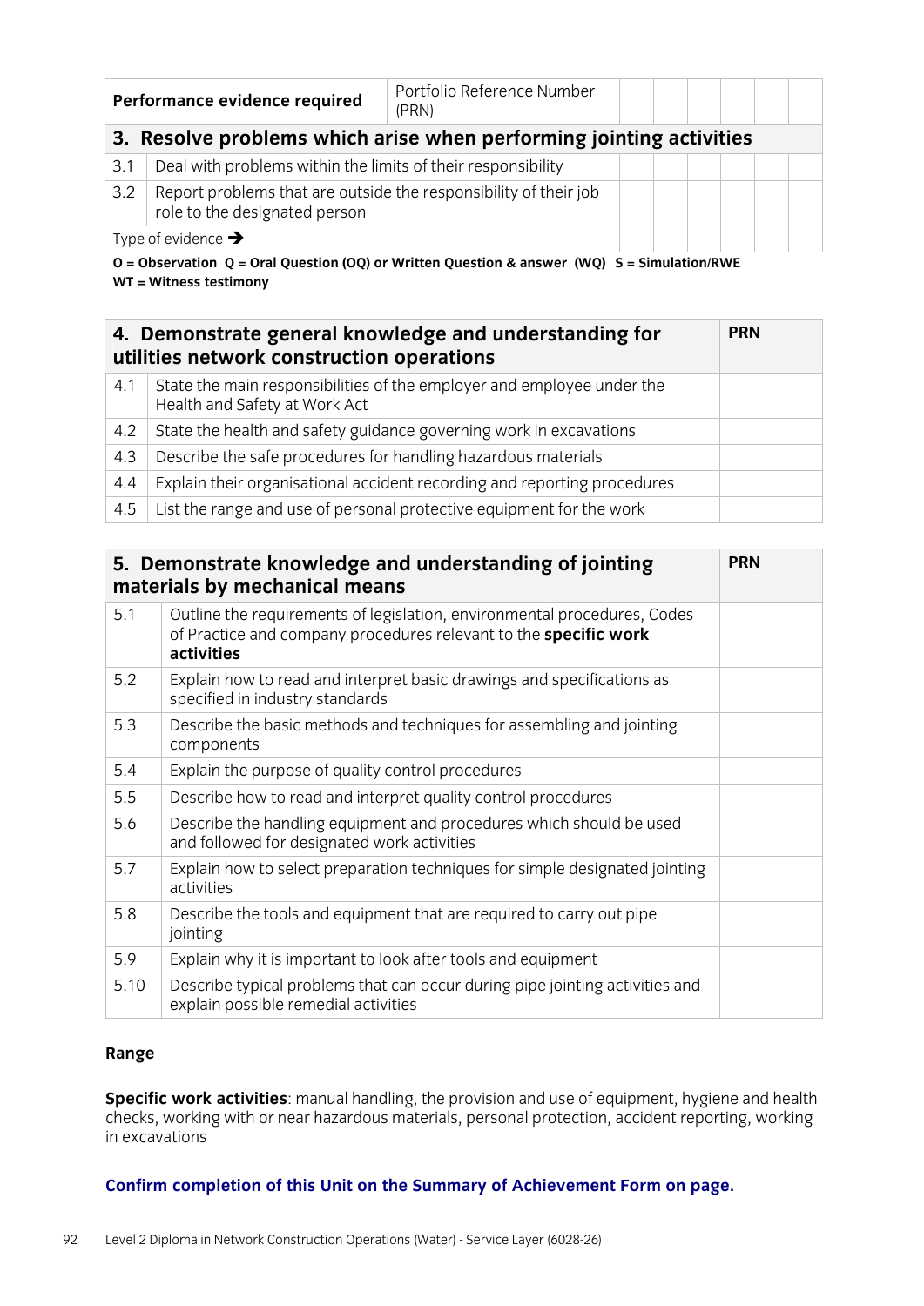| Performance evidence required | | Portfolio Reference Number (PRN) | | | | | |
|---|---|---|---|---|---|---|---|
| **3. Resolve problems which arise when performing jointing activities** | | | | | | | |
| 3.1 | Deal with problems within the limits of their responsibility | | | | | | |
| 3.2 | Report problems that are outside the responsibility of their job role to the designated person | | | | | | |
| Type of evidence → | | | | | | | |

**O = Observation Q = Oral Question (OQ) or Written Question & answer (WQ) S = Simulation/RWE WT = Witness testimony**

| **4. Demonstrate general knowledge and understanding for utilities network construction operations** | | **PRN** |
|---|---|---|
| 4.1 | State the main responsibilities of the employer and employee under the Health and Safety at Work Act | |
| 4.2 | State the health and safety guidance governing work in excavations | |
| 4.3 | Describe the safe procedures for handling hazardous materials | |
| 4.4 | Explain their organisational accident recording and reporting procedures | |
| 4.5 | List the range and use of personal protective equipment for the work | |

| **5. Demonstrate knowledge and understanding of jointing materials by mechanical means** | | **PRN** |
|---|---|---|
| 5.1 | Outline the requirements of legislation, environmental procedures, Codes of Practice and company procedures relevant to the **specific work activities** | |
| 5.2 | Explain how to read and interpret basic drawings and specifications as specified in industry standards | |
| 5.3 | Describe the basic methods and techniques for assembling and jointing components | |
| 5.4 | Explain the purpose of quality control procedures | |
| 5.5 | Describe how to read and interpret quality control procedures | |
| 5.6 | Describe the handling equipment and procedures which should be used and followed for designated work activities | |
| 5.7 | Explain how to select preparation techniques for simple designated jointing activities | |
| 5.8 | Describe the tools and equipment that are required to carry out pipe jointing | |
| 5.9 | Explain why it is important to look after tools and equipment | |
| 5.10 | Describe typical problems that can occur during pipe jointing activities and explain possible remedial activities | |

**Range**

**Specific work activities**: manual handling, the provision and use of equipment, hygiene and health checks, working with or near hazardous materials, personal protection, accident reporting, working in excavations

**Confirm completion of this Unit on the Summary of Achievement Form on page.**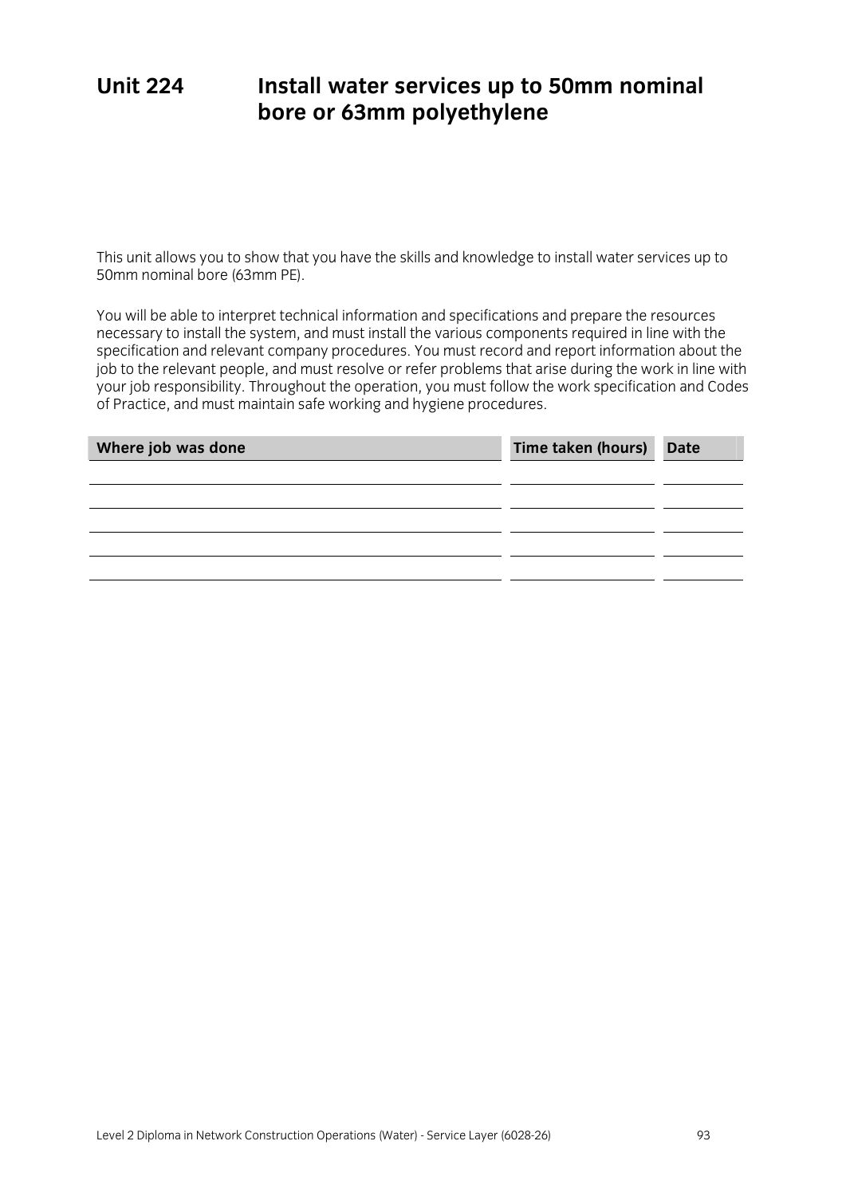# Unit 224 Install water services up to 50mm nominal bore or 63mm polyethylene

This unit allows you to show that you have the skills and knowledge to install water services up to 50mm nominal bore (63mm PE).

You will be able to interpret technical information and specifications and prepare the resources necessary to install the system, and must install the various components required in line with the specification and relevant company procedures. You must record and report information about the job to the relevant people, and must resolve or refer problems that arise during the work in line with your job responsibility. Throughout the operation, you must follow the work specification and Codes of Practice, and must maintain safe working and hygiene procedures.

| Where job was done | Time taken (hours) | Date |
| --- | --- | --- |
| | | |
| | | |
| | | |
| | | |
| | | |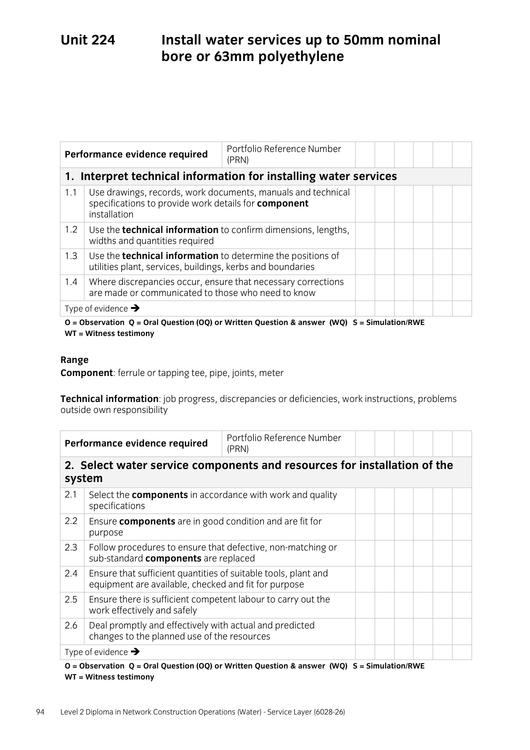# Unit 224 Install water services up to 50mm nominal bore or 63mm polyethylene

| Performance evidence required | | Portfolio Reference Number (PRN) | | | | | | |
|---|---|---|---|---|---|---|---|---|
| **1. Interpret technical information for installing water services** | | | | | | | | |
| 1.1 | Use drawings, records, work documents, manuals and technical specifications to provide work details for **component** installation | | | | | | | |
| 1.2 | Use the **technical information** to confirm dimensions, lengths, widths and quantities required | | | | | | | |
| 1.3 | Use the **technical information** to determine the positions of utilities plant, services, buildings, kerbs and boundaries | | | | | | | |
| 1.4 | Where discrepancies occur, ensure that necessary corrections are made or communicated to those who need to know | | | | | | | |
| Type of evidence ➔ | | | | | | | | |

**O = Observation Q = Oral Question (OQ) or Written Question & answer (WQ) S = Simulation/RWE WT = Witness testimony**

**Range**

**Component**: ferrule or tapping tee, pipe, joints, meter

**Technical information**: job progress, discrepancies or deficiencies, work instructions, problems outside own responsibility

| Performance evidence required | | Portfolio Reference Number (PRN) | | | | | | |
|---|---|---|---|---|---|---|---|---|
| **2. Select water service components and resources for installation of the system** | | | | | | | | |
| 2.1 | Select the **components** in accordance with work and quality specifications | | | | | | | |
| 2.2 | Ensure **components** are in good condition and are fit for purpose | | | | | | | |
| 2.3 | Follow procedures to ensure that defective, non-matching or sub-standard **components** are replaced | | | | | | | |
| 2.4 | Ensure that sufficient quantities of suitable tools, plant and equipment are available, checked and fit for purpose | | | | | | | |
| 2.5 | Ensure there is sufficient competent labour to carry out the work effectively and safely | | | | | | | |
| 2.6 | Deal promptly and effectively with actual and predicted changes to the planned use of the resources | | | | | | | |
| Type of evidence ➔ | | | | | | | | |

**O = Observation Q = Oral Question (OQ) or Written Question & answer (WQ) S = Simulation/RWE WT = Witness testimony**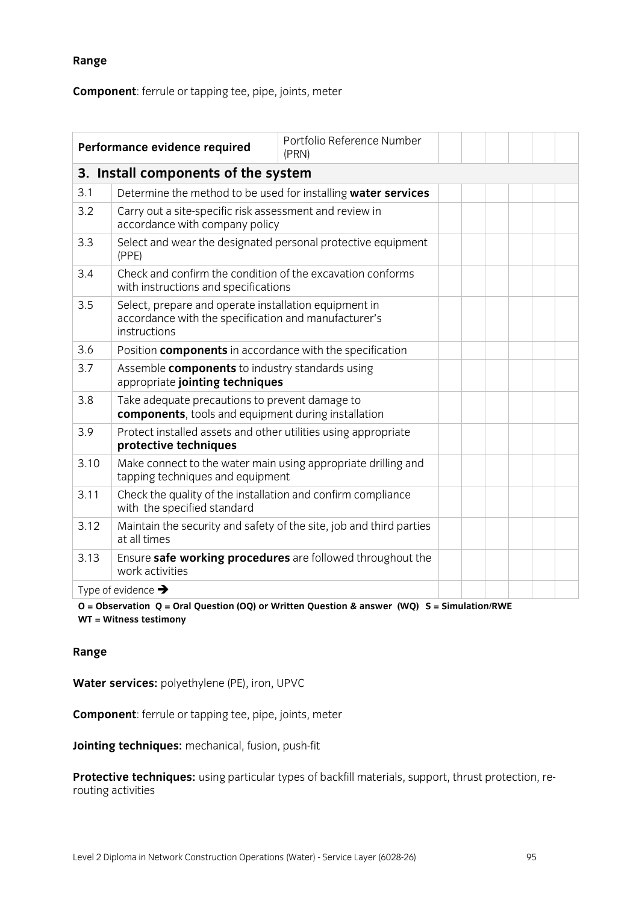**Range**

**Component**: ferrule or tapping tee, pipe, joints, meter

| Performance evidence required | | Portfolio Reference Number (PRN) | | | | | | |
|---|---|---|---|---|---|---|---|---|
| **3. Install components of the system** | | | | | | | | |
| 3.1 | Determine the method to be used for installing **water services** | | | | | | | |
| 3.2 | Carry out a site-specific risk assessment and review in accordance with company policy | | | | | | | |
| 3.3 | Select and wear the designated personal protective equipment (PPE) | | | | | | | |
| 3.4 | Check and confirm the condition of the excavation conforms with instructions and specifications | | | | | | | |
| 3.5 | Select, prepare and operate installation equipment in accordance with the specification and manufacturer's instructions | | | | | | | |
| 3.6 | Position **components** in accordance with the specification | | | | | | | |
| 3.7 | Assemble **components** to industry standards using appropriate **jointing techniques** | | | | | | | |
| 3.8 | Take adequate precautions to prevent damage to **components**, tools and equipment during installation | | | | | | | |
| 3.9 | Protect installed assets and other utilities using appropriate **protective techniques** | | | | | | | |
| 3.10 | Make connect to the water main using appropriate drilling and tapping techniques and equipment | | | | | | | |
| 3.11 | Check the quality of the installation and confirm compliance with the specified standard | | | | | | | |
| 3.12 | Maintain the security and safety of the site, job and third parties at all times | | | | | | | |
| 3.13 | Ensure **safe working procedures** are followed throughout the work activities | | | | | | | |
| Type of evidence → | | | | | | | | |

**O = Observation Q = Oral Question (OQ) or Written Question & answer (WQ) S = Simulation/RWE WT = Witness testimony**

**Range**

**Water services:** polyethylene (PE), iron, UPVC

**Component**: ferrule or tapping tee, pipe, joints, meter

**Jointing techniques:** mechanical, fusion, push-fit

**Protective techniques:** using particular types of backfill materials, support, thrust protection, re-routing activities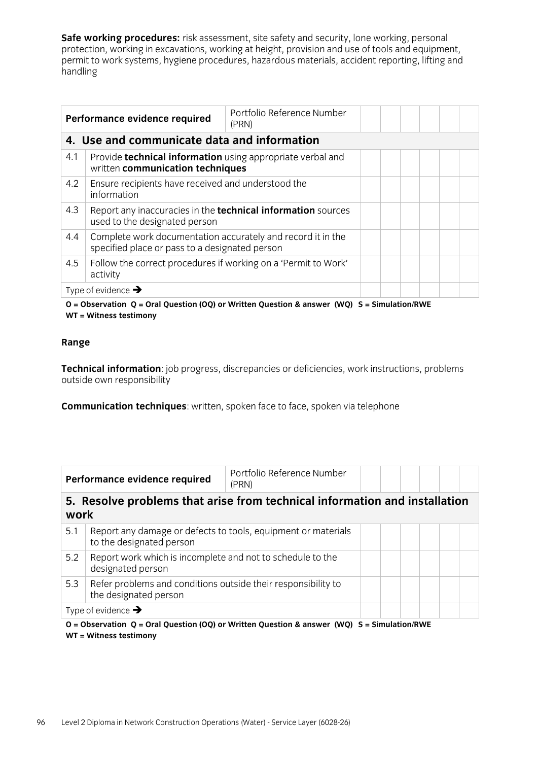**Safe working procedures:** risk assessment, site safety and security, lone working, personal protection, working in excavations, working at height, provision and use of tools and equipment, permit to work systems, hygiene procedures, hazardous materials, accident reporting, lifting and handling

| Performance evidence required | | Portfolio Reference Number (PRN) | | | | | | |
|---|---|---|---|---|---|---|---|---|
| **4. Use and communicate data and information** | | | | | | | | |
| 4.1 | Provide **technical information** using appropriate verbal and written **communication techniques** | | | | | | | |
| 4.2 | Ensure recipients have received and understood the information | | | | | | | |
| 4.3 | Report any inaccuracies in the **technical information** sources used to the designated person | | | | | | | |
| 4.4 | Complete work documentation accurately and record it in the specified place or pass to a designated person | | | | | | | |
| 4.5 | Follow the correct procedures if working on a 'Permit to Work' activity | | | | | | | |
| Type of evidence ➔ | | | | | | | | |

**O = Observation Q = Oral Question (OQ) or Written Question & answer (WQ) S = Simulation/RWE WT = Witness testimony**

**Range**

**Technical information**: job progress, discrepancies or deficiencies, work instructions, problems outside own responsibility

**Communication techniques**: written, spoken face to face, spoken via telephone

| Performance evidence required | | Portfolio Reference Number (PRN) | | | | | | |
|---|---|---|---|---|---|---|---|---|
| **5. Resolve problems that arise from technical information and installation work** | | | | | | | | |
| 5.1 | Report any damage or defects to tools, equipment or materials to the designated person | | | | | | | |
| 5.2 | Report work which is incomplete and not to schedule to the designated person | | | | | | | |
| 5.3 | Refer problems and conditions outside their responsibility to the designated person | | | | | | | |
| Type of evidence ➔ | | | | | | | | |

**O = Observation Q = Oral Question (OQ) or Written Question & answer (WQ) S = Simulation/RWE WT = Witness testimony**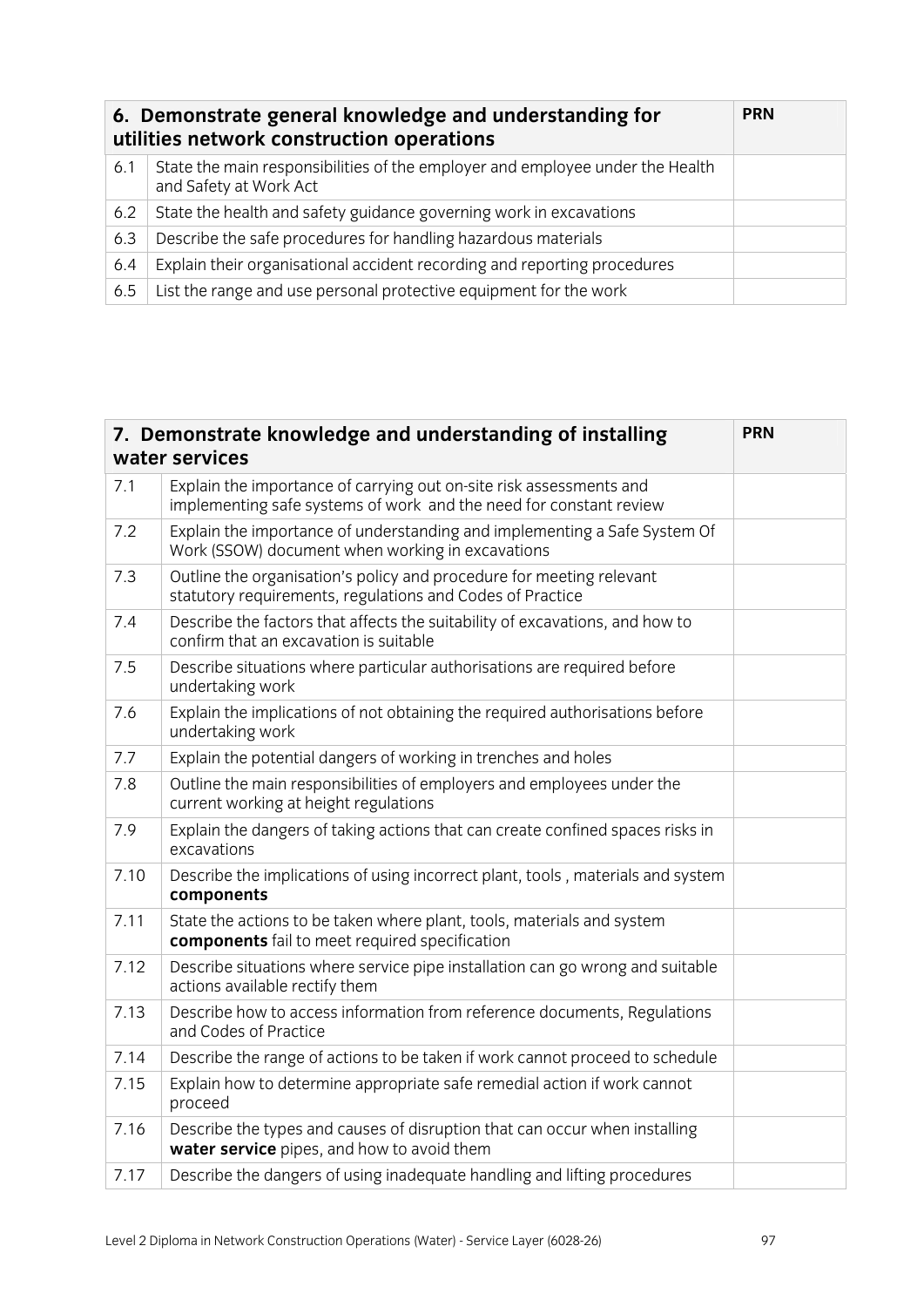| 6. Demonstrate general knowledge and understanding for utilities network construction operations | | PRN |
|---|---|---|
| 6.1 | State the main responsibilities of the employer and employee under the Health and Safety at Work Act | |
| 6.2 | State the health and safety guidance governing work in excavations | |
| 6.3 | Describe the safe procedures for handling hazardous materials | |
| 6.4 | Explain their organisational accident recording and reporting procedures | |
| 6.5 | List the range and use personal protective equipment for the work | |

| 7. Demonstrate knowledge and understanding of installing water services | | PRN |
|---|---|---|
| 7.1 | Explain the importance of carrying out on-site risk assessments and implementing safe systems of work and the need for constant review | |
| 7.2 | Explain the importance of understanding and implementing a Safe System Of Work (SSOW) document when working in excavations | |
| 7.3 | Outline the organisation's policy and procedure for meeting relevant statutory requirements, regulations and Codes of Practice | |
| 7.4 | Describe the factors that affects the suitability of excavations, and how to confirm that an excavation is suitable | |
| 7.5 | Describe situations where particular authorisations are required before undertaking work | |
| 7.6 | Explain the implications of not obtaining the required authorisations before undertaking work | |
| 7.7 | Explain the potential dangers of working in trenches and holes | |
| 7.8 | Outline the main responsibilities of employers and employees under the current working at height regulations | |
| 7.9 | Explain the dangers of taking actions that can create confined spaces risks in excavations | |
| 7.10 | Describe the implications of using incorrect plant, tools , materials and system **components** | |
| 7.11 | State the actions to be taken where plant, tools, materials and system **components** fail to meet required specification | |
| 7.12 | Describe situations where service pipe installation can go wrong and suitable actions available rectify them | |
| 7.13 | Describe how to access information from reference documents, Regulations and Codes of Practice | |
| 7.14 | Describe the range of actions to be taken if work cannot proceed to schedule | |
| 7.15 | Explain how to determine appropriate safe remedial action if work cannot proceed | |
| 7.16 | Describe the types and causes of disruption that can occur when installing **water service** pipes, and how to avoid them | |
| 7.17 | Describe the dangers of using inadequate handling and lifting procedures | |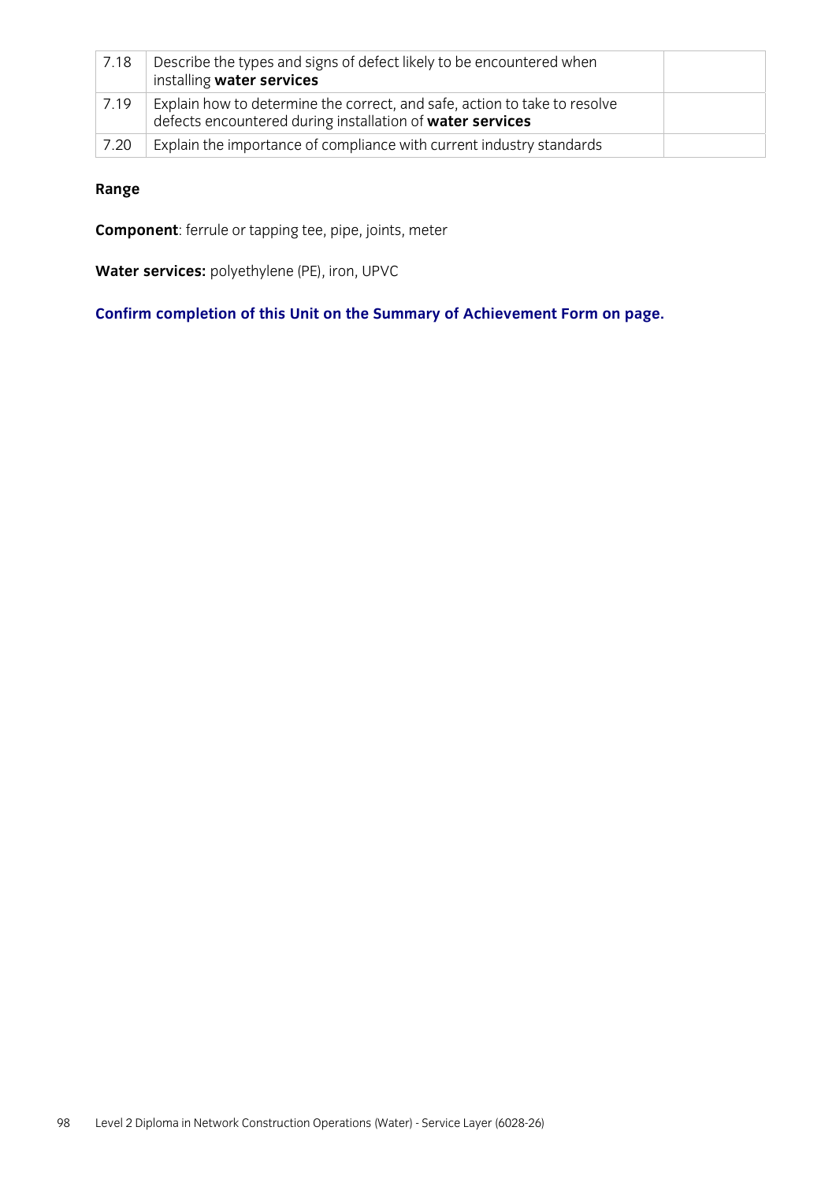| | | |
|---|---|---|
| 7.18 | Describe the types and signs of defect likely to be encountered when installing **water services** | |
| 7.19 | Explain how to determine the correct, and safe, action to take to resolve defects encountered during installation of **water services** | |
| 7.20 | Explain the importance of compliance with current industry standards | |

**Range**

**Component**: ferrule or tapping tee, pipe, joints, meter

**Water services:** polyethylene (PE), iron, UPVC

**Confirm completion of this Unit on the Summary of Achievement Form on page.**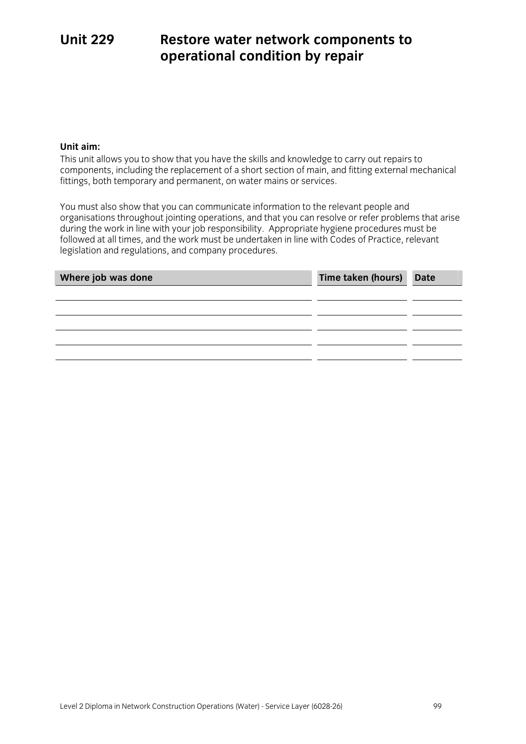# Unit 229 Restore water network components to operational condition by repair

**Unit aim:**

This unit allows you to show that you have the skills and knowledge to carry out repairs to components, including the replacement of a short section of main, and fitting external mechanical fittings, both temporary and permanent, on water mains or services.

You must also show that you can communicate information to the relevant people and organisations throughout jointing operations, and that you can resolve or refer problems that arise during the work in line with your job responsibility. Appropriate hygiene procedures must be followed at all times, and the work must be undertaken in line with Codes of Practice, relevant legislation and regulations, and company procedures.

| Where job was done | Time taken (hours) | Date |
|---|---|---|
| | | |
| | | |
| | | |
| | | |
| | | |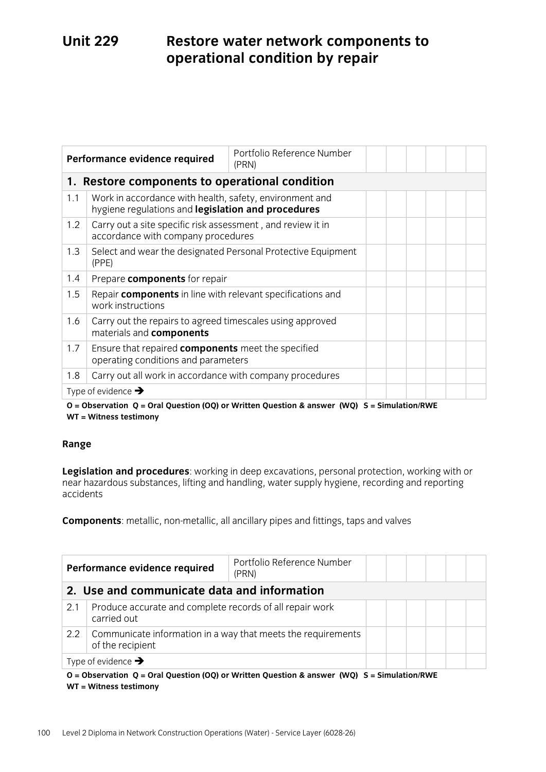# Unit 229 Restore water network components to operational condition by repair

| Performance evidence required | | Portfolio Reference Number (PRN) | | | | | | |
|---|---|---|---|---|---|---|---|---|
| **1. Restore components to operational condition** | | | | | | | | |
| 1.1 | Work in accordance with health, safety, environment and hygiene regulations and **legislation and procedures** | | | | | | | |
| 1.2 | Carry out a site specific risk assessment , and review it in accordance with company procedures | | | | | | | |
| 1.3 | Select and wear the designated Personal Protective Equipment (PPE) | | | | | | | |
| 1.4 | Prepare **components** for repair | | | | | | | |
| 1.5 | Repair **components** in line with relevant specifications and work instructions | | | | | | | |
| 1.6 | Carry out the repairs to agreed timescales using approved materials and **components** | | | | | | | |
| 1.7 | Ensure that repaired **components** meet the specified operating conditions and parameters | | | | | | | |
| 1.8 | Carry out all work in accordance with company procedures | | | | | | | |
| Type of evidence → | | | | | | | | |

**O = Observation Q = Oral Question (OQ) or Written Question & answer (WQ) S = Simulation/RWE WT = Witness testimony**

**Range**

**Legislation and procedures**: working in deep excavations, personal protection, working with or near hazardous substances, lifting and handling, water supply hygiene, recording and reporting accidents

**Components**: metallic, non-metallic, all ancillary pipes and fittings, taps and valves

| Performance evidence required | | Portfolio Reference Number (PRN) | | | | | | |
|---|---|---|---|---|---|---|---|---|
| **2. Use and communicate data and information** | | | | | | | | |
| 2.1 | Produce accurate and complete records of all repair work carried out | | | | | | | |
| 2.2 | Communicate information in a way that meets the requirements of the recipient | | | | | | | |
| Type of evidence → | | | | | | | | |

**O = Observation Q = Oral Question (OQ) or Written Question & answer (WQ) S = Simulation/RWE WT = Witness testimony**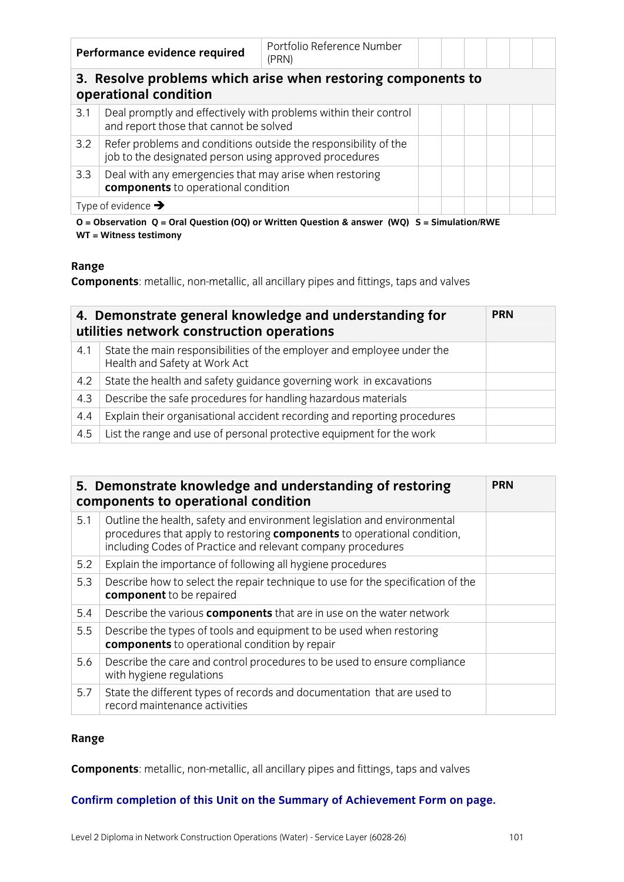| Performance evidence required | | Portfolio Reference Number (PRN) | | | | | | |
|---|---|---|---|---|---|---|---|---|
| **3. Resolve problems which arise when restoring components to operational condition** | | | | | | | | |
| 3.1 | Deal promptly and effectively with problems within their control and report those that cannot be solved | | | | | | | |
| 3.2 | Refer problems and conditions outside the responsibility of the job to the designated person using approved procedures | | | | | | | |
| 3.3 | Deal with any emergencies that may arise when restoring **components** to operational condition | | | | | | | |
| Type of evidence ➔ | | | | | | | | |

**O = Observation Q = Oral Question (OQ) or Written Question & answer (WQ) S = Simulation/RWE WT = Witness testimony**

**Range**

**Components**: metallic, non-metallic, all ancillary pipes and fittings, taps and valves

| **4. Demonstrate general knowledge and understanding for utilities network construction operations** | | **PRN** |
|---|---|---|
| 4.1 | State the main responsibilities of the employer and employee under the Health and Safety at Work Act | |
| 4.2 | State the health and safety guidance governing work in excavations | |
| 4.3 | Describe the safe procedures for handling hazardous materials | |
| 4.4 | Explain their organisational accident recording and reporting procedures | |
| 4.5 | List the range and use of personal protective equipment for the work | |

| **5. Demonstrate knowledge and understanding of restoring components to operational condition** | | **PRN** |
|---|---|---|
| 5.1 | Outline the health, safety and environment legislation and environmental procedures that apply to restoring **components** to operational condition, including Codes of Practice and relevant company procedures | |
| 5.2 | Explain the importance of following all hygiene procedures | |
| 5.3 | Describe how to select the repair technique to use for the specification of the **component** to be repaired | |
| 5.4 | Describe the various **components** that are in use on the water network | |
| 5.5 | Describe the types of tools and equipment to be used when restoring **components** to operational condition by repair | |
| 5.6 | Describe the care and control procedures to be used to ensure compliance with hygiene regulations | |
| 5.7 | State the different types of records and documentation that are used to record maintenance activities | |

**Range**

**Components**: metallic, non-metallic, all ancillary pipes and fittings, taps and valves

**Confirm completion of this Unit on the Summary of Achievement Form on page.**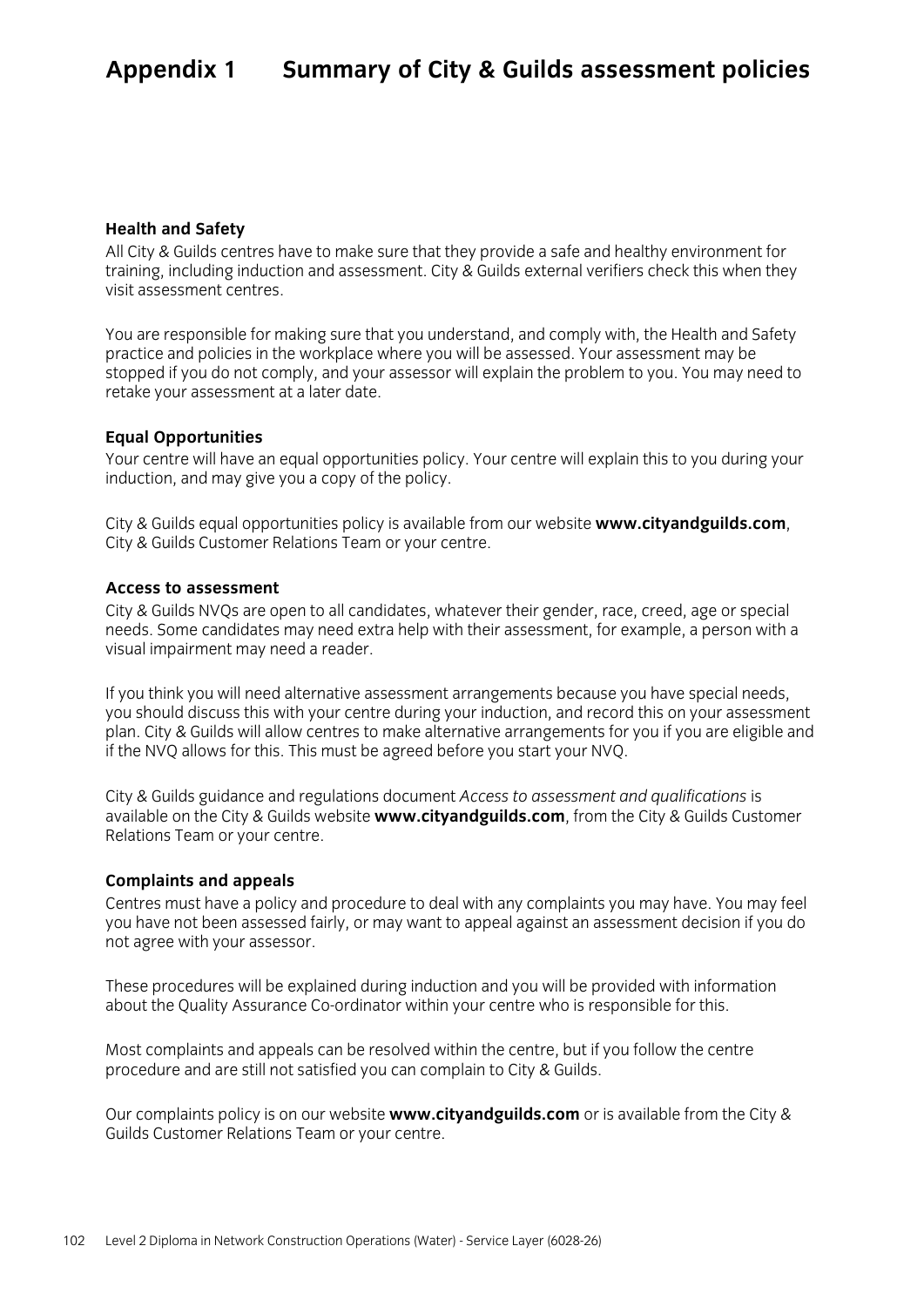# Appendix 1 Summary of City & Guilds assessment policies

**Health and Safety**

All City & Guilds centres have to make sure that they provide a safe and healthy environment for training, including induction and assessment. City & Guilds external verifiers check this when they visit assessment centres.

You are responsible for making sure that you understand, and comply with, the Health and Safety practice and policies in the workplace where you will be assessed. Your assessment may be stopped if you do not comply, and your assessor will explain the problem to you. You may need to retake your assessment at a later date.

**Equal Opportunities**

Your centre will have an equal opportunities policy. Your centre will explain this to you during your induction, and may give you a copy of the policy.

City & Guilds equal opportunities policy is available from our website **www.cityandguilds.com**, City & Guilds Customer Relations Team or your centre.

**Access to assessment**

City & Guilds NVQs are open to all candidates, whatever their gender, race, creed, age or special needs. Some candidates may need extra help with their assessment, for example, a person with a visual impairment may need a reader.

If you think you will need alternative assessment arrangements because you have special needs, you should discuss this with your centre during your induction, and record this on your assessment plan. City & Guilds will allow centres to make alternative arrangements for you if you are eligible and if the NVQ allows for this. This must be agreed before you start your NVQ.

City & Guilds guidance and regulations document *Access to assessment and qualifications* is available on the City & Guilds website **www.cityandguilds.com**, from the City & Guilds Customer Relations Team or your centre.

**Complaints and appeals**

Centres must have a policy and procedure to deal with any complaints you may have. You may feel you have not been assessed fairly, or may want to appeal against an assessment decision if you do not agree with your assessor.

These procedures will be explained during induction and you will be provided with information about the Quality Assurance Co-ordinator within your centre who is responsible for this.

Most complaints and appeals can be resolved within the centre, but if you follow the centre procedure and are still not satisfied you can complain to City & Guilds.

Our complaints policy is on our website **www.cityandguilds.com** or is available from the City & Guilds Customer Relations Team or your centre.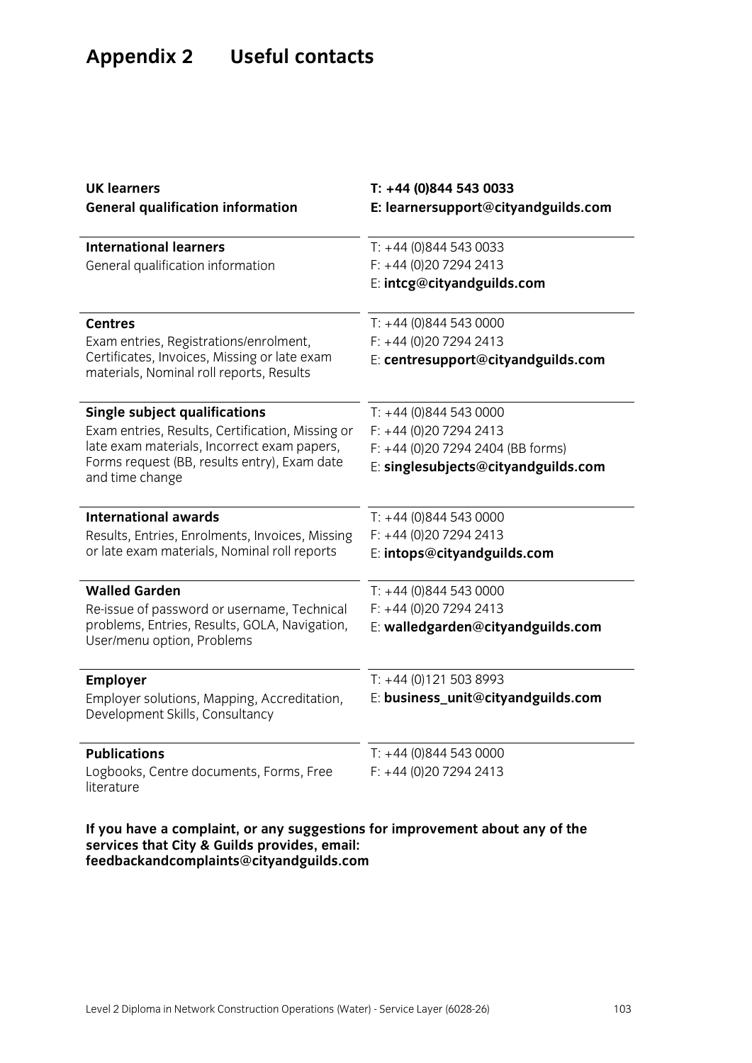# Appendix 2 Useful contacts

| | |
|---|---|
| **UK learners**<br>**General qualification information** | **T: +44 (0)844 543 0033**<br>**E: learnersupport@cityandguilds.com** |
| **International learners**<br>General qualification information | T: +44 (0)844 543 0033<br>F: +44 (0)20 7294 2413<br>E: **intcg@cityandguilds.com** |
| **Centres**<br>Exam entries, Registrations/enrolment, Certificates, Invoices, Missing or late exam materials, Nominal roll reports, Results | T: +44 (0)844 543 0000<br>F: +44 (0)20 7294 2413<br>E: **centresupport@cityandguilds.com** |
| **Single subject qualifications**<br>Exam entries, Results, Certification, Missing or late exam materials, Incorrect exam papers, Forms request (BB, results entry), Exam date and time change | T: +44 (0)844 543 0000<br>F: +44 (0)20 7294 2413<br>F: +44 (0)20 7294 2404 (BB forms)<br>E: **singlesubjects@cityandguilds.com** |
| **International awards**<br>Results, Entries, Enrolments, Invoices, Missing or late exam materials, Nominal roll reports | T: +44 (0)844 543 0000<br>F: +44 (0)20 7294 2413<br>E: **intops@cityandguilds.com** |
| **Walled Garden**<br>Re-issue of password or username, Technical problems, Entries, Results, GOLA, Navigation, User/menu option, Problems | T: +44 (0)844 543 0000<br>F: +44 (0)20 7294 2413<br>E: **walledgarden@cityandguilds.com** |
| **Employer**<br>Employer solutions, Mapping, Accreditation, Development Skills, Consultancy | T: +44 (0)121 503 8993<br>E: **business_unit@cityandguilds.com** |
| **Publications**<br>Logbooks, Centre documents, Forms, Free literature | T: +44 (0)844 543 0000<br>F: +44 (0)20 7294 2413 |

**If you have a complaint, or any suggestions for improvement about any of the services that City & Guilds provides, email: feedbackandcomplaints@cityandguilds.com**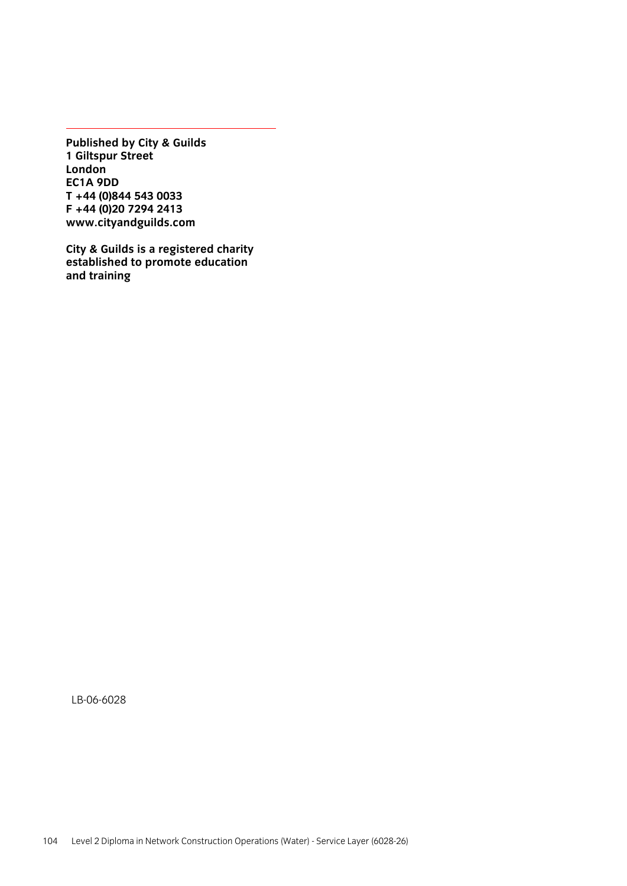**Published by City & Guilds**
**1 Giltspur Street**
**London**
**EC1A 9DD**
**T +44 (0)844 543 0033**
**F +44 (0)20 7294 2413**
**www.cityandguilds.com**

**City & Guilds is a registered charity established to promote education and training**

LB-06-6028